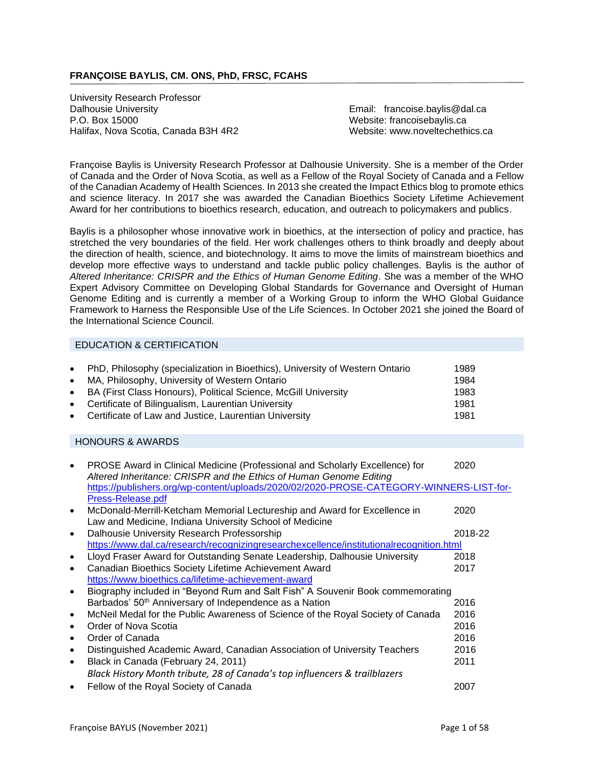**FRANÇOISE BAYLIS, CM. ONS, PhD, FRSC, FCAHS**

University Research Professor
Dalhousie University
P.O. Box 15000
Halifax, Nova Scotia, Canada B3H 4R2

Email: francoise.baylis@dal.ca
Website: francoisebaylis.ca
Website: www.noveltechethics.ca

Françoise Baylis is University Research Professor at Dalhousie University. She is a member of the Order of Canada and the Order of Nova Scotia, as well as a Fellow of the Royal Society of Canada and a Fellow of the Canadian Academy of Health Sciences. In 2013 she created the Impact Ethics blog to promote ethics and science literacy. In 2017 she was awarded the Canadian Bioethics Society Lifetime Achievement Award for her contributions to bioethics research, education, and outreach to policymakers and publics.

Baylis is a philosopher whose innovative work in bioethics, at the intersection of policy and practice, has stretched the very boundaries of the field. Her work challenges others to think broadly and deeply about the direction of health, science, and biotechnology. It aims to move the limits of mainstream bioethics and develop more effective ways to understand and tackle public policy challenges. Baylis is the author of *Altered Inheritance: CRISPR and the Ethics of Human Genome Editing*. She was a member of the WHO Expert Advisory Committee on Developing Global Standards for Governance and Oversight of Human Genome Editing and is currently a member of a Working Group to inform the WHO Global Guidance Framework to Harness the Responsible Use of the Life Sciences. In October 2021 she joined the Board of the International Science Council.

## EDUCATION & CERTIFICATION

- PhD, Philosophy (specialization in Bioethics), University of Western Ontario — 1989
- MA, Philosophy, University of Western Ontario — 1984
- BA (First Class Honours), Political Science, McGill University — 1983
- Certificate of Bilingualism, Laurentian University — 1981
- Certificate of Law and Justice, Laurentian University — 1981

## HONOURS & AWARDS

- PROSE Award in Clinical Medicine (Professional and Scholarly Excellence) for *Altered Inheritance: CRISPR and the Ethics of Human Genome Editing* — 2020
  https://publishers.org/wp-content/uploads/2020/02/2020-PROSE-CATEGORY-WINNERS-LIST-for-Press-Release.pdf
- McDonald-Merrill-Ketcham Memorial Lectureship and Award for Excellence in Law and Medicine, Indiana University School of Medicine — 2020
- Dalhousie University Research Professorship — 2018-22
  https://www.dal.ca/research/recognizingresearchexcellence/institutionalrecognition.html
- Lloyd Fraser Award for Outstanding Senate Leadership, Dalhousie University — 2018
- Canadian Bioethics Society Lifetime Achievement Award — 2017
  https://www.bioethics.ca/lifetime-achievement-award
- Biography included in "Beyond Rum and Salt Fish" A Souvenir Book commemorating Barbados' 50th Anniversary of Independence as a Nation — 2016
- McNeil Medal for the Public Awareness of Science of the Royal Society of Canada — 2016
- Order of Nova Scotia — 2016
- Order of Canada — 2016
- Distinguished Academic Award, Canadian Association of University Teachers — 2016
- Black in Canada (February 24, 2011) — 2011
  *Black History Month tribute, 28 of Canada's top influencers & trailblazers*
- Fellow of the Royal Society of Canada — 2007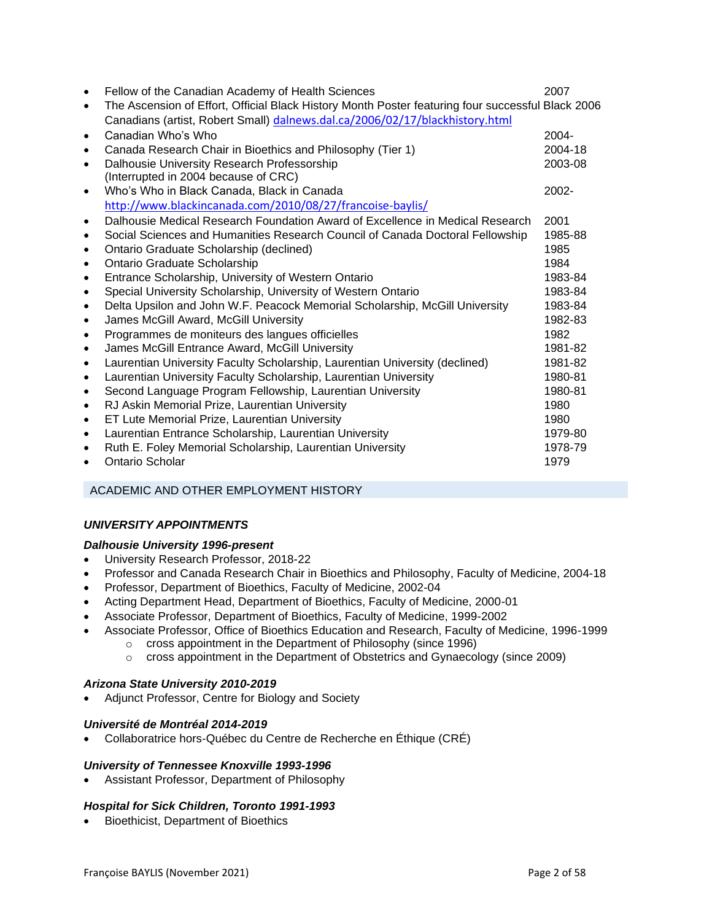- Fellow of the Canadian Academy of Health Sciences 2007
- The Ascension of Effort, Official Black History Month Poster featuring four successful Black Canadians (artist, Robert Small) dalnews.dal.ca/2006/02/17/blackhistory.html 2006
- Canadian Who's Who 2004-
- Canada Research Chair in Bioethics and Philosophy (Tier 1) 2004-18
- Dalhousie University Research Professorship (Interrupted in 2004 because of CRC) 2003-08
- Who's Who in Black Canada, Black in Canada http://www.blackincanada.com/2010/08/27/francoise-baylis/ 2002-
- Dalhousie Medical Research Foundation Award of Excellence in Medical Research 2001
- Social Sciences and Humanities Research Council of Canada Doctoral Fellowship 1985-88
- Ontario Graduate Scholarship (declined) 1985
- Ontario Graduate Scholarship 1984
- Entrance Scholarship, University of Western Ontario 1983-84
- Special University Scholarship, University of Western Ontario 1983-84
- Delta Upsilon and John W.F. Peacock Memorial Scholarship, McGill University 1983-84
- James McGill Award, McGill University 1982-83
- Programmes de moniteurs des langues officielles 1982
- James McGill Entrance Award, McGill University 1981-82
- Laurentian University Faculty Scholarship, Laurentian University (declined) 1981-82
- Laurentian University Faculty Scholarship, Laurentian University 1980-81
- Second Language Program Fellowship, Laurentian University 1980-81
- RJ Askin Memorial Prize, Laurentian University 1980
- ET Lute Memorial Prize, Laurentian University 1980
- Laurentian Entrance Scholarship, Laurentian University 1979-80
- Ruth E. Foley Memorial Scholarship, Laurentian University 1978-79
- Ontario Scholar 1979

## ACADEMIC AND OTHER EMPLOYMENT HISTORY

### *UNIVERSITY APPOINTMENTS*

#### *Dalhousie University 1996-present*

- University Research Professor, 2018-22
- Professor and Canada Research Chair in Bioethics and Philosophy, Faculty of Medicine, 2004-18
- Professor, Department of Bioethics, Faculty of Medicine, 2002-04
- Acting Department Head, Department of Bioethics, Faculty of Medicine, 2000-01
- Associate Professor, Department of Bioethics, Faculty of Medicine, 1999-2002
- Associate Professor, Office of Bioethics Education and Research, Faculty of Medicine, 1996-1999
    - cross appointment in the Department of Philosophy (since 1996)
    - cross appointment in the Department of Obstetrics and Gynaecology (since 2009)

#### *Arizona State University 2010-2019*

- Adjunct Professor, Centre for Biology and Society

#### *Université de Montréal 2014-2019*

- Collaboratrice hors-Québec du Centre de Recherche en Éthique (CRÉ)

#### *University of Tennessee Knoxville 1993-1996*

- Assistant Professor, Department of Philosophy

#### *Hospital for Sick Children, Toronto 1991-1993*

- Bioethicist, Department of Bioethics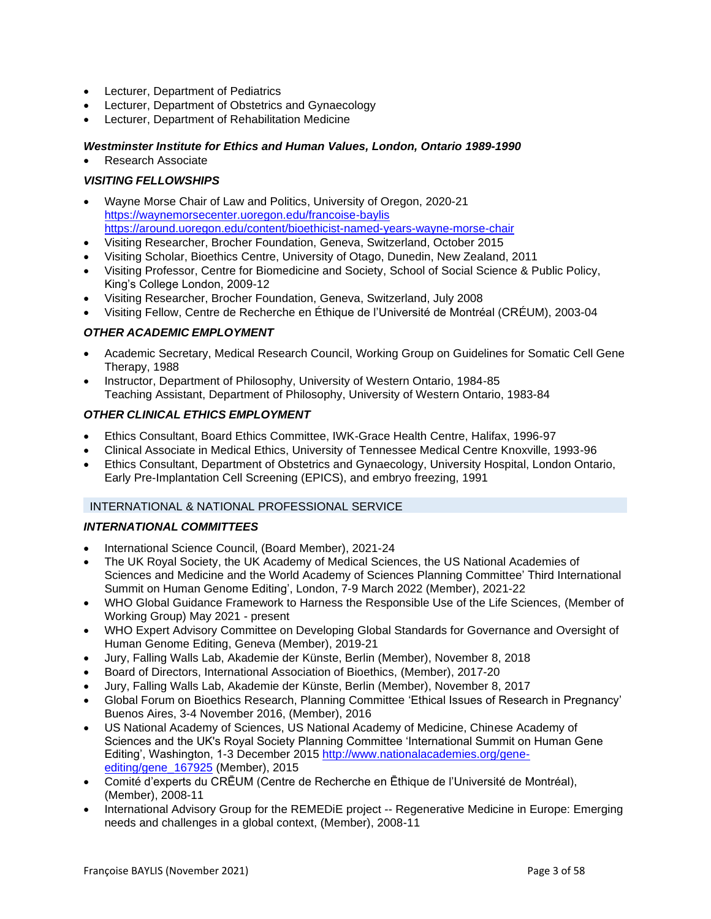- Lecturer, Department of Pediatrics
- Lecturer, Department of Obstetrics and Gynaecology
- Lecturer, Department of Rehabilitation Medicine

***Westminster Institute for Ethics and Human Values, London, Ontario 1989-1990***

- Research Associate

***VISITING FELLOWSHIPS***

- Wayne Morse Chair of Law and Politics, University of Oregon, 2020-21 https://waynemorsecenter.uoregon.edu/francoise-baylis https://around.uoregon.edu/content/bioethicist-named-years-wayne-morse-chair
- Visiting Researcher, Brocher Foundation, Geneva, Switzerland, October 2015
- Visiting Scholar, Bioethics Centre, University of Otago, Dunedin, New Zealand, 2011
- Visiting Professor, Centre for Biomedicine and Society, School of Social Science & Public Policy, King's College London, 2009-12
- Visiting Researcher, Brocher Foundation, Geneva, Switzerland, July 2008
- Visiting Fellow, Centre de Recherche en Éthique de l'Université de Montréal (CRÉUM), 2003-04

***OTHER ACADEMIC EMPLOYMENT***

- Academic Secretary, Medical Research Council, Working Group on Guidelines for Somatic Cell Gene Therapy, 1988
- Instructor, Department of Philosophy, University of Western Ontario, 1984-85
  Teaching Assistant, Department of Philosophy, University of Western Ontario, 1983-84

***OTHER CLINICAL ETHICS EMPLOYMENT***

- Ethics Consultant, Board Ethics Committee, IWK-Grace Health Centre, Halifax, 1996-97
- Clinical Associate in Medical Ethics, University of Tennessee Medical Centre Knoxville, 1993-96
- Ethics Consultant, Department of Obstetrics and Gynaecology, University Hospital, London Ontario, Early Pre-Implantation Cell Screening (EPICS), and embryo freezing, 1991

## INTERNATIONAL & NATIONAL PROFESSIONAL SERVICE

***INTERNATIONAL COMMITTEES***

- International Science Council, (Board Member), 2021-24
- The UK Royal Society, the UK Academy of Medical Sciences, the US National Academies of Sciences and Medicine and the World Academy of Sciences Planning Committee' Third International Summit on Human Genome Editing', London, 7-9 March 2022 (Member), 2021-22
- WHO Global Guidance Framework to Harness the Responsible Use of the Life Sciences, (Member of Working Group) May 2021 - present
- WHO Expert Advisory Committee on Developing Global Standards for Governance and Oversight of Human Genome Editing, Geneva (Member), 2019-21
- Jury, Falling Walls Lab, Akademie der Künste, Berlin (Member), November 8, 2018
- Board of Directors, International Association of Bioethics, (Member), 2017-20
- Jury, Falling Walls Lab, Akademie der Künste, Berlin (Member), November 8, 2017
- Global Forum on Bioethics Research, Planning Committee 'Ethical Issues of Research in Pregnancy' Buenos Aires, 3-4 November 2016, (Member), 2016
- US National Academy of Sciences, US National Academy of Medicine, Chinese Academy of Sciences and the UK's Royal Society Planning Committee 'International Summit on Human Gene Editing', Washington, 1-3 December 2015 http://www.nationalacademies.org/gene-editing/gene_167925 (Member), 2015
- Comité d'experts du CRĒUM (Centre de Recherche en Ēthique de l'Université de Montréal), (Member), 2008-11
- International Advisory Group for the REMEDiE project -- Regenerative Medicine in Europe: Emerging needs and challenges in a global context, (Member), 2008-11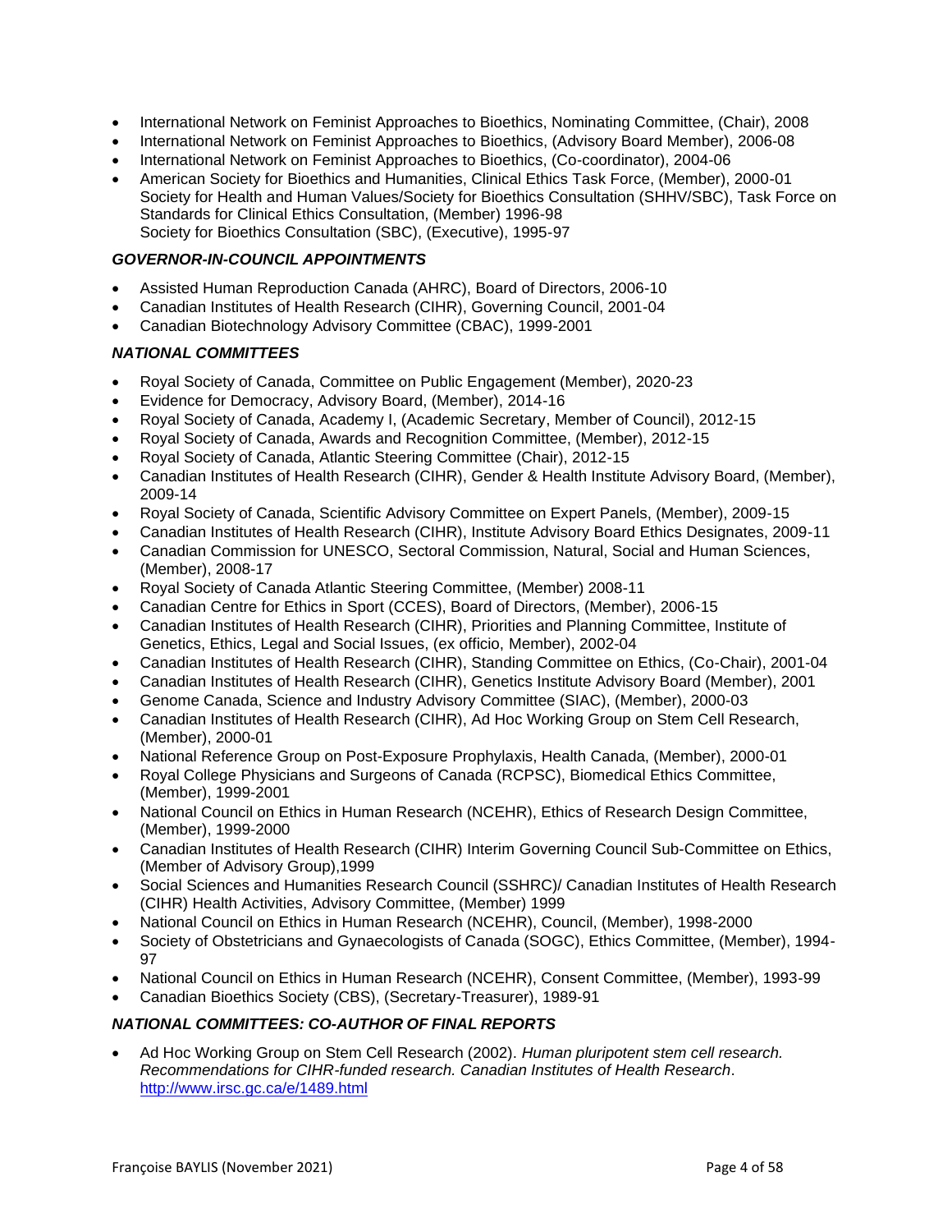- International Network on Feminist Approaches to Bioethics, Nominating Committee, (Chair), 2008
- International Network on Feminist Approaches to Bioethics, (Advisory Board Member), 2006-08
- International Network on Feminist Approaches to Bioethics, (Co-coordinator), 2004-06
- American Society for Bioethics and Humanities, Clinical Ethics Task Force, (Member), 2000-01
  Society for Health and Human Values/Society for Bioethics Consultation (SHHV/SBC), Task Force on Standards for Clinical Ethics Consultation, (Member) 1996-98
  Society for Bioethics Consultation (SBC), (Executive), 1995-97

### *GOVERNOR-IN-COUNCIL APPOINTMENTS*

- Assisted Human Reproduction Canada (AHRC), Board of Directors, 2006-10
- Canadian Institutes of Health Research (CIHR), Governing Council, 2001-04
- Canadian Biotechnology Advisory Committee (CBAC), 1999-2001

### *NATIONAL COMMITTEES*

- Royal Society of Canada, Committee on Public Engagement (Member), 2020-23
- Evidence for Democracy, Advisory Board, (Member), 2014-16
- Royal Society of Canada, Academy I, (Academic Secretary, Member of Council), 2012-15
- Royal Society of Canada, Awards and Recognition Committee, (Member), 2012-15
- Royal Society of Canada, Atlantic Steering Committee (Chair), 2012-15
- Canadian Institutes of Health Research (CIHR), Gender & Health Institute Advisory Board, (Member), 2009-14
- Royal Society of Canada, Scientific Advisory Committee on Expert Panels, (Member), 2009-15
- Canadian Institutes of Health Research (CIHR), Institute Advisory Board Ethics Designates, 2009-11
- Canadian Commission for UNESCO, Sectoral Commission, Natural, Social and Human Sciences, (Member), 2008-17
- Royal Society of Canada Atlantic Steering Committee, (Member) 2008-11
- Canadian Centre for Ethics in Sport (CCES), Board of Directors, (Member), 2006-15
- Canadian Institutes of Health Research (CIHR), Priorities and Planning Committee, Institute of Genetics, Ethics, Legal and Social Issues, (ex officio, Member), 2002-04
- Canadian Institutes of Health Research (CIHR), Standing Committee on Ethics, (Co-Chair), 2001-04
- Canadian Institutes of Health Research (CIHR), Genetics Institute Advisory Board (Member), 2001
- Genome Canada, Science and Industry Advisory Committee (SIAC), (Member), 2000-03
- Canadian Institutes of Health Research (CIHR), Ad Hoc Working Group on Stem Cell Research, (Member), 2000-01
- National Reference Group on Post-Exposure Prophylaxis, Health Canada, (Member), 2000-01
- Royal College Physicians and Surgeons of Canada (RCPSC), Biomedical Ethics Committee, (Member), 1999-2001
- National Council on Ethics in Human Research (NCEHR), Ethics of Research Design Committee, (Member), 1999-2000
- Canadian Institutes of Health Research (CIHR) Interim Governing Council Sub-Committee on Ethics, (Member of Advisory Group),1999
- Social Sciences and Humanities Research Council (SSHRC)/ Canadian Institutes of Health Research (CIHR) Health Activities, Advisory Committee, (Member) 1999
- National Council on Ethics in Human Research (NCEHR), Council, (Member), 1998-2000
- Society of Obstetricians and Gynaecologists of Canada (SOGC), Ethics Committee, (Member), 1994-97
- National Council on Ethics in Human Research (NCEHR), Consent Committee, (Member), 1993-99
- Canadian Bioethics Society (CBS), (Secretary-Treasurer), 1989-91

### *NATIONAL COMMITTEES: CO-AUTHOR OF FINAL REPORTS*

- Ad Hoc Working Group on Stem Cell Research (2002). *Human pluripotent stem cell research. Recommendations for CIHR-funded research. Canadian Institutes of Health Research*. http://www.irsc.gc.ca/e/1489.html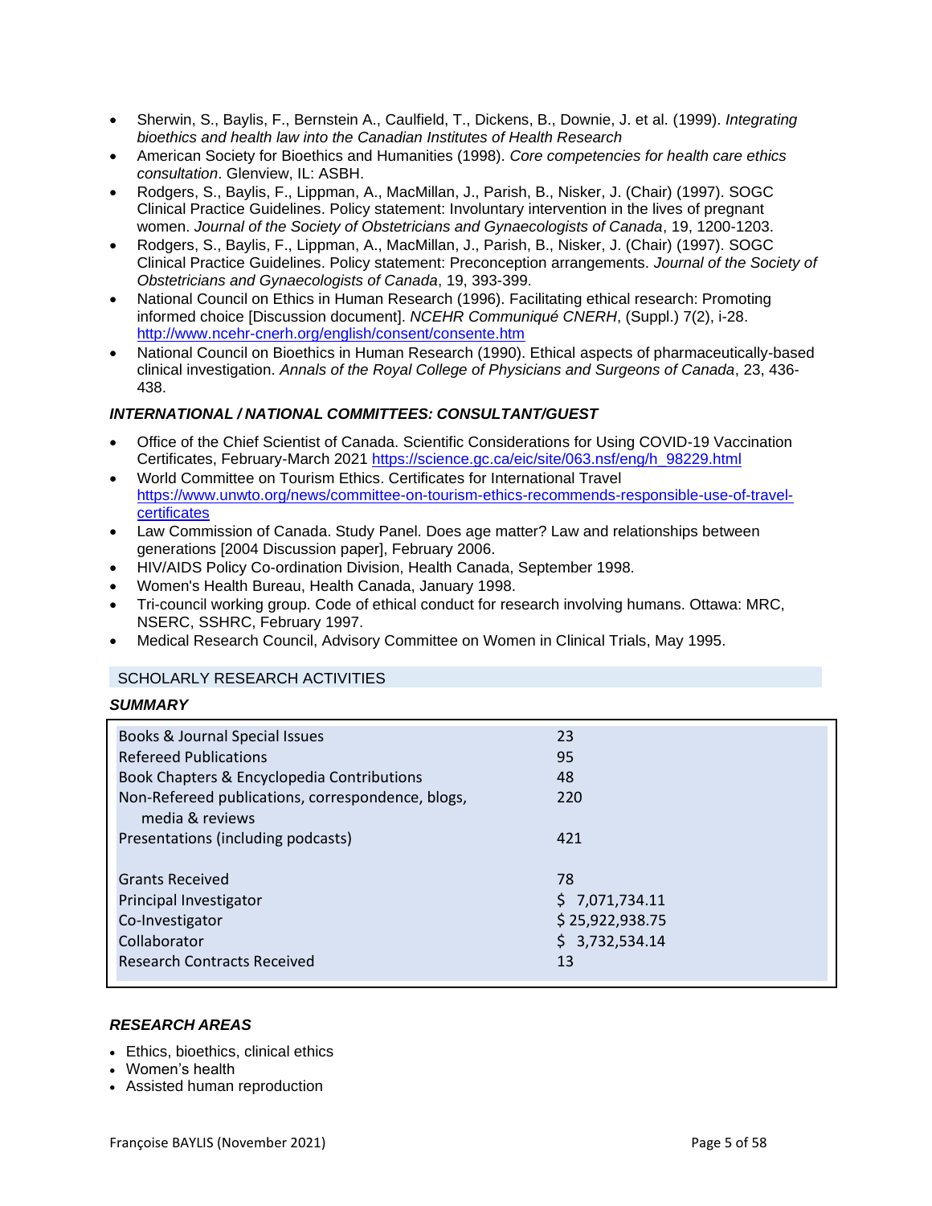- Sherwin, S., Baylis, F., Bernstein A., Caulfield, T., Dickens, B., Downie, J. et al. (1999). *Integrating bioethics and health law into the Canadian Institutes of Health Research*
- American Society for Bioethics and Humanities (1998). *Core competencies for health care ethics consultation*. Glenview, IL: ASBH.
- Rodgers, S., Baylis, F., Lippman, A., MacMillan, J., Parish, B., Nisker, J. (Chair) (1997). SOGC Clinical Practice Guidelines. Policy statement: Involuntary intervention in the lives of pregnant women. *Journal of the Society of Obstetricians and Gynaecologists of Canada*, 19, 1200-1203.
- Rodgers, S., Baylis, F., Lippman, A., MacMillan, J., Parish, B., Nisker, J. (Chair) (1997). SOGC Clinical Practice Guidelines. Policy statement: Preconception arrangements. *Journal of the Society of Obstetricians and Gynaecologists of Canada*, 19, 393-399.
- National Council on Ethics in Human Research (1996). Facilitating ethical research: Promoting informed choice [Discussion document]. *NCEHR Communiqué CNERH*, (Suppl.) 7(2), i-28. http://www.ncehr-cnerh.org/english/consent/consente.htm
- National Council on Bioethics in Human Research (1990). Ethical aspects of pharmaceutically-based clinical investigation. *Annals of the Royal College of Physicians and Surgeons of Canada*, 23, 436-438.

### *INTERNATIONAL / NATIONAL COMMITTEES: CONSULTANT/GUEST*

- Office of the Chief Scientist of Canada. Scientific Considerations for Using COVID-19 Vaccination Certificates, February-March 2021 https://science.gc.ca/eic/site/063.nsf/eng/h_98229.html
- World Committee on Tourism Ethics. Certificates for International Travel https://www.unwto.org/news/committee-on-tourism-ethics-recommends-responsible-use-of-travel-certificates
- Law Commission of Canada. Study Panel. Does age matter? Law and relationships between generations [2004 Discussion paper], February 2006.
- HIV/AIDS Policy Co-ordination Division, Health Canada, September 1998.
- Women's Health Bureau, Health Canada, January 1998.
- Tri-council working group. Code of ethical conduct for research involving humans. Ottawa: MRC, NSERC, SSHRC, February 1997.
- Medical Research Council, Advisory Committee on Women in Clinical Trials, May 1995.

## SCHOLARLY RESEARCH ACTIVITIES

### *SUMMARY*

| | |
|---|---|
| Books & Journal Special Issues | 23 |
| Refereed Publications | 95 |
| Book Chapters & Encyclopedia Contributions | 48 |
| Non-Refereed publications, correspondence, blogs, media & reviews | 220 |
| Presentations (including podcasts) | 421 |
| Grants Received | 78 |
| Principal Investigator | $ 7,071,734.11 |
| Co-Investigator | $ 25,922,938.75 |
| Collaborator | $ 3,732,534.14 |
| Research Contracts Received | 13 |

### *RESEARCH AREAS*

- Ethics, bioethics, clinical ethics
- Women's health
- Assisted human reproduction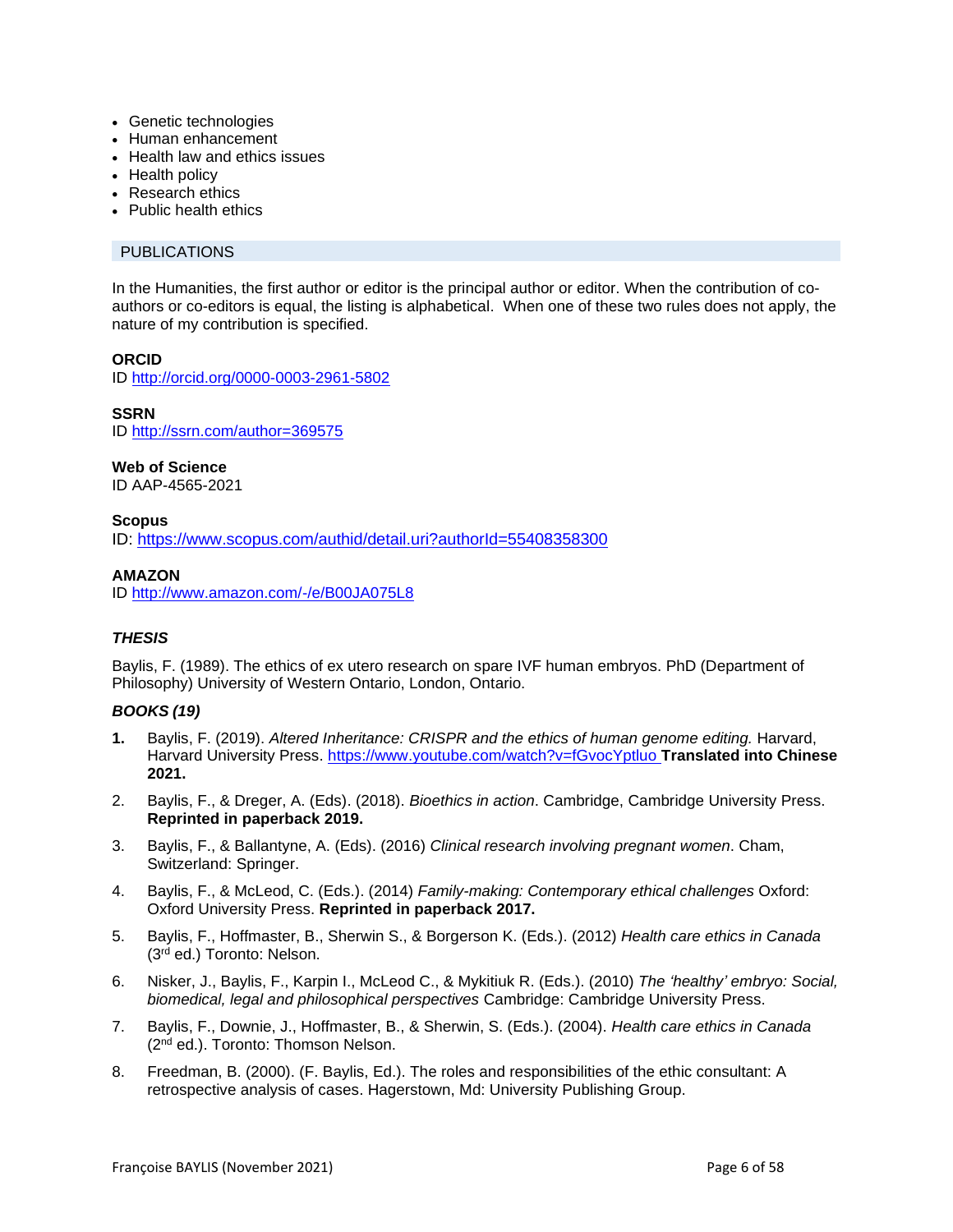- Genetic technologies
- Human enhancement
- Health law and ethics issues
- Health policy
- Research ethics
- Public health ethics

## PUBLICATIONS

In the Humanities, the first author or editor is the principal author or editor. When the contribution of co-authors or co-editors is equal, the listing is alphabetical. When one of these two rules does not apply, the nature of my contribution is specified.

**ORCID**
ID http://orcid.org/0000-0003-2961-5802

**SSRN**
ID http://ssrn.com/author=369575

**Web of Science**
ID AAP-4565-2021

**Scopus**
ID: https://www.scopus.com/authid/detail.uri?authorId=55408358300

**AMAZON**
ID http://www.amazon.com/-/e/B00JA075L8

### *THESIS*

Baylis, F. (1989). The ethics of ex utero research on spare IVF human embryos. PhD (Department of Philosophy) University of Western Ontario, London, Ontario.

### *BOOKS (19)*

**1.** Baylis, F. (2019). *Altered Inheritance: CRISPR and the ethics of human genome editing.* Harvard, Harvard University Press. https://www.youtube.com/watch?v=fGvocYptluo **Translated into Chinese 2021.**

2. Baylis, F., & Dreger, A. (Eds). (2018). *Bioethics in action*. Cambridge, Cambridge University Press. **Reprinted in paperback 2019.**

3. Baylis, F., & Ballantyne, A. (Eds). (2016) *Clinical research involving pregnant women*. Cham, Switzerland: Springer.

4. Baylis, F., & McLeod, C. (Eds.). (2014) *Family-making: Contemporary ethical challenges* Oxford: Oxford University Press. **Reprinted in paperback 2017.**

5. Baylis, F., Hoffmaster, B., Sherwin S., & Borgerson K. (Eds.). (2012) *Health care ethics in Canada* (3rd ed.) Toronto: Nelson.

6. Nisker, J., Baylis, F., Karpin I., McLeod C., & Mykitiuk R. (Eds.). (2010) *The 'healthy' embryo: Social, biomedical, legal and philosophical perspectives* Cambridge: Cambridge University Press.

7. Baylis, F., Downie, J., Hoffmaster, B., & Sherwin, S. (Eds.). (2004). *Health care ethics in Canada* (2nd ed.). Toronto: Thomson Nelson.

8. Freedman, B. (2000). (F. Baylis, Ed.). The roles and responsibilities of the ethic consultant: A retrospective analysis of cases. Hagerstown, Md: University Publishing Group.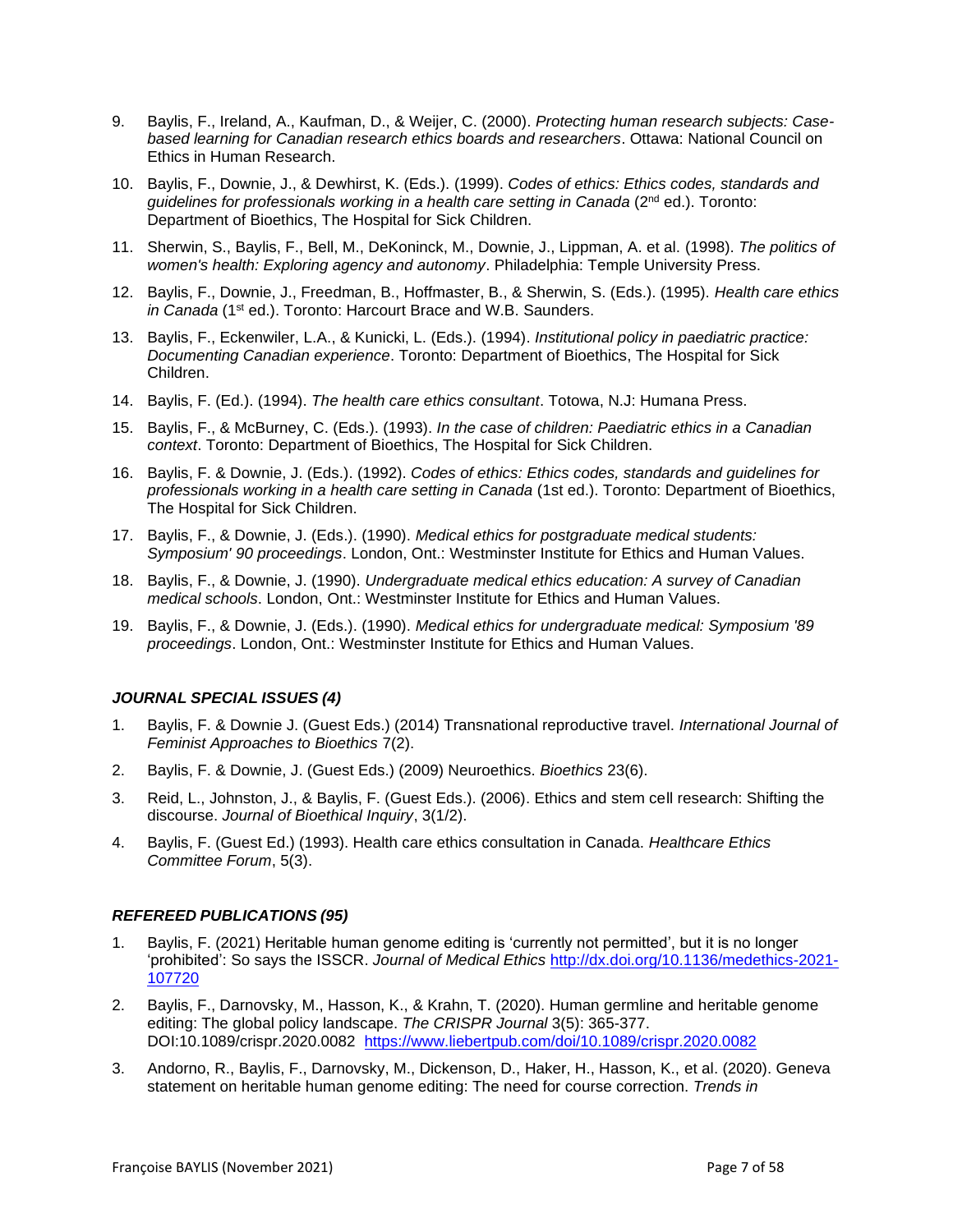9. Baylis, F., Ireland, A., Kaufman, D., & Weijer, C. (2000). *Protecting human research subjects: Case-based learning for Canadian research ethics boards and researchers*. Ottawa: National Council on Ethics in Human Research.

10. Baylis, F., Downie, J., & Dewhirst, K. (Eds.). (1999). *Codes of ethics: Ethics codes, standards and guidelines for professionals working in a health care setting in Canada* (2nd ed.). Toronto: Department of Bioethics, The Hospital for Sick Children.

11. Sherwin, S., Baylis, F., Bell, M., DeKoninck, M., Downie, J., Lippman, A. et al. (1998). *The politics of women's health: Exploring agency and autonomy*. Philadelphia: Temple University Press.

12. Baylis, F., Downie, J., Freedman, B., Hoffmaster, B., & Sherwin, S. (Eds.). (1995). *Health care ethics in Canada* (1st ed.). Toronto: Harcourt Brace and W.B. Saunders.

13. Baylis, F., Eckenwiler, L.A., & Kunicki, L. (Eds.). (1994). *Institutional policy in paediatric practice: Documenting Canadian experience*. Toronto: Department of Bioethics, The Hospital for Sick Children.

14. Baylis, F. (Ed.). (1994). *The health care ethics consultant*. Totowa, N.J: Humana Press.

15. Baylis, F., & McBurney, C. (Eds.). (1993). *In the case of children: Paediatric ethics in a Canadian context*. Toronto: Department of Bioethics, The Hospital for Sick Children.

16. Baylis, F. & Downie, J. (Eds.). (1992). *Codes of ethics: Ethics codes, standards and guidelines for professionals working in a health care setting in Canada* (1st ed.). Toronto: Department of Bioethics, The Hospital for Sick Children.

17. Baylis, F., & Downie, J. (Eds.). (1990). *Medical ethics for postgraduate medical students: Symposium' 90 proceedings*. London, Ont.: Westminster Institute for Ethics and Human Values.

18. Baylis, F., & Downie, J. (1990). *Undergraduate medical ethics education: A survey of Canadian medical schools*. London, Ont.: Westminster Institute for Ethics and Human Values.

19. Baylis, F., & Downie, J. (Eds.). (1990). *Medical ethics for undergraduate medical: Symposium '89 proceedings*. London, Ont.: Westminster Institute for Ethics and Human Values.

### *JOURNAL SPECIAL ISSUES (4)*

1. Baylis, F. & Downie J. (Guest Eds.) (2014) Transnational reproductive travel. *International Journal of Feminist Approaches to Bioethics* 7(2).

2. Baylis, F. & Downie, J. (Guest Eds.) (2009) Neuroethics. *Bioethics* 23(6).

3. Reid, L., Johnston, J., & Baylis, F. (Guest Eds.). (2006). Ethics and stem cell research: Shifting the discourse. *Journal of Bioethical Inquiry*, 3(1/2).

4. Baylis, F. (Guest Ed.) (1993). Health care ethics consultation in Canada. *Healthcare Ethics Committee Forum*, 5(3).

### *REFEREED PUBLICATIONS (95)*

1. Baylis, F. (2021) Heritable human genome editing is 'currently not permitted', but it is no longer 'prohibited': So says the ISSCR. *Journal of Medical Ethics* http://dx.doi.org/10.1136/medethics-2021-107720

2. Baylis, F., Darnovsky, M., Hasson, K., & Krahn, T. (2020). Human germline and heritable genome editing: The global policy landscape. *The CRISPR Journal* 3(5): 365-377. DOI:10.1089/crispr.2020.0082 https://www.liebertpub.com/doi/10.1089/crispr.2020.0082

3. Andorno, R., Baylis, F., Darnovsky, M., Dickenson, D., Haker, H., Hasson, K., et al. (2020). Geneva statement on heritable human genome editing: The need for course correction. *Trends in*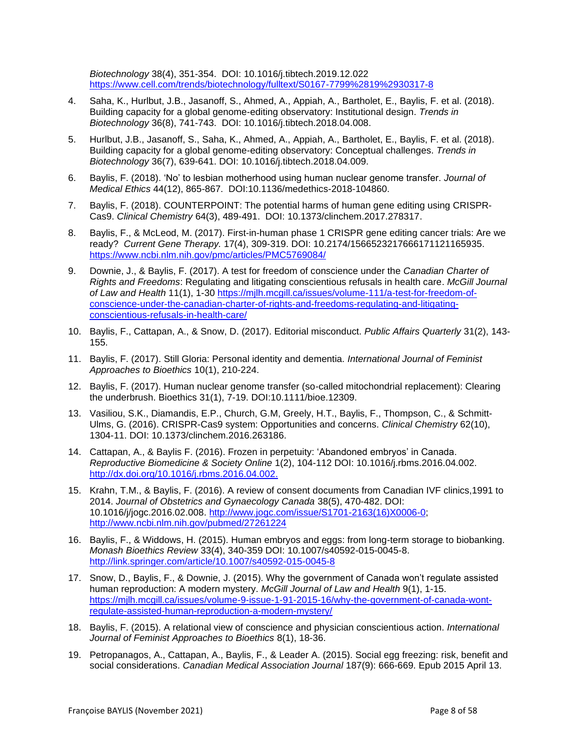*Biotechnology* 38(4), 351-354. DOI: 10.1016/j.tibtech.2019.12.022 https://www.cell.com/trends/biotechnology/fulltext/S0167-7799%2819%2930317-8

4. Saha, K., Hurlbut, J.B., Jasanoff, S., Ahmed, A., Appiah, A., Bartholet, E., Baylis, F. et al. (2018). Building capacity for a global genome-editing observatory: Institutional design. *Trends in Biotechnology* 36(8), 741-743. DOI: 10.1016/j.tibtech.2018.04.008.

5. Hurlbut, J.B., Jasanoff, S., Saha, K., Ahmed, A., Appiah, A., Bartholet, E., Baylis, F. et al. (2018). Building capacity for a global genome-editing observatory: Conceptual challenges. *Trends in Biotechnology* 36(7), 639-641. DOI: 10.1016/j.tibtech.2018.04.009.

6. Baylis, F. (2018). 'No' to lesbian motherhood using human nuclear genome transfer. *Journal of Medical Ethics* 44(12), 865-867. DOI:10.1136/medethics-2018-104860.

7. Baylis, F. (2018). COUNTERPOINT: The potential harms of human gene editing using CRISPR-Cas9. *Clinical Chemistry* 64(3), 489-491. DOI: 10.1373/clinchem.2017.278317.

8. Baylis, F., & McLeod, M. (2017). First-in-human phase 1 CRISPR gene editing cancer trials: Are we ready? *Current Gene Therapy.* 17(4), 309-319. DOI: 10.2174/1566523217666171121165935. https://www.ncbi.nlm.nih.gov/pmc/articles/PMC5769084/

9. Downie, J., & Baylis, F. (2017). A test for freedom of conscience under the *Canadian Charter of Rights and Freedoms*: Regulating and litigating conscientious refusals in health care. *McGill Journal of Law and Health* 11(1), 1-30 https://mjlh.mcgill.ca/issues/volume-111/a-test-for-freedom-of-conscience-under-the-canadian-charter-of-rights-and-freedoms-regulating-and-litigating-conscientious-refusals-in-health-care/

10. Baylis, F., Cattapan, A., & Snow, D. (2017). Editorial misconduct. *Public Affairs Quarterly* 31(2), 143-155.

11. Baylis, F. (2017). Still Gloria: Personal identity and dementia. *International Journal of Feminist Approaches to Bioethics* 10(1), 210-224.

12. Baylis, F. (2017). Human nuclear genome transfer (so-called mitochondrial replacement): Clearing the underbrush. Bioethics 31(1), 7-19. DOI:10.1111/bioe.12309.

13. Vasiliou, S.K., Diamandis, E.P., Church, G.M, Greely, H.T., Baylis, F., Thompson, C., & Schmitt-Ulms, G. (2016). CRISPR-Cas9 system: Opportunities and concerns. *Clinical Chemistry* 62(10), 1304-11. DOI: 10.1373/clinchem.2016.263186.

14. Cattapan, A., & Baylis F. (2016). Frozen in perpetuity: 'Abandoned embryos' in Canada. *Reproductive Biomedicine & Society Online* 1(2), 104-112 DOI: 10.1016/j.rbms.2016.04.002. http://dx.doi.org/10.1016/j.rbms.2016.04.002.

15. Krahn, T.M., & Baylis, F. (2016). A review of consent documents from Canadian IVF clinics,1991 to 2014. *Journal of Obstetrics and Gynaecology Canada* 38(5), 470-482. DOI: 10.1016/j/jogc.2016.02.008. http://www.jogc.com/issue/S1701-2163(16)X0006-0; http://www.ncbi.nlm.nih.gov/pubmed/27261224

16. Baylis, F., & Widdows, H. (2015). Human embryos and eggs: from long-term storage to biobanking. *Monash Bioethics Review* 33(4), 340-359 DOI: 10.1007/s40592-015-0045-8. http://link.springer.com/article/10.1007/s40592-015-0045-8

17. Snow, D., Baylis, F., & Downie, J. (2015). Why the government of Canada won't regulate assisted human reproduction: A modern mystery. *McGill Journal of Law and Health* 9(1), 1-15. https://mjlh.mcgill.ca/issues/volume-9-issue-1-91-2015-16/why-the-government-of-canada-wont-regulate-assisted-human-reproduction-a-modern-mystery/

18. Baylis, F. (2015). A relational view of conscience and physician conscientious action. *International Journal of Feminist Approaches to Bioethics* 8(1), 18-36.

19. Petropanagos, A., Cattapan, A., Baylis, F., & Leader A. (2015). Social egg freezing: risk, benefit and social considerations. *Canadian Medical Association Journal* 187(9): 666-669. Epub 2015 April 13.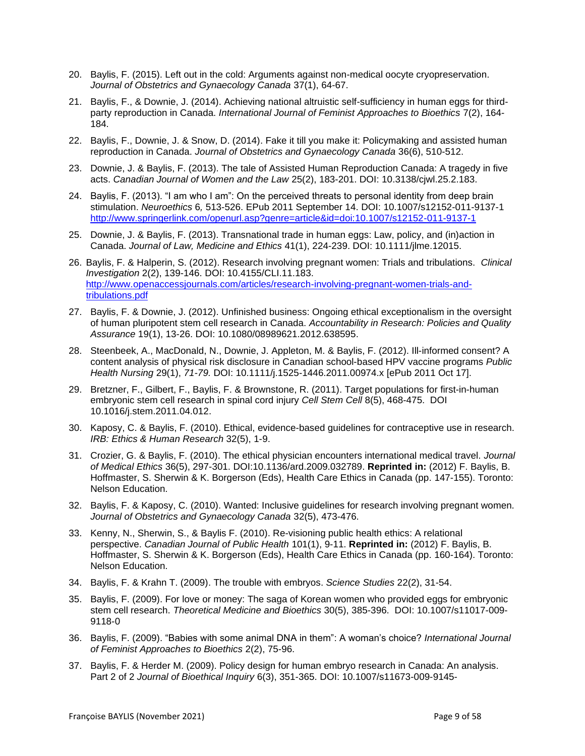20. Baylis, F. (2015). Left out in the cold: Arguments against non-medical oocyte cryopreservation. *Journal of Obstetrics and Gynaecology Canada* 37(1), 64-67.

21. Baylis, F., & Downie, J. (2014). Achieving national altruistic self-sufficiency in human eggs for third-party reproduction in Canada. *International Journal of Feminist Approaches to Bioethics* 7(2), 164-184.

22. Baylis, F., Downie, J. & Snow, D. (2014). Fake it till you make it: Policymaking and assisted human reproduction in Canada. *Journal of Obstetrics and Gynaecology Canada* 36(6), 510-512.

23. Downie, J. & Baylis, F. (2013). The tale of Assisted Human Reproduction Canada: A tragedy in five acts. *Canadian Journal of Women and the Law* 25(2), 183-201. DOI: 10.3138/cjwl.25.2.183.

24. Baylis, F. (2013). “I am who I am”: On the perceived threats to personal identity from deep brain stimulation. *Neuroethics* 6*,* 513-526. EPub 2011 September 14. DOI: 10.1007/s12152-011-9137-1 http://www.springerlink.com/openurl.asp?genre=article&id=doi:10.1007/s12152-011-9137-1

25. Downie, J. & Baylis, F. (2013). Transnational trade in human eggs: Law, policy, and (in)action in Canada. *Journal of Law, Medicine and Ethics* 41(1), 224-239. DOI: 10.1111/jlme.12015.

26. Baylis, F. & Halperin, S. (2012). Research involving pregnant women: Trials and tribulations. *Clinical Investigation* 2(2), 139-146. DOI: 10.4155/CLI.11.183. http://www.openaccessjournals.com/articles/research-involving-pregnant-women-trials-and-tribulations.pdf

27. Baylis, F. & Downie, J. (2012). Unfinished business: Ongoing ethical exceptionalism in the oversight of human pluripotent stem cell research in Canada. *Accountability in Research: Policies and Quality Assurance* 19(1), 13-26. DOI: 10.1080/08989621.2012.638595.

28. Steenbeek, A., MacDonald, N., Downie, J. Appleton, M. & Baylis, F. (2012). Ill-informed consent? A content analysis of physical risk disclosure in Canadian school-based HPV vaccine programs *Public Health Nursing* 29(1), *71-79.* DOI: 10.1111/j.1525-1446.2011.00974.x [ePub 2011 Oct 17].

29. Bretzner, F., Gilbert, F., Baylis, F. & Brownstone, R. (2011). Target populations for first-in-human embryonic stem cell research in spinal cord injury *Cell Stem Cell* 8(5), 468-475. DOI 10.1016/j.stem.2011.04.012.

30. Kaposy, C. & Baylis, F. (2010). Ethical, evidence-based guidelines for contraceptive use in research. *IRB: Ethics & Human Research* 32(5), 1-9.

31. Crozier, G. & Baylis, F. (2010). The ethical physician encounters international medical travel. *Journal of Medical Ethics* 36(5), 297-301. DOI:10.1136/ard.2009.032789. **Reprinted in:** (2012) F. Baylis, B. Hoffmaster, S. Sherwin & K. Borgerson (Eds), Health Care Ethics in Canada (pp. 147-155). Toronto: Nelson Education.

32. Baylis, F. & Kaposy, C. (2010). Wanted: Inclusive guidelines for research involving pregnant women. *Journal of Obstetrics and Gynaecology Canada* 32(5), 473-476.

33. Kenny, N., Sherwin, S., & Baylis F. (2010). Re-visioning public health ethics: A relational perspective. *Canadian Journal of Public Health* 101(1), 9-11. **Reprinted in:** (2012) F. Baylis, B. Hoffmaster, S. Sherwin & K. Borgerson (Eds), Health Care Ethics in Canada (pp. 160-164). Toronto: Nelson Education.

34. Baylis, F. & Krahn T. (2009). The trouble with embryos. *Science Studies* 22(2), 31-54.

35. Baylis, F. (2009). For love or money: The saga of Korean women who provided eggs for embryonic stem cell research. *Theoretical Medicine and Bioethics* 30(5), 385-396. DOI: 10.1007/s11017-009-9118-0

36. Baylis, F. (2009). “Babies with some animal DNA in them”: A woman’s choice? *International Journal of Feminist Approaches to Bioethics* 2(2), 75-96.

37. Baylis, F. & Herder M. (2009). Policy design for human embryo research in Canada: An analysis. Part 2 of 2 *Journal of Bioethical Inquiry* 6(3), 351-365. DOI: 10.1007/s11673-009-9145-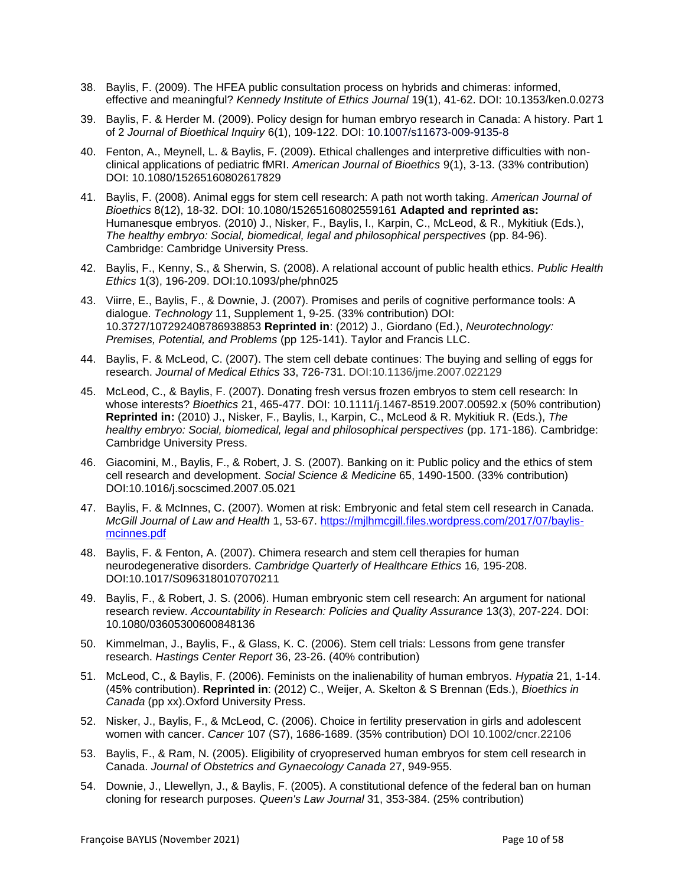38. Baylis, F. (2009). The HFEA public consultation process on hybrids and chimeras: informed, effective and meaningful? *Kennedy Institute of Ethics Journal* 19(1), 41-62. DOI: 10.1353/ken.0.0273

39. Baylis, F. & Herder M. (2009). Policy design for human embryo research in Canada: A history. Part 1 of 2 *Journal of Bioethical Inquiry* 6(1), 109-122. DOI: 10.1007/s11673-009-9135-8

40. Fenton, A., Meynell, L. & Baylis, F. (2009). Ethical challenges and interpretive difficulties with non-clinical applications of pediatric fMRI. *American Journal of Bioethics* 9(1), 3-13. (33% contribution) DOI: 10.1080/15265160802617829

41. Baylis, F. (2008). Animal eggs for stem cell research: A path not worth taking. *American Journal of Bioethics* 8(12), 18-32. DOI: 10.1080/15265160802559161 **Adapted and reprinted as:** Humanesque embryos. (2010) J., Nisker, F., Baylis, I., Karpin, C., McLeod, & R., Mykitiuk (Eds.), *The healthy embryo: Social, biomedical, legal and philosophical perspectives* (pp. 84-96). Cambridge: Cambridge University Press.

42. Baylis, F., Kenny, S., & Sherwin, S. (2008). A relational account of public health ethics. *Public Health Ethics* 1(3), 196-209. DOI:10.1093/phe/phn025

43. Viirre, E., Baylis, F., & Downie, J. (2007). Promises and perils of cognitive performance tools: A dialogue. *Technology* 11, Supplement 1, 9-25. (33% contribution) DOI: 10.3727/107292408786938853 **Reprinted in**: (2012) J., Giordano (Ed.), *Neurotechnology: Premises, Potential, and Problems* (pp 125-141). Taylor and Francis LLC.

44. Baylis, F. & McLeod, C. (2007). The stem cell debate continues: The buying and selling of eggs for research. *Journal of Medical Ethics* 33, 726-731. DOI:10.1136/jme.2007.022129

45. McLeod, C., & Baylis, F. (2007). Donating fresh versus frozen embryos to stem cell research: In whose interests? *Bioethics* 21, 465-477. DOI: 10.1111/j.1467-8519.2007.00592.x (50% contribution) **Reprinted in:** (2010) J., Nisker, F., Baylis, I., Karpin, C., McLeod & R. Mykitiuk R. (Eds.), *The healthy embryo: Social, biomedical, legal and philosophical perspectives* (pp. 171-186). Cambridge: Cambridge University Press.

46. Giacomini, M., Baylis, F., & Robert, J. S. (2007). Banking on it: Public policy and the ethics of stem cell research and development. *Social Science & Medicine* 65, 1490-1500. (33% contribution) DOI:10.1016/j.socscimed.2007.05.021

47. Baylis, F. & McInnes, C. (2007). Women at risk: Embryonic and fetal stem cell research in Canada. *McGill Journal of Law and Health* 1, 53-67. https://mjlhmcgill.files.wordpress.com/2017/07/baylis-mcinnes.pdf

48. Baylis, F. & Fenton, A. (2007). Chimera research and stem cell therapies for human neurodegenerative disorders. *Cambridge Quarterly of Healthcare Ethics* 16*,* 195-208. DOI:10.1017/S0963180107070211

49. Baylis, F., & Robert, J. S. (2006). Human embryonic stem cell research: An argument for national research review. *Accountability in Research: Policies and Quality Assurance* 13(3), 207-224. DOI: 10.1080/03605300600848136

50. Kimmelman, J., Baylis, F., & Glass, K. C. (2006). Stem cell trials: Lessons from gene transfer research. *Hastings Center Report* 36, 23-26. (40% contribution)

51. McLeod, C., & Baylis, F. (2006). Feminists on the inalienability of human embryos. *Hypatia* 21, 1-14. (45% contribution). **Reprinted in**: (2012) C., Weijer, A. Skelton & S Brennan (Eds.), *Bioethics in Canada* (pp xx).Oxford University Press.

52. Nisker, J., Baylis, F., & McLeod, C. (2006). Choice in fertility preservation in girls and adolescent women with cancer. *Cancer* 107 (S7), 1686-1689. (35% contribution) DOI 10.1002/cncr.22106

53. Baylis, F., & Ram, N. (2005). Eligibility of cryopreserved human embryos for stem cell research in Canada. *Journal of Obstetrics and Gynaecology Canada* 27, 949-955.

54. Downie, J., Llewellyn, J., & Baylis, F. (2005). A constitutional defence of the federal ban on human cloning for research purposes. *Queen's Law Journal* 31, 353-384. (25% contribution)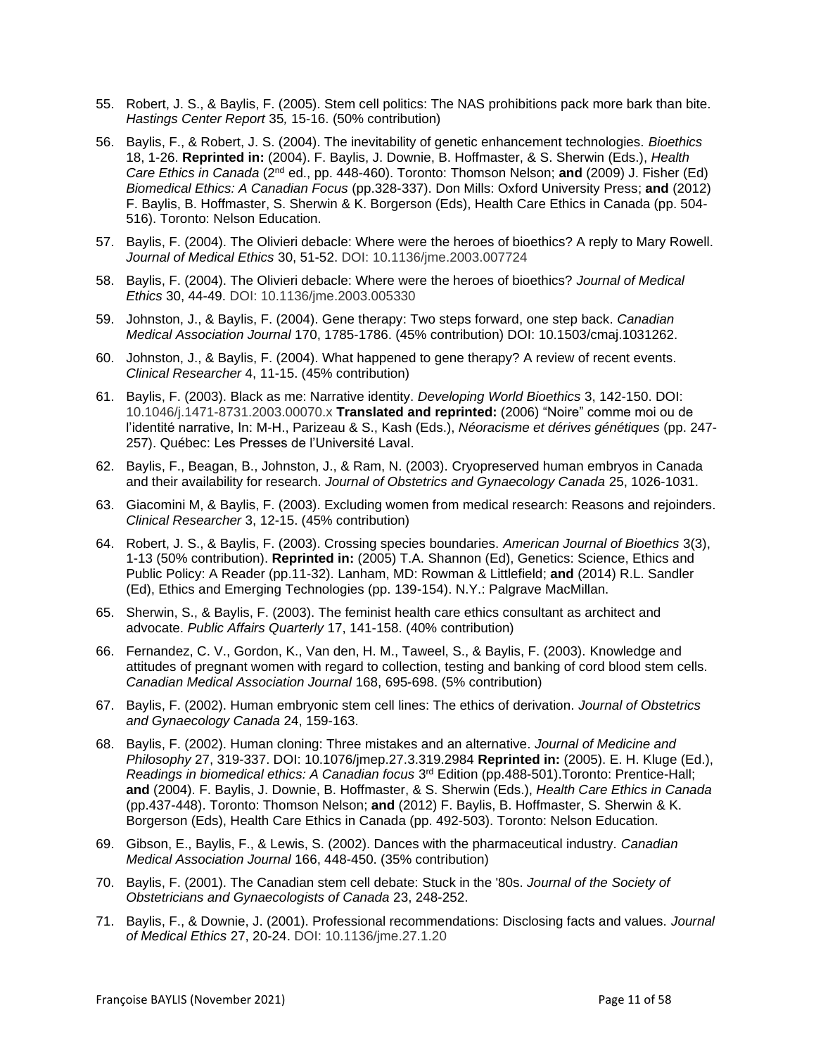55. Robert, J. S., & Baylis, F. (2005). Stem cell politics: The NAS prohibitions pack more bark than bite. *Hastings Center Report* 35*,* 15-16. (50% contribution)

56. Baylis, F., & Robert, J. S. (2004). The inevitability of genetic enhancement technologies. *Bioethics* 18, 1-26. **Reprinted in:** (2004). F. Baylis, J. Downie, B. Hoffmaster, & S. Sherwin (Eds.), *Health Care Ethics in Canada* (2nd ed., pp. 448-460). Toronto: Thomson Nelson; **and** (2009) J. Fisher (Ed) *Biomedical Ethics: A Canadian Focus* (pp.328-337). Don Mills: Oxford University Press; **and** (2012) F. Baylis, B. Hoffmaster, S. Sherwin & K. Borgerson (Eds), Health Care Ethics in Canada (pp. 504-516). Toronto: Nelson Education.

57. Baylis, F. (2004). The Olivieri debacle: Where were the heroes of bioethics? A reply to Mary Rowell. *Journal of Medical Ethics* 30, 51-52. DOI: 10.1136/jme.2003.007724

58. Baylis, F. (2004). The Olivieri debacle: Where were the heroes of bioethics? *Journal of Medical Ethics* 30, 44-49. DOI: 10.1136/jme.2003.005330

59. Johnston, J., & Baylis, F. (2004). Gene therapy: Two steps forward, one step back. *Canadian Medical Association Journal* 170, 1785-1786. (45% contribution) DOI: 10.1503/cmaj.1031262.

60. Johnston, J., & Baylis, F. (2004). What happened to gene therapy? A review of recent events. *Clinical Researcher* 4, 11-15. (45% contribution)

61. Baylis, F. (2003). Black as me: Narrative identity. *Developing World Bioethics* 3, 142-150. DOI: 10.1046/j.1471-8731.2003.00070.x **Translated and reprinted:** (2006) "Noire" comme moi ou de l'identité narrative, In: M-H., Parizeau & S., Kash (Eds.), *Néoracisme et dérives génétiques* (pp. 247-257). Québec: Les Presses de l'Université Laval.

62. Baylis, F., Beagan, B., Johnston, J., & Ram, N. (2003). Cryopreserved human embryos in Canada and their availability for research. *Journal of Obstetrics and Gynaecology Canada* 25, 1026-1031.

63. Giacomini M, & Baylis, F. (2003). Excluding women from medical research: Reasons and rejoinders. *Clinical Researcher* 3, 12-15. (45% contribution)

64. Robert, J. S., & Baylis, F. (2003). Crossing species boundaries. *American Journal of Bioethics* 3(3), 1-13 (50% contribution). **Reprinted in:** (2005) T.A. Shannon (Ed), Genetics: Science, Ethics and Public Policy: A Reader (pp.11-32). Lanham, MD: Rowman & Littlefield; **and** (2014) R.L. Sandler (Ed), Ethics and Emerging Technologies (pp. 139-154). N.Y.: Palgrave MacMillan.

65. Sherwin, S., & Baylis, F. (2003). The feminist health care ethics consultant as architect and advocate. *Public Affairs Quarterly* 17, 141-158. (40% contribution)

66. Fernandez, C. V., Gordon, K., Van den, H. M., Taweel, S., & Baylis, F. (2003). Knowledge and attitudes of pregnant women with regard to collection, testing and banking of cord blood stem cells. *Canadian Medical Association Journal* 168, 695-698. (5% contribution)

67. Baylis, F. (2002). Human embryonic stem cell lines: The ethics of derivation. *Journal of Obstetrics and Gynaecology Canada* 24, 159-163.

68. Baylis, F. (2002). Human cloning: Three mistakes and an alternative. *Journal of Medicine and Philosophy* 27, 319-337. DOI: 10.1076/jmep.27.3.319.2984 **Reprinted in:** (2005). E. H. Kluge (Ed.), *Readings in biomedical ethics: A Canadian focus* 3rd Edition (pp.488-501).Toronto: Prentice-Hall; **and** (2004). F. Baylis, J. Downie, B. Hoffmaster, & S. Sherwin (Eds.), *Health Care Ethics in Canada* (pp.437-448). Toronto: Thomson Nelson; **and** (2012) F. Baylis, B. Hoffmaster, S. Sherwin & K. Borgerson (Eds), Health Care Ethics in Canada (pp. 492-503). Toronto: Nelson Education.

69. Gibson, E., Baylis, F., & Lewis, S. (2002). Dances with the pharmaceutical industry. *Canadian Medical Association Journal* 166, 448-450. (35% contribution)

70. Baylis, F. (2001). The Canadian stem cell debate: Stuck in the '80s. *Journal of the Society of Obstetricians and Gynaecologists of Canada* 23, 248-252.

71. Baylis, F., & Downie, J. (2001). Professional recommendations: Disclosing facts and values. *Journal of Medical Ethics* 27, 20-24. DOI: 10.1136/jme.27.1.20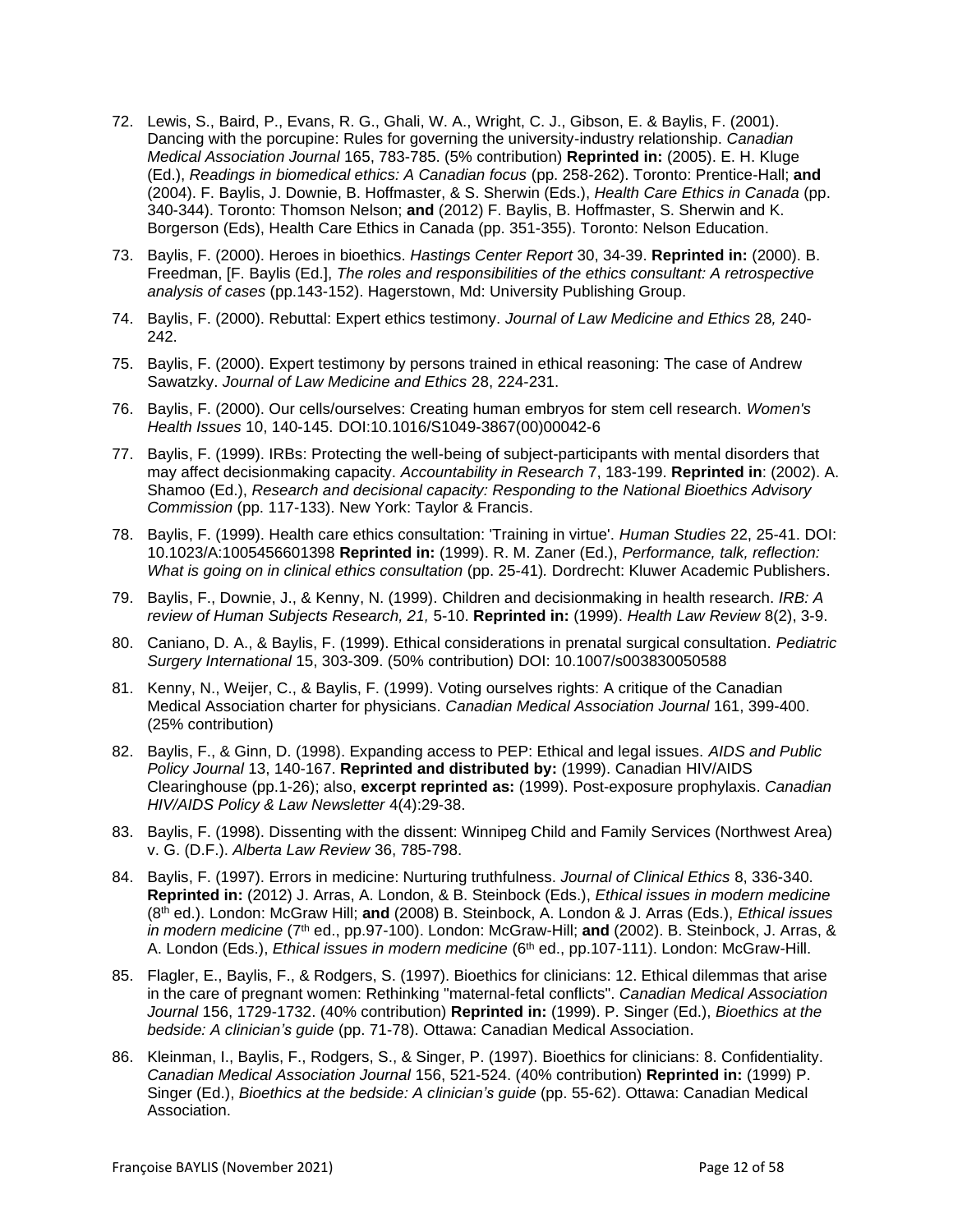72. Lewis, S., Baird, P., Evans, R. G., Ghali, W. A., Wright, C. J., Gibson, E. & Baylis, F. (2001). Dancing with the porcupine: Rules for governing the university-industry relationship. *Canadian Medical Association Journal* 165, 783-785. (5% contribution) **Reprinted in:** (2005). E. H. Kluge (Ed.), *Readings in biomedical ethics: A Canadian focus* (pp. 258-262). Toronto: Prentice-Hall; **and** (2004). F. Baylis, J. Downie, B. Hoffmaster, & S. Sherwin (Eds.), *Health Care Ethics in Canada* (pp. 340-344). Toronto: Thomson Nelson; **and** (2012) F. Baylis, B. Hoffmaster, S. Sherwin and K. Borgerson (Eds), Health Care Ethics in Canada (pp. 351-355). Toronto: Nelson Education.

73. Baylis, F. (2000). Heroes in bioethics. *Hastings Center Report* 30, 34-39. **Reprinted in:** (2000). B. Freedman, [F. Baylis (Ed.], *The roles and responsibilities of the ethics consultant: A retrospective analysis of cases* (pp.143-152). Hagerstown, Md: University Publishing Group.

74. Baylis, F. (2000). Rebuttal: Expert ethics testimony. *Journal of Law Medicine and Ethics* 28*,* 240-242.

75. Baylis, F. (2000). Expert testimony by persons trained in ethical reasoning: The case of Andrew Sawatzky. *Journal of Law Medicine and Ethics* 28, 224-231.

76. Baylis, F. (2000). Our cells/ourselves: Creating human embryos for stem cell research. *Women's Health Issues* 10, 140-145. DOI:10.1016/S1049-3867(00)00042-6

77. Baylis, F. (1999). IRBs: Protecting the well-being of subject-participants with mental disorders that may affect decisionmaking capacity. *Accountability in Research* 7, 183-199. **Reprinted in**: (2002). A. Shamoo (Ed.), *Research and decisional capacity: Responding to the National Bioethics Advisory Commission* (pp. 117-133). New York: Taylor & Francis.

78. Baylis, F. (1999). Health care ethics consultation: 'Training in virtue'. *Human Studies* 22, 25-41. DOI: 10.1023/A:1005456601398 **Reprinted in:** (1999). R. M. Zaner (Ed.), *Performance, talk, reflection: What is going on in clinical ethics consultation* (pp. 25-41)*.* Dordrecht: Kluwer Academic Publishers.

79. Baylis, F., Downie, J., & Kenny, N. (1999). Children and decisionmaking in health research. *IRB: A review of Human Subjects Research, 21,* 5-10. **Reprinted in:** (1999). *Health Law Review* 8(2), 3-9.

80. Caniano, D. A., & Baylis, F. (1999). Ethical considerations in prenatal surgical consultation. *Pediatric Surgery International* 15, 303-309. (50% contribution) DOI: 10.1007/s003830050588

81. Kenny, N., Weijer, C., & Baylis, F. (1999). Voting ourselves rights: A critique of the Canadian Medical Association charter for physicians. *Canadian Medical Association Journal* 161, 399-400. (25% contribution)

82. Baylis, F., & Ginn, D. (1998). Expanding access to PEP: Ethical and legal issues. *AIDS and Public Policy Journal* 13, 140-167. **Reprinted and distributed by:** (1999). Canadian HIV/AIDS Clearinghouse (pp.1-26); also, **excerpt reprinted as:** (1999). Post-exposure prophylaxis. *Canadian HIV/AIDS Policy & Law Newsletter* 4(4):29-38.

83. Baylis, F. (1998). Dissenting with the dissent: Winnipeg Child and Family Services (Northwest Area) v. G. (D.F.). *Alberta Law Review* 36, 785-798.

84. Baylis, F. (1997). Errors in medicine: Nurturing truthfulness. *Journal of Clinical Ethics* 8, 336-340. **Reprinted in:** (2012) J. Arras, A. London, & B. Steinbock (Eds.), *Ethical issues in modern medicine* (8th ed.). London: McGraw Hill; **and** (2008) B. Steinbock, A. London & J. Arras (Eds.), *Ethical issues in modern medicine* (7th ed., pp.97-100). London: McGraw-Hill; **and** (2002). B. Steinbock, J. Arras, & A. London (Eds.), *Ethical issues in modern medicine* (6th ed., pp.107-111). London: McGraw-Hill.

85. Flagler, E., Baylis, F., & Rodgers, S. (1997). Bioethics for clinicians: 12. Ethical dilemmas that arise in the care of pregnant women: Rethinking "maternal-fetal conflicts". *Canadian Medical Association Journal* 156, 1729-1732. (40% contribution) **Reprinted in:** (1999). P. Singer (Ed.), *Bioethics at the bedside: A clinician's guide* (pp. 71-78). Ottawa: Canadian Medical Association.

86. Kleinman, I., Baylis, F., Rodgers, S., & Singer, P. (1997). Bioethics for clinicians: 8. Confidentiality. *Canadian Medical Association Journal* 156, 521-524. (40% contribution) **Reprinted in:** (1999) P. Singer (Ed.), *Bioethics at the bedside: A clinician's guide* (pp. 55-62). Ottawa: Canadian Medical Association.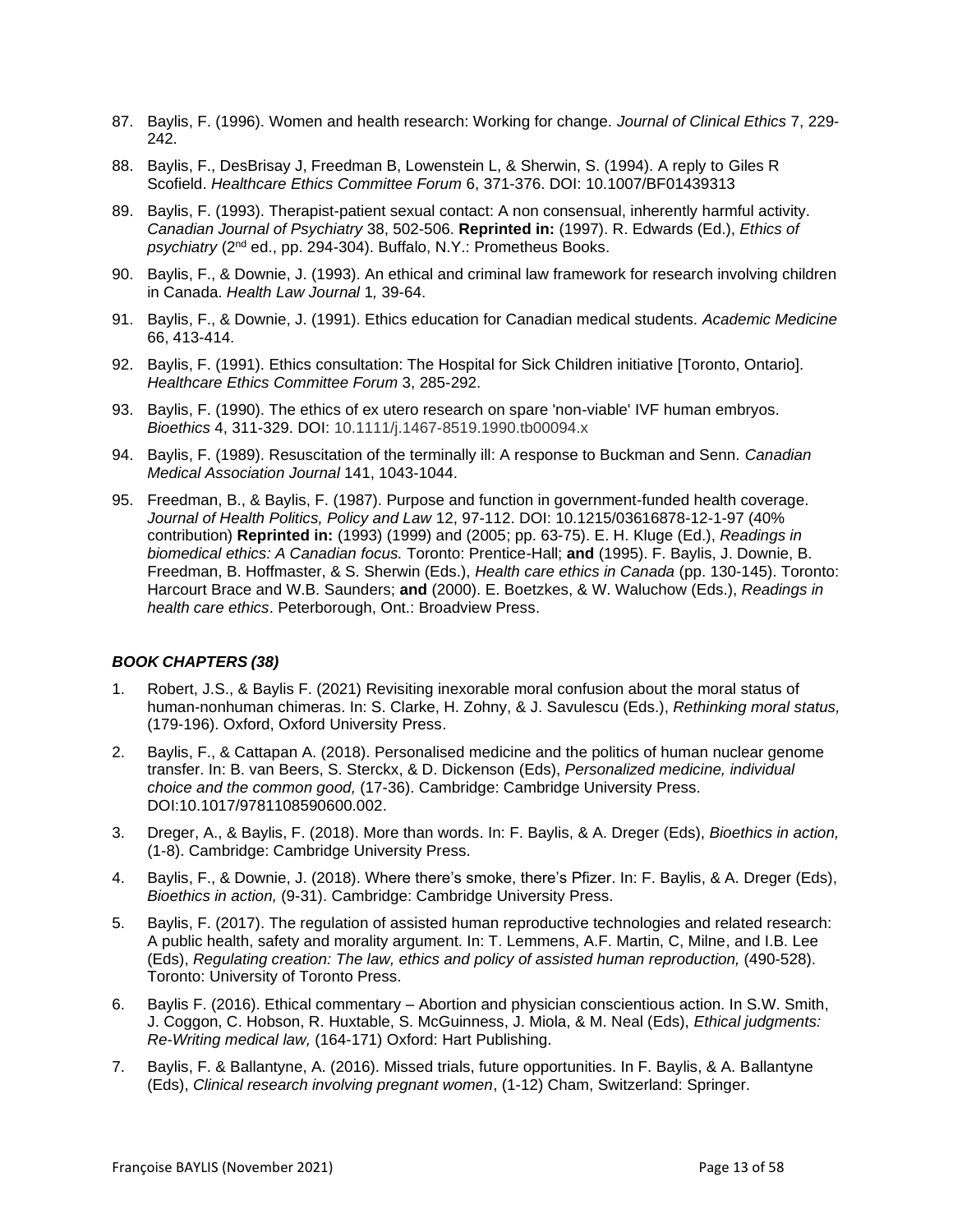87. Baylis, F. (1996). Women and health research: Working for change. *Journal of Clinical Ethics* 7, 229-242.

88. Baylis, F., DesBrisay J, Freedman B, Lowenstein L, & Sherwin, S. (1994). A reply to Giles R Scofield. *Healthcare Ethics Committee Forum* 6, 371-376. DOI: 10.1007/BF01439313

89. Baylis, F. (1993). Therapist-patient sexual contact: A non consensual, inherently harmful activity. *Canadian Journal of Psychiatry* 38, 502-506. **Reprinted in:** (1997). R. Edwards (Ed.), *Ethics of psychiatry* (2nd ed., pp. 294-304). Buffalo, N.Y.: Prometheus Books.

90. Baylis, F., & Downie, J. (1993). An ethical and criminal law framework for research involving children in Canada. *Health Law Journal* 1*,* 39-64.

91. Baylis, F., & Downie, J. (1991). Ethics education for Canadian medical students. *Academic Medicine* 66, 413-414.

92. Baylis, F. (1991). Ethics consultation: The Hospital for Sick Children initiative [Toronto, Ontario]. *Healthcare Ethics Committee Forum* 3, 285-292.

93. Baylis, F. (1990). The ethics of ex utero research on spare 'non-viable' IVF human embryos. *Bioethics* 4, 311-329. DOI: 10.1111/j.1467-8519.1990.tb00094.x

94. Baylis, F. (1989). Resuscitation of the terminally ill: A response to Buckman and Senn. *Canadian Medical Association Journal* 141, 1043-1044.

95. Freedman, B., & Baylis, F. (1987). Purpose and function in government-funded health coverage. *Journal of Health Politics, Policy and Law* 12, 97-112. DOI: 10.1215/03616878-12-1-97 (40% contribution) **Reprinted in:** (1993) (1999) and (2005; pp. 63-75). E. H. Kluge (Ed.), *Readings in biomedical ethics: A Canadian focus.* Toronto: Prentice-Hall; **and** (1995). F. Baylis, J. Downie, B. Freedman, B. Hoffmaster, & S. Sherwin (Eds.), *Health care ethics in Canada* (pp. 130-145). Toronto: Harcourt Brace and W.B. Saunders; **and** (2000). E. Boetzkes, & W. Waluchow (Eds.), *Readings in health care ethics*. Peterborough, Ont.: Broadview Press.

### *BOOK CHAPTERS (38)*

1. Robert, J.S., & Baylis F. (2021) Revisiting inexorable moral confusion about the moral status of human-nonhuman chimeras. In: S. Clarke, H. Zohny, & J. Savulescu (Eds.), *Rethinking moral status,* (179-196). Oxford, Oxford University Press.

2. Baylis, F., & Cattapan A. (2018). Personalised medicine and the politics of human nuclear genome transfer. In: B. van Beers, S. Sterckx, & D. Dickenson (Eds), *Personalized medicine, individual choice and the common good,* (17-36). Cambridge: Cambridge University Press. DOI:10.1017/9781108590600.002.

3. Dreger, A., & Baylis, F. (2018). More than words. In: F. Baylis, & A. Dreger (Eds), *Bioethics in action,* (1-8). Cambridge: Cambridge University Press.

4. Baylis, F., & Downie, J. (2018). Where there's smoke, there's Pfizer. In: F. Baylis, & A. Dreger (Eds), *Bioethics in action,* (9-31). Cambridge: Cambridge University Press.

5. Baylis, F. (2017). The regulation of assisted human reproductive technologies and related research: A public health, safety and morality argument. In: T. Lemmens, A.F. Martin, C, Milne, and I.B. Lee (Eds), *Regulating creation: The law, ethics and policy of assisted human reproduction,* (490-528). Toronto: University of Toronto Press.

6. Baylis F. (2016). Ethical commentary – Abortion and physician conscientious action. In S.W. Smith, J. Coggon, C. Hobson, R. Huxtable, S. McGuinness, J. Miola, & M. Neal (Eds), *Ethical judgments: Re-Writing medical law,* (164-171) Oxford: Hart Publishing.

7. Baylis, F. & Ballantyne, A. (2016). Missed trials, future opportunities. In F. Baylis, & A. Ballantyne (Eds), *Clinical research involving pregnant women*, (1-12) Cham, Switzerland: Springer.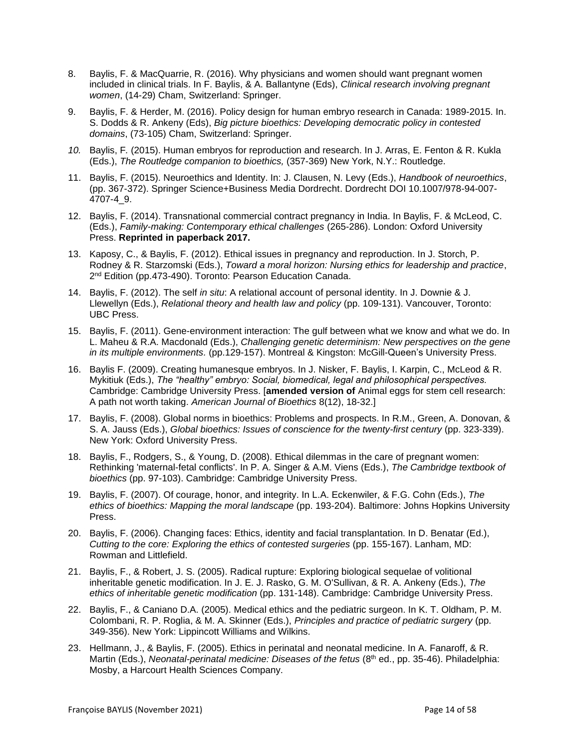8. Baylis, F. & MacQuarrie, R. (2016). Why physicians and women should want pregnant women included in clinical trials. In F. Baylis, & A. Ballantyne (Eds), *Clinical research involving pregnant women*, (14-29) Cham, Switzerland: Springer.

9. Baylis, F. & Herder, M. (2016). Policy design for human embryo research in Canada: 1989-2015. In. S. Dodds & R. Ankeny (Eds), *Big picture bioethics: Developing democratic policy in contested domains*, (73-105) Cham, Switzerland: Springer.

10. Baylis, F. (2015). Human embryos for reproduction and research. In J. Arras, E. Fenton & R. Kukla (Eds.), *The Routledge companion to bioethics,* (357-369) New York, N.Y.: Routledge.

11. Baylis, F. (2015). Neuroethics and Identity. In: J. Clausen, N. Levy (Eds.), *Handbook of neuroethics*, (pp. 367-372). Springer Science+Business Media Dordrecht. Dordrecht DOI 10.1007/978-94-007-4707-4_9.

12. Baylis, F. (2014). Transnational commercial contract pregnancy in India. In Baylis, F. & McLeod, C. (Eds.), *Family-making: Contemporary ethical challenges* (265-286). London: Oxford University Press. **Reprinted in paperback 2017.**

13. Kaposy, C., & Baylis, F. (2012). Ethical issues in pregnancy and reproduction. In J. Storch, P. Rodney & R. Starzomski (Eds.), *Toward a moral horizon: Nursing ethics for leadership and practice*, 2nd Edition (pp.473-490). Toronto: Pearson Education Canada.

14. Baylis, F. (2012). The self *in situ*: A relational account of personal identity. In J. Downie & J. Llewellyn (Eds.), *Relational theory and health law and policy* (pp. 109-131). Vancouver, Toronto: UBC Press.

15. Baylis, F. (2011). Gene-environment interaction: The gulf between what we know and what we do. In L. Maheu & R.A. Macdonald (Eds.), *Challenging genetic determinism: New perspectives on the gene in its multiple environments.* (pp.129-157). Montreal & Kingston: McGill-Queen's University Press.

16. Baylis F. (2009). Creating humanesque embryos. In J. Nisker, F. Baylis, I. Karpin, C., McLeod & R. Mykitiuk (Eds.), *The "healthy" embryo: Social, biomedical, legal and philosophical perspectives.* Cambridge: Cambridge University Press. [**amended version of** Animal eggs for stem cell research: A path not worth taking. *American Journal of Bioethics* 8(12), 18-32.]

17. Baylis, F. (2008). Global norms in bioethics: Problems and prospects. In R.M., Green, A. Donovan, & S. A. Jauss (Eds.), *Global bioethics: Issues of conscience for the twenty-first century* (pp. 323-339). New York: Oxford University Press.

18. Baylis, F., Rodgers, S., & Young, D. (2008). Ethical dilemmas in the care of pregnant women: Rethinking 'maternal-fetal conflicts'. In P. A. Singer & A.M. Viens (Eds.), *The Cambridge textbook of bioethics* (pp. 97-103). Cambridge: Cambridge University Press.

19. Baylis, F. (2007). Of courage, honor, and integrity. In L.A. Eckenwiler, & F.G. Cohn (Eds.), *The ethics of bioethics: Mapping the moral landscape* (pp. 193-204). Baltimore: Johns Hopkins University Press.

20. Baylis, F. (2006). Changing faces: Ethics, identity and facial transplantation. In D. Benatar (Ed.), *Cutting to the core: Exploring the ethics of contested surgeries* (pp. 155-167). Lanham, MD: Rowman and Littlefield.

21. Baylis, F., & Robert, J. S. (2005). Radical rupture: Exploring biological sequelae of volitional inheritable genetic modification. In J. E. J. Rasko, G. M. O'Sullivan, & R. A. Ankeny (Eds.), *The ethics of inheritable genetic modification* (pp. 131-148). Cambridge: Cambridge University Press.

22. Baylis, F., & Caniano D.A. (2005). Medical ethics and the pediatric surgeon. In K. T. Oldham, P. M. Colombani, R. P. Roglia, & M. A. Skinner (Eds.), *Principles and practice of pediatric surgery* (pp. 349-356). New York: Lippincott Williams and Wilkins.

23. Hellmann, J., & Baylis, F. (2005). Ethics in perinatal and neonatal medicine. In A. Fanaroff, & R. Martin (Eds.), *Neonatal-perinatal medicine: Diseases of the fetus* (8th ed., pp. 35-46). Philadelphia: Mosby, a Harcourt Health Sciences Company.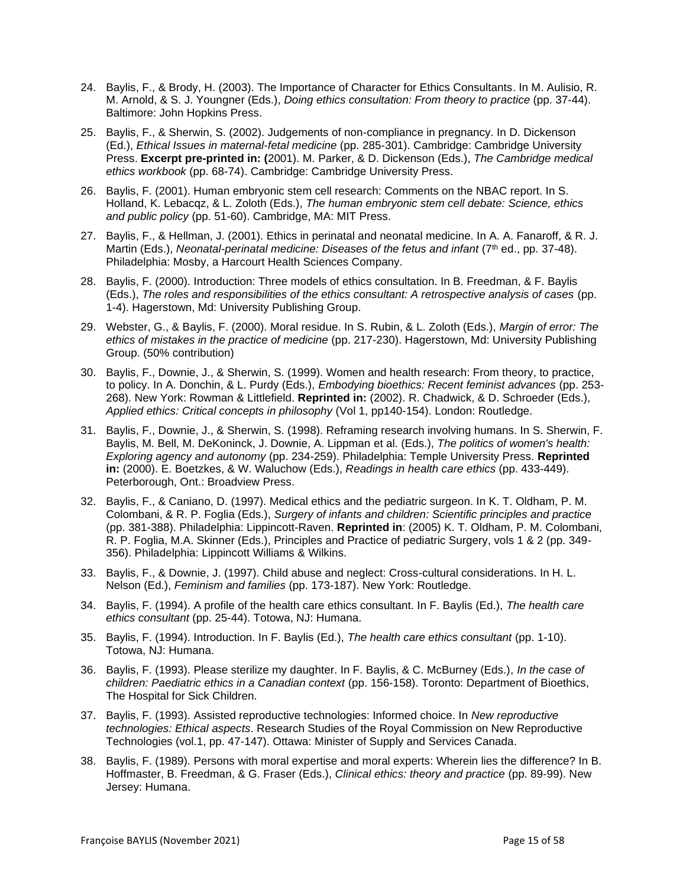24. Baylis, F., & Brody, H. (2003). The Importance of Character for Ethics Consultants. In M. Aulisio, R. M. Arnold, & S. J. Youngner (Eds.), *Doing ethics consultation: From theory to practice* (pp. 37-44). Baltimore: John Hopkins Press.

25. Baylis, F., & Sherwin, S. (2002). Judgements of non-compliance in pregnancy. In D. Dickenson (Ed.), *Ethical Issues in maternal-fetal medicine* (pp. 285-301). Cambridge: Cambridge University Press. **Excerpt pre-printed in: (**2001). M. Parker, & D. Dickenson (Eds.), *The Cambridge medical ethics workbook* (pp. 68-74). Cambridge: Cambridge University Press.

26. Baylis, F. (2001). Human embryonic stem cell research: Comments on the NBAC report. In S. Holland, K. Lebacqz, & L. Zoloth (Eds.), *The human embryonic stem cell debate: Science, ethics and public policy* (pp. 51-60). Cambridge, MA: MIT Press.

27. Baylis, F., & Hellman, J. (2001). Ethics in perinatal and neonatal medicine. In A. A. Fanaroff, & R. J. Martin (Eds.), *Neonatal-perinatal medicine: Diseases of the fetus and infant* (7th ed., pp. 37-48). Philadelphia: Mosby, a Harcourt Health Sciences Company.

28. Baylis, F. (2000). Introduction: Three models of ethics consultation. In B. Freedman, & F. Baylis (Eds.), *The roles and responsibilities of the ethics consultant: A retrospective analysis of cases* (pp. 1-4). Hagerstown, Md: University Publishing Group.

29. Webster, G., & Baylis, F. (2000). Moral residue. In S. Rubin, & L. Zoloth (Eds.), *Margin of error: The ethics of mistakes in the practice of medicine* (pp. 217-230). Hagerstown, Md: University Publishing Group. (50% contribution)

30. Baylis, F., Downie, J., & Sherwin, S. (1999). Women and health research: From theory, to practice, to policy. In A. Donchin, & L. Purdy (Eds.), *Embodying bioethics: Recent feminist advances* (pp. 253-268). New York: Rowman & Littlefield. **Reprinted in:** (2002). R. Chadwick, & D. Schroeder (Eds.), *Applied ethics: Critical concepts in philosophy* (Vol 1, pp140-154). London: Routledge.

31. Baylis, F., Downie, J., & Sherwin, S. (1998). Reframing research involving humans. In S. Sherwin, F. Baylis, M. Bell, M. DeKoninck, J. Downie, A. Lippman et al. (Eds.), *The politics of women's health: Exploring agency and autonomy* (pp. 234-259). Philadelphia: Temple University Press. **Reprinted in:** (2000). E. Boetzkes, & W. Waluchow (Eds.), *Readings in health care ethics* (pp. 433-449). Peterborough, Ont.: Broadview Press.

32. Baylis, F., & Caniano, D. (1997). Medical ethics and the pediatric surgeon. In K. T. Oldham, P. M. Colombani, & R. P. Foglia (Eds.), *Surgery of infants and children: Scientific principles and practice* (pp. 381-388). Philadelphia: Lippincott-Raven. **Reprinted in**: (2005) K. T. Oldham, P. M. Colombani, R. P. Foglia, M.A. Skinner (Eds.), Principles and Practice of pediatric Surgery, vols 1 & 2 (pp. 349-356). Philadelphia: Lippincott Williams & Wilkins.

33. Baylis, F., & Downie, J. (1997). Child abuse and neglect: Cross-cultural considerations. In H. L. Nelson (Ed.), *Feminism and families* (pp. 173-187). New York: Routledge.

34. Baylis, F. (1994). A profile of the health care ethics consultant. In F. Baylis (Ed.), *The health care ethics consultant* (pp. 25-44). Totowa, NJ: Humana.

35. Baylis, F. (1994). Introduction. In F. Baylis (Ed.), *The health care ethics consultant* (pp. 1-10). Totowa, NJ: Humana.

36. Baylis, F. (1993). Please sterilize my daughter. In F. Baylis, & C. McBurney (Eds.), *In the case of children: Paediatric ethics in a Canadian context* (pp. 156-158). Toronto: Department of Bioethics, The Hospital for Sick Children.

37. Baylis, F. (1993). Assisted reproductive technologies: Informed choice. In *New reproductive technologies: Ethical aspects*. Research Studies of the Royal Commission on New Reproductive Technologies (vol.1, pp. 47-147). Ottawa: Minister of Supply and Services Canada.

38. Baylis, F. (1989). Persons with moral expertise and moral experts: Wherein lies the difference? In B. Hoffmaster, B. Freedman, & G. Fraser (Eds.), *Clinical ethics: theory and practice* (pp. 89-99). New Jersey: Humana.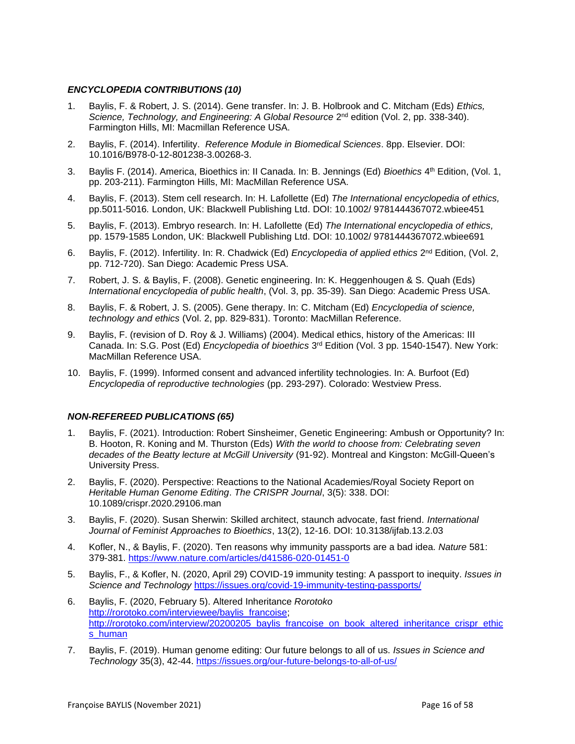### *ENCYCLOPEDIA CONTRIBUTIONS (10)*

1. Baylis, F. & Robert, J. S. (2014). Gene transfer. In: J. B. Holbrook and C. Mitcham (Eds) *Ethics, Science, Technology, and Engineering: A Global Resource* 2nd edition (Vol. 2, pp. 338-340). Farmington Hills, MI: Macmillan Reference USA.
2. Baylis, F. (2014). Infertility. *Reference Module in Biomedical Sciences*. 8pp. Elsevier. DOI: 10.1016/B978-0-12-801238-3.00268-3.
3. Baylis F. (2014). America, Bioethics in: II Canada. In: B. Jennings (Ed) *Bioethics* 4th Edition, (Vol. 1, pp. 203-211). Farmington Hills, MI: MacMillan Reference USA.
4. Baylis, F. (2013). Stem cell research. In: H. Lafollette (Ed) *The International encyclopedia of ethics,* pp.5011-5016*.* London, UK: Blackwell Publishing Ltd. DOI: 10.1002/ 9781444367072.wbiee451
5. Baylis, F. (2013). Embryo research. In: H. Lafollette (Ed) *The International encyclopedia of ethics,* pp. 1579-1585 London, UK: Blackwell Publishing Ltd. DOI: 10.1002/ 9781444367072.wbiee691
6. Baylis, F. (2012). Infertility. In: R. Chadwick (Ed) *Encyclopedia of applied ethics* 2nd Edition, (Vol. 2, pp. 712-720). San Diego: Academic Press USA.
7. Robert, J. S. & Baylis, F. (2008). Genetic engineering. In: K. Heggenhougen & S. Quah (Eds) *International encyclopedia of public health*, (Vol. 3, pp. 35-39). San Diego: Academic Press USA.
8. Baylis, F. & Robert, J. S. (2005). Gene therapy. In: C. Mitcham (Ed) *Encyclopedia of science, technology and ethics* (Vol. 2, pp. 829-831). Toronto: MacMillan Reference.
9. Baylis, F. (revision of D. Roy & J. Williams) (2004). Medical ethics, history of the Americas: III Canada. In: S.G. Post (Ed) *Encyclopedia of bioethics* 3rd Edition (Vol. 3 pp. 1540-1547). New York: MacMillan Reference USA.
10. Baylis, F. (1999). Informed consent and advanced infertility technologies. In: A. Burfoot (Ed) *Encyclopedia of reproductive technologies* (pp. 293-297). Colorado: Westview Press.

### *NON-REFEREED PUBLICATIONS (65)*

1. Baylis, F. (2021). Introduction: Robert Sinsheimer, Genetic Engineering: Ambush or Opportunity? In: B. Hooton, R. Koning and M. Thurston (Eds) *With the world to choose from: Celebrating seven decades of the Beatty lecture at McGill University* (91-92). Montreal and Kingston: McGill-Queen's University Press.
2. Baylis, F. (2020). Perspective: Reactions to the National Academies/Royal Society Report on *Heritable Human Genome Editing*. *The CRISPR Journal*, 3(5): 338. DOI: 10.1089/crispr.2020.29106.man
3. Baylis, F. (2020). Susan Sherwin: Skilled architect, staunch advocate, fast friend. *International Journal of Feminist Approaches to Bioethics*, 13(2), 12-16. DOI: 10.3138/ijfab.13.2.03
4. Kofler, N., & Baylis, F. (2020). Ten reasons why immunity passports are a bad idea. *Nature* 581: 379-381. https://www.nature.com/articles/d41586-020-01451-0
5. Baylis, F., & Kofler, N. (2020, April 29) COVID-19 immunity testing: A passport to inequity. *Issues in Science and Technology* https://issues.org/covid-19-immunity-testing-passports/
6. Baylis, F. (2020, February 5). Altered Inheritance *Rorotoko* http://rorotoko.com/interviewee/baylis_francoise; http://rorotoko.com/interview/20200205_baylis_francoise_on_book_altered_inheritance_crispr_ethics_human
7. Baylis, F. (2019). Human genome editing: Our future belongs to all of us. *Issues in Science and Technology* 35(3), 42-44. https://issues.org/our-future-belongs-to-all-of-us/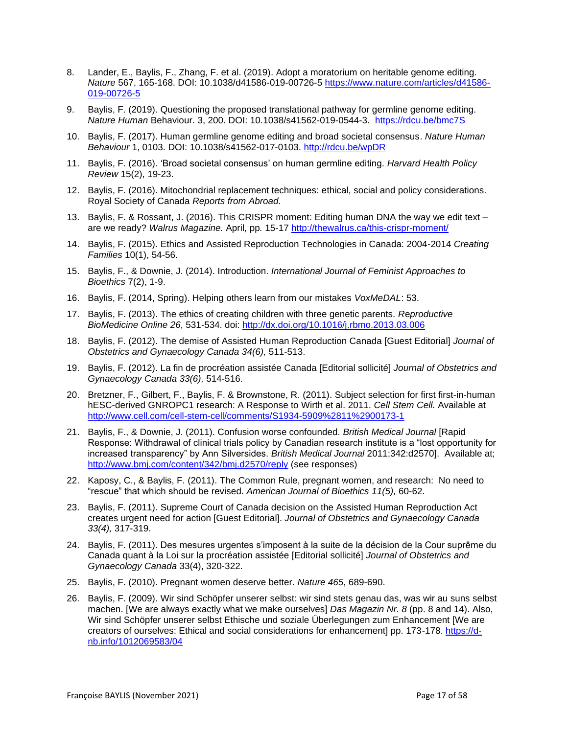8. Lander, E., Baylis, F., Zhang, F. et al. (2019). Adopt a moratorium on heritable genome editing. *Nature* 567, 165-168. DOI: 10.1038/d41586-019-00726-5 https://www.nature.com/articles/d41586-019-00726-5

9. Baylis, F. (2019). Questioning the proposed translational pathway for germline genome editing. *Nature Human* Behaviour. 3, 200. DOI: 10.1038/s41562-019-0544-3. https://rdcu.be/bmc7S

10. Baylis, F. (2017). Human germline genome editing and broad societal consensus. *Nature Human Behaviour* 1, 0103. DOI: 10.1038/s41562-017-0103. http://rdcu.be/wpDR

11. Baylis, F. (2016). 'Broad societal consensus' on human germline editing. *Harvard Health Policy Review* 15(2), 19-23.

12. Baylis, F. (2016). Mitochondrial replacement techniques: ethical, social and policy considerations. Royal Society of Canada *Reports from Abroad.*

13. Baylis, F. & Rossant, J. (2016). This CRISPR moment: Editing human DNA the way we edit text – are we ready? *Walrus Magazine.* April, pp*.* 15-17 http://thewalrus.ca/this-crispr-moment/

14. Baylis, F. (2015). Ethics and Assisted Reproduction Technologies in Canada: 2004-2014 *Creating Families* 10(1), 54-56.

15. Baylis, F., & Downie, J. (2014). Introduction. *International Journal of Feminist Approaches to Bioethics* 7(2), 1-9.

16. Baylis, F. (2014, Spring). Helping others learn from our mistakes *VoxMeDAL*: 53.

17. Baylis, F. (2013). The ethics of creating children with three genetic parents. *Reproductive BioMedicine Online 26*, 531-534. doi: http://dx.doi.org/10.1016/j.rbmo.2013.03.006

18. Baylis, F. (2012). The demise of Assisted Human Reproduction Canada [Guest Editorial] *Journal of Obstetrics and Gynaecology Canada 34(6),* 511-513.

19. Baylis, F. (2012). La fin de procréation assistée Canada [Editorial sollicité] *Journal of Obstetrics and Gynaecology Canada 33(6),* 514-516.

20. Bretzner, F., Gilbert, F., Baylis, F. & Brownstone, R. (2011). Subject selection for first first-in-human hESC-derived GNROPC1 research: A Response to Wirth et al. 2011. *Cell Stem Cell.* Available at http://www.cell.com/cell-stem-cell/comments/S1934-5909%2811%2900173-1

21. Baylis, F., & Downie, J. (2011). Confusion worse confounded. *British Medical Journal* [Rapid Response: Withdrawal of clinical trials policy by Canadian research institute is a "lost opportunity for increased transparency" by Ann Silversides. *British Medical Journal* 2011;342:d2570]. Available at; http://www.bmj.com/content/342/bmj.d2570/reply (see responses)

22. Kaposy, C., & Baylis, F. (2011). The Common Rule, pregnant women, and research: No need to "rescue" that which should be revised. *American Journal of Bioethics 11(5),* 60-62.

23. Baylis, F. (2011). Supreme Court of Canada decision on the Assisted Human Reproduction Act creates urgent need for action [Guest Editorial]. *Journal of Obstetrics and Gynaecology Canada 33(4),* 317-319.

24. Baylis, F. (2011). Des mesures urgentes s'imposent à la suite de la décision de la Cour suprême du Canada quant à la Loi sur la procréation assistée [Editorial sollicité] *Journal of Obstetrics and Gynaecology Canada* 33(4), 320-322.

25. Baylis, F. (2010). Pregnant women deserve better. *Nature 465*, 689-690.

26. Baylis, F. (2009). Wir sind Schöpfer unserer selbst: wir sind stets genau das, was wir au suns selbst machen. [We are always exactly what we make ourselves] *Das Magazin Nr. 8* (pp. 8 and 14). Also, Wir sind Schöpfer unserer selbst Ethische und soziale Überlegungen zum Enhancement [We are creators of ourselves: Ethical and social considerations for enhancement] pp. 173-178. https://d-nb.info/1012069583/04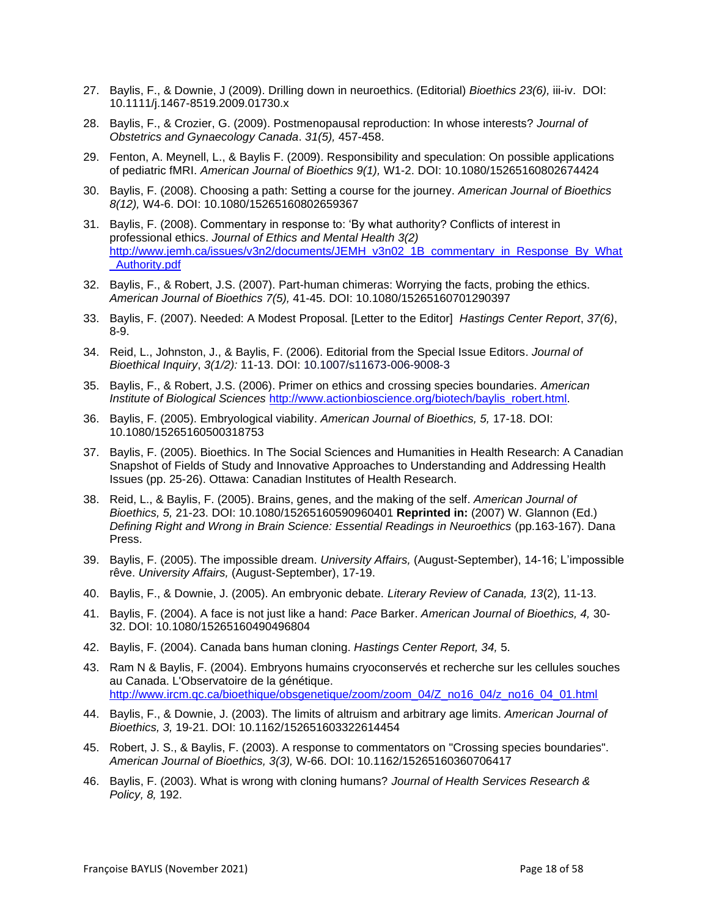27. Baylis, F., & Downie, J (2009). Drilling down in neuroethics. (Editorial) *Bioethics 23(6),* iii-iv. DOI: 10.1111/j.1467-8519.2009.01730.x

28. Baylis, F., & Crozier, G. (2009). Postmenopausal reproduction: In whose interests? *Journal of Obstetrics and Gynaecology Canada*. *31(5),* 457-458.

29. Fenton, A. Meynell, L., & Baylis F. (2009). Responsibility and speculation: On possible applications of pediatric fMRI. *American Journal of Bioethics 9(1),* W1-2. DOI: 10.1080/15265160802674424

30. Baylis, F. (2008). Choosing a path: Setting a course for the journey. *American Journal of Bioethics 8(12),* W4-6. DOI: 10.1080/15265160802659367

31. Baylis, F. (2008). Commentary in response to: 'By what authority? Conflicts of interest in professional ethics. *Journal of Ethics and Mental Health 3(2)* http://www.jemh.ca/issues/v3n2/documents/JEMH_v3n02_1B_commentary_in_Response_By_What_Authority.pdf

32. Baylis, F., & Robert, J.S. (2007). Part-human chimeras: Worrying the facts, probing the ethics. *American Journal of Bioethics 7(5),* 41-45. DOI: 10.1080/15265160701290397

33. Baylis, F. (2007). Needed: A Modest Proposal. [Letter to the Editor] *Hastings Center Report*, *37(6)*, 8-9.

34. Reid, L., Johnston, J., & Baylis, F. (2006). Editorial from the Special Issue Editors. *Journal of Bioethical Inquiry*, *3(1/2):* 11-13. DOI: 10.1007/s11673-006-9008-3

35. Baylis, F., & Robert, J.S. (2006). Primer on ethics and crossing species boundaries. *American Institute of Biological Sciences* http://www.actionbioscience.org/biotech/baylis_robert.html.

36. Baylis, F. (2005). Embryological viability. *American Journal of Bioethics, 5,* 17-18. DOI: 10.1080/15265160500318753

37. Baylis, F. (2005). Bioethics. In The Social Sciences and Humanities in Health Research: A Canadian Snapshot of Fields of Study and Innovative Approaches to Understanding and Addressing Health Issues (pp. 25-26). Ottawa: Canadian Institutes of Health Research.

38. Reid, L., & Baylis, F. (2005). Brains, genes, and the making of the self. *American Journal of Bioethics, 5,* 21-23. DOI: 10.1080/15265160590960401 **Reprinted in:** (2007) W. Glannon (Ed.) *Defining Right and Wrong in Brain Science: Essential Readings in Neuroethics* (pp.163-167). Dana Press.

39. Baylis, F. (2005). The impossible dream. *University Affairs,* (August-September), 14-16; L'impossible rêve. *University Affairs,* (August-September), 17-19.

40. Baylis, F., & Downie, J. (2005). An embryonic debate. *Literary Review of Canada, 13*(2)*,* 11-13.

41. Baylis, F. (2004). A face is not just like a hand: *Pace* Barker. *American Journal of Bioethics, 4,* 30-32. DOI: 10.1080/15265160490496804

42. Baylis, F. (2004). Canada bans human cloning. *Hastings Center Report, 34,* 5.

43. Ram N & Baylis, F. (2004). Embryons humains cryoconservés et recherche sur les cellules souches au Canada. L'Observatoire de la génétique. http://www.ircm.qc.ca/bioethique/obsgenetique/zoom/zoom_04/Z_no16_04/z_no16_04_01.html

44. Baylis, F., & Downie, J. (2003). The limits of altruism and arbitrary age limits. *American Journal of Bioethics, 3,* 19-21. DOI: 10.1162/152651603322614454

45. Robert, J. S., & Baylis, F. (2003). A response to commentators on "Crossing species boundaries". *American Journal of Bioethics, 3(3),* W-66. DOI: 10.1162/15265160360706417

46. Baylis, F. (2003). What is wrong with cloning humans? *Journal of Health Services Research & Policy, 8,* 192.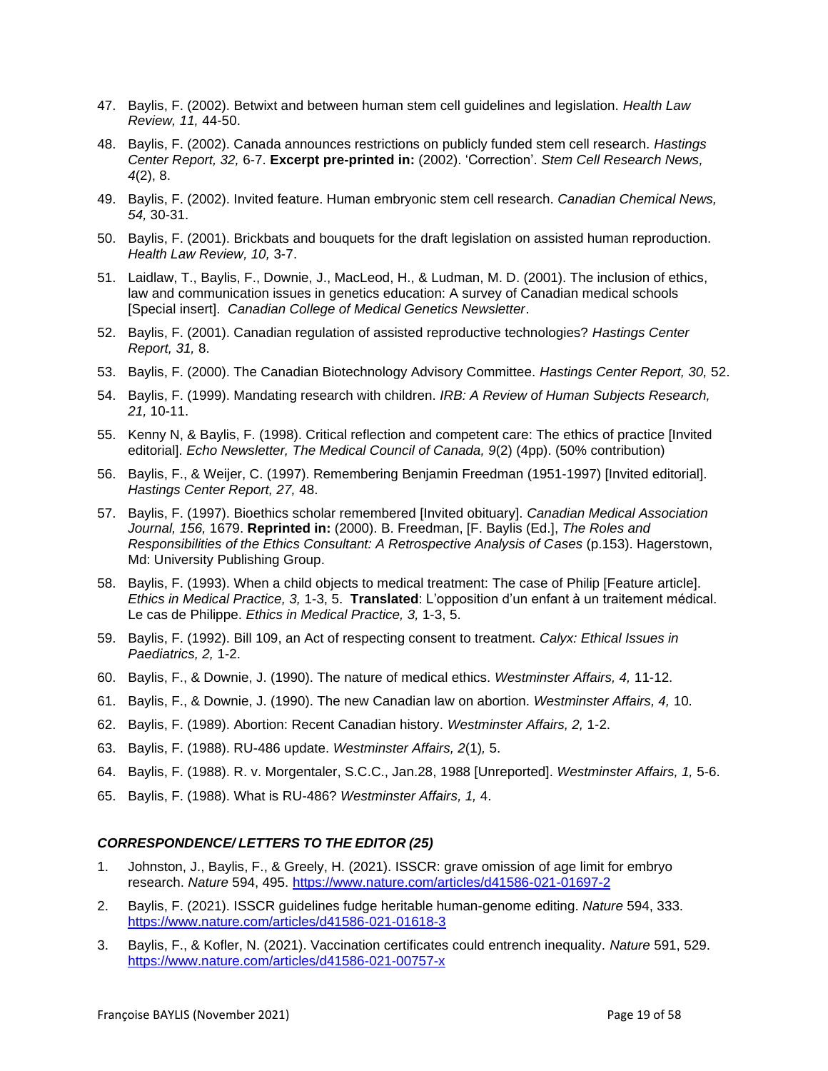47. Baylis, F. (2002). Betwixt and between human stem cell guidelines and legislation. *Health Law Review, 11,* 44-50.

48. Baylis, F. (2002). Canada announces restrictions on publicly funded stem cell research. *Hastings Center Report, 32,* 6-7. **Excerpt pre-printed in:** (2002). 'Correction'. *Stem Cell Research News, 4*(2), 8.

49. Baylis, F. (2002). Invited feature. Human embryonic stem cell research. *Canadian Chemical News, 54,* 30-31.

50. Baylis, F. (2001). Brickbats and bouquets for the draft legislation on assisted human reproduction. *Health Law Review, 10,* 3-7.

51. Laidlaw, T., Baylis, F., Downie, J., MacLeod, H., & Ludman, M. D. (2001). The inclusion of ethics, law and communication issues in genetics education: A survey of Canadian medical schools [Special insert]. *Canadian College of Medical Genetics Newsletter*.

52. Baylis, F. (2001). Canadian regulation of assisted reproductive technologies? *Hastings Center Report, 31,* 8.

53. Baylis, F. (2000). The Canadian Biotechnology Advisory Committee. *Hastings Center Report, 30,* 52.

54. Baylis, F. (1999). Mandating research with children. *IRB: A Review of Human Subjects Research, 21,* 10-11.

55. Kenny N, & Baylis, F. (1998). Critical reflection and competent care: The ethics of practice [Invited editorial]. *Echo Newsletter, The Medical Council of Canada, 9*(2) (4pp). (50% contribution)

56. Baylis, F., & Weijer, C. (1997). Remembering Benjamin Freedman (1951-1997) [Invited editorial]. *Hastings Center Report, 27,* 48.

57. Baylis, F. (1997). Bioethics scholar remembered [Invited obituary]. *Canadian Medical Association Journal, 156,* 1679. **Reprinted in:** (2000). B. Freedman, [F. Baylis (Ed.], *The Roles and Responsibilities of the Ethics Consultant: A Retrospective Analysis of Cases* (p.153). Hagerstown, Md: University Publishing Group.

58. Baylis, F. (1993). When a child objects to medical treatment: The case of Philip [Feature article]. *Ethics in Medical Practice, 3,* 1-3, 5. **Translated**: L'opposition d'un enfant à un traitement médical. Le cas de Philippe. *Ethics in Medical Practice, 3,* 1-3, 5.

59. Baylis, F. (1992). Bill 109, an Act of respecting consent to treatment. *Calyx: Ethical Issues in Paediatrics, 2,* 1-2.

60. Baylis, F., & Downie, J. (1990). The nature of medical ethics. *Westminster Affairs, 4,* 11-12.

61. Baylis, F., & Downie, J. (1990). The new Canadian law on abortion. *Westminster Affairs, 4,* 10.

62. Baylis, F. (1989). Abortion: Recent Canadian history. *Westminster Affairs, 2,* 1-2.

63. Baylis, F. (1988). RU-486 update. *Westminster Affairs, 2*(1)*,* 5.

64. Baylis, F. (1988). R. v. Morgentaler, S.C.C., Jan.28, 1988 [Unreported]. *Westminster Affairs, 1,* 5-6.

65. Baylis, F. (1988). What is RU-486? *Westminster Affairs, 1,* 4.

### *CORRESPONDENCE/ LETTERS TO THE EDITOR (25)*

1. Johnston, J., Baylis, F., & Greely, H. (2021). ISSCR: grave omission of age limit for embryo research. *Nature* 594, 495. https://www.nature.com/articles/d41586-021-01697-2

2. Baylis, F. (2021). ISSCR guidelines fudge heritable human-genome editing. *Nature* 594, 333. https://www.nature.com/articles/d41586-021-01618-3

3. Baylis, F., & Kofler, N. (2021). Vaccination certificates could entrench inequality. *Nature* 591, 529. https://www.nature.com/articles/d41586-021-00757-x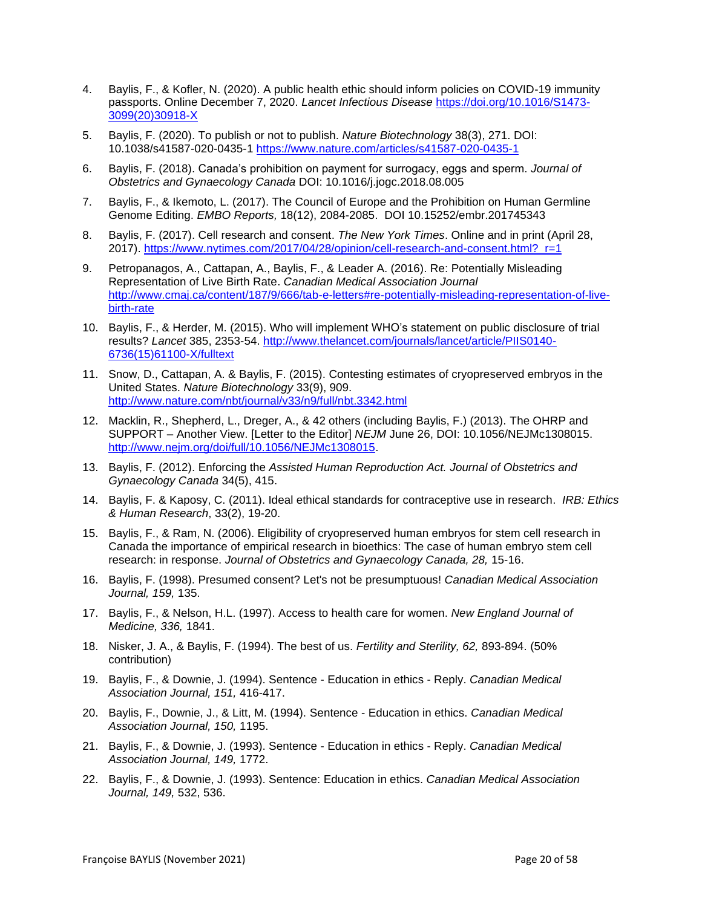4. Baylis, F., & Kofler, N. (2020). A public health ethic should inform policies on COVID-19 immunity passports. Online December 7, 2020. *Lancet Infectious Disease* https://doi.org/10.1016/S1473-3099(20)30918-X

5. Baylis, F. (2020). To publish or not to publish. *Nature Biotechnology* 38(3), 271. DOI: 10.1038/s41587-020-0435-1 https://www.nature.com/articles/s41587-020-0435-1

6. Baylis, F. (2018). Canada's prohibition on payment for surrogacy, eggs and sperm. *Journal of Obstetrics and Gynaecology Canada* DOI: 10.1016/j.jogc.2018.08.005

7. Baylis, F., & Ikemoto, L. (2017). The Council of Europe and the Prohibition on Human Germline Genome Editing. *EMBO Reports,* 18(12), 2084-2085. DOI 10.15252/embr.201745343

8. Baylis, F. (2017). Cell research and consent. *The New York Times*. Online and in print (April 28, 2017). https://www.nytimes.com/2017/04/28/opinion/cell-research-and-consent.html?_r=1

9. Petropanagos, A., Cattapan, A., Baylis, F., & Leader A. (2016). Re: Potentially Misleading Representation of Live Birth Rate. *Canadian Medical Association Journal* http://www.cmaj.ca/content/187/9/666/tab-e-letters#re-potentially-misleading-representation-of-live-birth-rate

10. Baylis, F., & Herder, M. (2015). Who will implement WHO's statement on public disclosure of trial results? *Lancet* 385, 2353-54. http://www.thelancet.com/journals/lancet/article/PIIS0140-6736(15)61100-X/fulltext

11. Snow, D., Cattapan, A. & Baylis, F. (2015). Contesting estimates of cryopreserved embryos in the United States. *Nature Biotechnology* 33(9), 909. http://www.nature.com/nbt/journal/v33/n9/full/nbt.3342.html

12. Macklin, R., Shepherd, L., Dreger, A., & 42 others (including Baylis, F.) (2013). The OHRP and SUPPORT – Another View. [Letter to the Editor] *NEJM* June 26, DOI: 10.1056/NEJMc1308015. http://www.nejm.org/doi/full/10.1056/NEJMc1308015.

13. Baylis, F. (2012). Enforcing the *Assisted Human Reproduction Act. Journal of Obstetrics and Gynaecology Canada* 34(5), 415.

14. Baylis, F. & Kaposy, C. (2011). Ideal ethical standards for contraceptive use in research. *IRB: Ethics & Human Research*, 33(2), 19-20.

15. Baylis, F., & Ram, N. (2006). Eligibility of cryopreserved human embryos for stem cell research in Canada the importance of empirical research in bioethics: The case of human embryo stem cell research: in response. *Journal of Obstetrics and Gynaecology Canada, 28,* 15-16.

16. Baylis, F. (1998). Presumed consent? Let's not be presumptuous! *Canadian Medical Association Journal, 159,* 135.

17. Baylis, F., & Nelson, H.L. (1997). Access to health care for women. *New England Journal of Medicine, 336,* 1841.

18. Nisker, J. A., & Baylis, F. (1994). The best of us. *Fertility and Sterility, 62,* 893-894. (50% contribution)

19. Baylis, F., & Downie, J. (1994). Sentence - Education in ethics - Reply. *Canadian Medical Association Journal, 151,* 416-417.

20. Baylis, F., Downie, J., & Litt, M. (1994). Sentence - Education in ethics. *Canadian Medical Association Journal, 150,* 1195.

21. Baylis, F., & Downie, J. (1993). Sentence - Education in ethics - Reply. *Canadian Medical Association Journal, 149,* 1772.

22. Baylis, F., & Downie, J. (1993). Sentence: Education in ethics. *Canadian Medical Association Journal, 149,* 532, 536.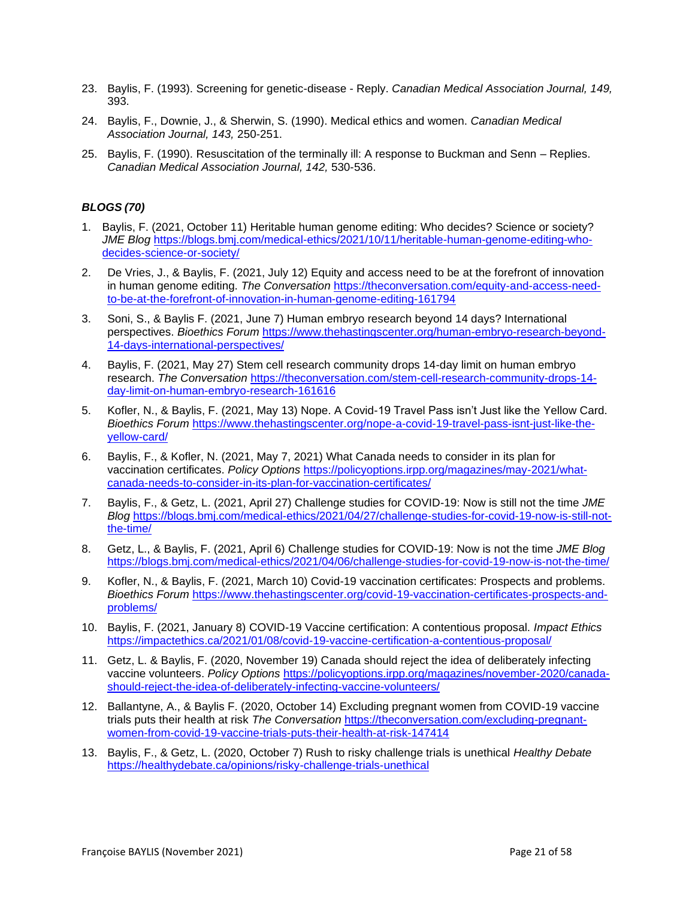23. Baylis, F. (1993). Screening for genetic-disease - Reply. *Canadian Medical Association Journal, 149,* 393.

24. Baylis, F., Downie, J., & Sherwin, S. (1990). Medical ethics and women. *Canadian Medical Association Journal, 143,* 250-251.

25. Baylis, F. (1990). Resuscitation of the terminally ill: A response to Buckman and Senn – Replies. *Canadian Medical Association Journal, 142,* 530-536.

### *BLOGS (70)*

1. Baylis, F. (2021, October 11) Heritable human genome editing: Who decides? Science or society? *JME Blog* https://blogs.bmj.com/medical-ethics/2021/10/11/heritable-human-genome-editing-who-decides-science-or-society/

2. De Vries, J., & Baylis, F. (2021, July 12) Equity and access need to be at the forefront of innovation in human genome editing. *The Conversation* https://theconversation.com/equity-and-access-need-to-be-at-the-forefront-of-innovation-in-human-genome-editing-161794

3. Soni, S., & Baylis F. (2021, June 7) Human embryo research beyond 14 days? International perspectives. *Bioethics Forum* https://www.thehastingscenter.org/human-embryo-research-beyond-14-days-international-perspectives/

4. Baylis, F. (2021, May 27) Stem cell research community drops 14-day limit on human embryo research. *The Conversation* https://theconversation.com/stem-cell-research-community-drops-14-day-limit-on-human-embryo-research-161616

5. Kofler, N., & Baylis, F. (2021, May 13) Nope. A Covid-19 Travel Pass isn't Just like the Yellow Card. *Bioethics Forum* https://www.thehastingscenter.org/nope-a-covid-19-travel-pass-isnt-just-like-the-yellow-card/

6. Baylis, F., & Kofler, N. (2021, May 7, 2021) What Canada needs to consider in its plan for vaccination certificates. *Policy Options* https://policyoptions.irpp.org/magazines/may-2021/what-canada-needs-to-consider-in-its-plan-for-vaccination-certificates/

7. Baylis, F., & Getz, L. (2021, April 27) Challenge studies for COVID-19: Now is still not the time *JME Blog* https://blogs.bmj.com/medical-ethics/2021/04/27/challenge-studies-for-covid-19-now-is-still-not-the-time/

8. Getz, L., & Baylis, F. (2021, April 6) Challenge studies for COVID-19: Now is not the time *JME Blog* https://blogs.bmj.com/medical-ethics/2021/04/06/challenge-studies-for-covid-19-now-is-not-the-time/

9. Kofler, N., & Baylis, F. (2021, March 10) Covid-19 vaccination certificates: Prospects and problems. *Bioethics Forum* https://www.thehastingscenter.org/covid-19-vaccination-certificates-prospects-and-problems/

10. Baylis, F. (2021, January 8) COVID-19 Vaccine certification: A contentious proposal. *Impact Ethics* https://impactethics.ca/2021/01/08/covid-19-vaccine-certification-a-contentious-proposal/

11. Getz, L. & Baylis, F. (2020, November 19) Canada should reject the idea of deliberately infecting vaccine volunteers. *Policy Options* https://policyoptions.irpp.org/magazines/november-2020/canada-should-reject-the-idea-of-deliberately-infecting-vaccine-volunteers/

12. Ballantyne, A., & Baylis F. (2020, October 14) Excluding pregnant women from COVID-19 vaccine trials puts their health at risk *The Conversation* https://theconversation.com/excluding-pregnant-women-from-covid-19-vaccine-trials-puts-their-health-at-risk-147414

13. Baylis, F., & Getz, L. (2020, October 7) Rush to risky challenge trials is unethical *Healthy Debate* https://healthydebate.ca/opinions/risky-challenge-trials-unethical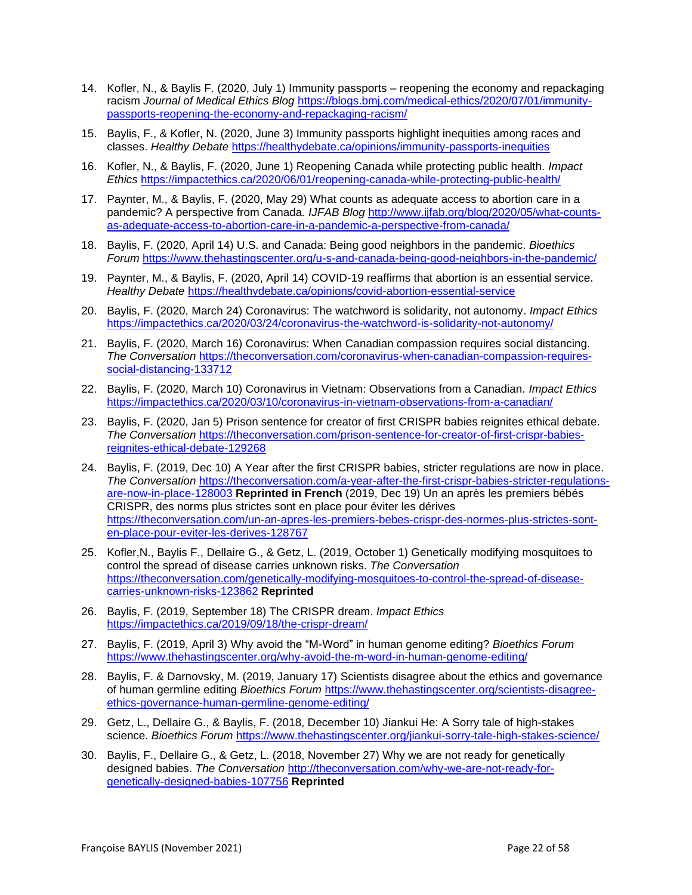14. Kofler, N., & Baylis F. (2020, July 1) Immunity passports – reopening the economy and repackaging racism *Journal of Medical Ethics Blog* https://blogs.bmj.com/medical-ethics/2020/07/01/immunity-passports-reopening-the-economy-and-repackaging-racism/

15. Baylis, F., & Kofler, N. (2020, June 3) Immunity passports highlight inequities among races and classes. *Healthy Debate* https://healthydebate.ca/opinions/immunity-passports-inequities

16. Kofler, N., & Baylis, F. (2020, June 1) Reopening Canada while protecting public health. *Impact Ethics* https://impactethics.ca/2020/06/01/reopening-canada-while-protecting-public-health/

17. Paynter, M., & Baylis, F. (2020, May 29) What counts as adequate access to abortion care in a pandemic? A perspective from Canada. *IJFAB Blog* http://www.ijfab.org/blog/2020/05/what-counts-as-adequate-access-to-abortion-care-in-a-pandemic-a-perspective-from-canada/

18. Baylis, F. (2020, April 14) U.S. and Canada: Being good neighbors in the pandemic. *Bioethics Forum* https://www.thehastingscenter.org/u-s-and-canada-being-good-neighbors-in-the-pandemic/

19. Paynter, M., & Baylis, F. (2020, April 14) COVID-19 reaffirms that abortion is an essential service. *Healthy Debate* https://healthydebate.ca/opinions/covid-abortion-essential-service

20. Baylis, F. (2020, March 24) Coronavirus: The watchword is solidarity, not autonomy. *Impact Ethics* https://impactethics.ca/2020/03/24/coronavirus-the-watchword-is-solidarity-not-autonomy/

21. Baylis, F. (2020, March 16) Coronavirus: When Canadian compassion requires social distancing. *The Conversation* https://theconversation.com/coronavirus-when-canadian-compassion-requires-social-distancing-133712

22. Baylis, F. (2020, March 10) Coronavirus in Vietnam: Observations from a Canadian. *Impact Ethics* https://impactethics.ca/2020/03/10/coronavirus-in-vietnam-observations-from-a-canadian/

23. Baylis, F. (2020, Jan 5) Prison sentence for creator of first CRISPR babies reignites ethical debate. *The Conversation* https://theconversation.com/prison-sentence-for-creator-of-first-crispr-babies-reignites-ethical-debate-129268

24. Baylis, F. (2019, Dec 10) A Year after the first CRISPR babies, stricter regulations are now in place. *The Conversation* https://theconversation.com/a-year-after-the-first-crispr-babies-stricter-regulations-are-now-in-place-128003 **Reprinted in French** (2019, Dec 19) Un an après les premiers bébés CRISPR, des norms plus strictes sont en place pour éviter les dérives https://theconversation.com/un-an-apres-les-premiers-bebes-crispr-des-normes-plus-strictes-sont-en-place-pour-eviter-les-derives-128767

25. Kofler,N., Baylis F., Dellaire G., & Getz, L. (2019, October 1) Genetically modifying mosquitoes to control the spread of disease carries unknown risks. *The Conversation* https://theconversation.com/genetically-modifying-mosquitoes-to-control-the-spread-of-disease-carries-unknown-risks-123862 **Reprinted**

26. Baylis, F. (2019, September 18) The CRISPR dream. *Impact Ethics* https://impactethics.ca/2019/09/18/the-crispr-dream/

27. Baylis, F. (2019, April 3) Why avoid the "M-Word" in human genome editing? *Bioethics Forum* https://www.thehastingscenter.org/why-avoid-the-m-word-in-human-genome-editing/

28. Baylis, F. & Darnovsky, M. (2019, January 17) Scientists disagree about the ethics and governance of human germline editing *Bioethics Forum* https://www.thehastingscenter.org/scientists-disagree-ethics-governance-human-germline-genome-editing/

29. Getz, L., Dellaire G., & Baylis, F. (2018, December 10) Jiankui He: A Sorry tale of high-stakes science. *Bioethics Forum* https://www.thehastingscenter.org/jiankui-sorry-tale-high-stakes-science/

30. Baylis, F., Dellaire G., & Getz, L. (2018, November 27) Why we are not ready for genetically designed babies. *The Conversation* http://theconversation.com/why-we-are-not-ready-for-genetically-designed-babies-107756 **Reprinted**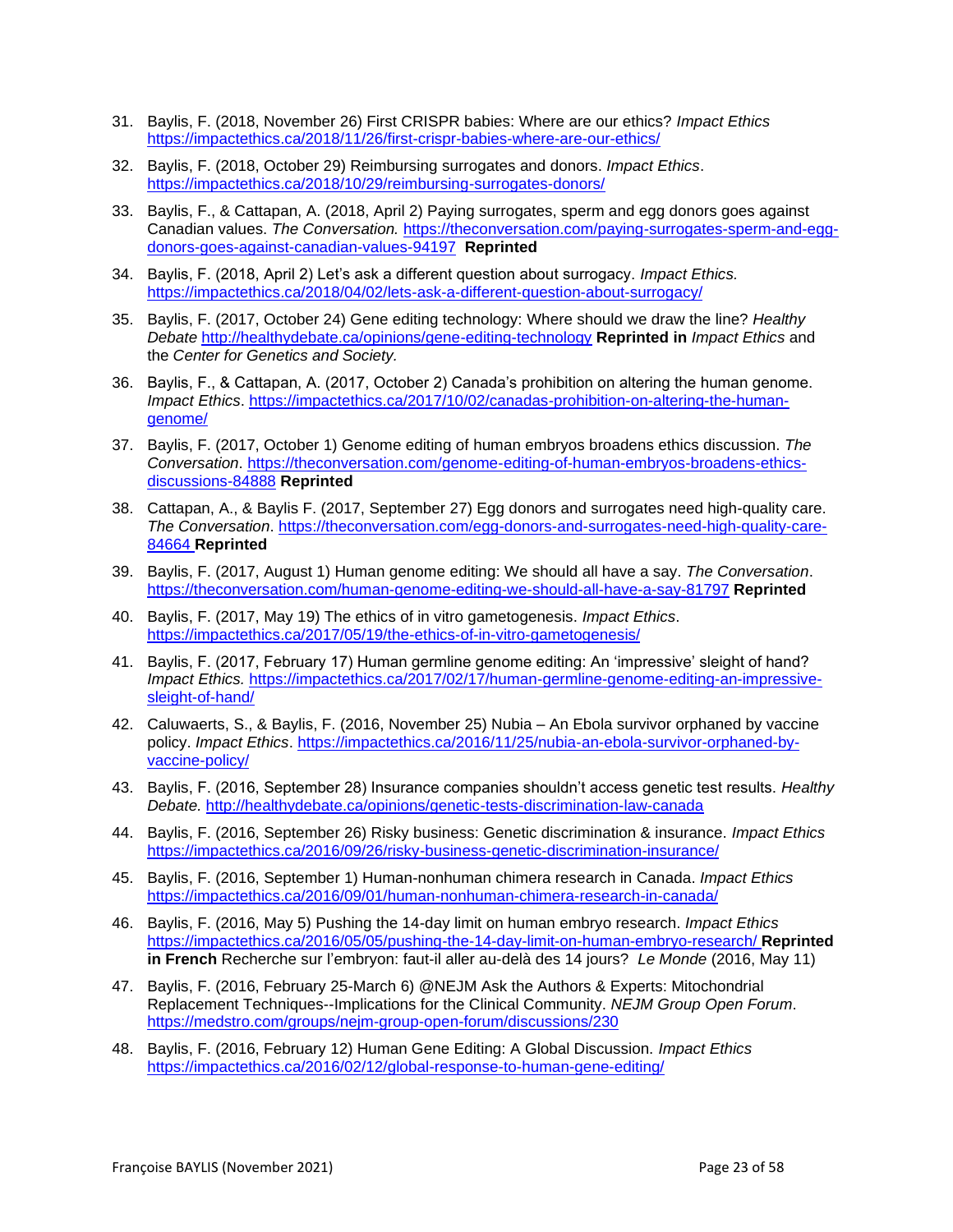31. Baylis, F. (2018, November 26) First CRISPR babies: Where are our ethics? *Impact Ethics* https://impactethics.ca/2018/11/26/first-crispr-babies-where-are-our-ethics/

32. Baylis, F. (2018, October 29) Reimbursing surrogates and donors. *Impact Ethics*. https://impactethics.ca/2018/10/29/reimbursing-surrogates-donors/

33. Baylis, F., & Cattapan, A. (2018, April 2) Paying surrogates, sperm and egg donors goes against Canadian values. *The Conversation.* https://theconversation.com/paying-surrogates-sperm-and-egg-donors-goes-against-canadian-values-94197 **Reprinted**

34. Baylis, F. (2018, April 2) Let's ask a different question about surrogacy. *Impact Ethics.* https://impactethics.ca/2018/04/02/lets-ask-a-different-question-about-surrogacy/

35. Baylis, F. (2017, October 24) Gene editing technology: Where should we draw the line? *Healthy Debate* http://healthydebate.ca/opinions/gene-editing-technology **Reprinted in** *Impact Ethics* and the *Center for Genetics and Society.*

36. Baylis, F., & Cattapan, A. (2017, October 2) Canada's prohibition on altering the human genome. *Impact Ethics*. https://impactethics.ca/2017/10/02/canadas-prohibition-on-altering-the-human-genome/

37. Baylis, F. (2017, October 1) Genome editing of human embryos broadens ethics discussion. *The Conversation*. https://theconversation.com/genome-editing-of-human-embryos-broadens-ethics-discussions-84888 **Reprinted**

38. Cattapan, A., & Baylis F. (2017, September 27) Egg donors and surrogates need high-quality care. *The Conversation*. https://theconversation.com/egg-donors-and-surrogates-need-high-quality-care-84664 **Reprinted**

39. Baylis, F. (2017, August 1) Human genome editing: We should all have a say. *The Conversation*. https://theconversation.com/human-genome-editing-we-should-all-have-a-say-81797 **Reprinted**

40. Baylis, F. (2017, May 19) The ethics of in vitro gametogenesis. *Impact Ethics*. https://impactethics.ca/2017/05/19/the-ethics-of-in-vitro-gametogenesis/

41. Baylis, F. (2017, February 17) Human germline genome editing: An 'impressive' sleight of hand? *Impact Ethics.* https://impactethics.ca/2017/02/17/human-germline-genome-editing-an-impressive-sleight-of-hand/

42. Caluwaerts, S., & Baylis, F. (2016, November 25) Nubia – An Ebola survivor orphaned by vaccine policy. *Impact Ethics*. https://impactethics.ca/2016/11/25/nubia-an-ebola-survivor-orphaned-by-vaccine-policy/

43. Baylis, F. (2016, September 28) Insurance companies shouldn't access genetic test results. *Healthy Debate.* http://healthydebate.ca/opinions/genetic-tests-discrimination-law-canada

44. Baylis, F. (2016, September 26) Risky business: Genetic discrimination & insurance. *Impact Ethics* https://impactethics.ca/2016/09/26/risky-business-genetic-discrimination-insurance/

45. Baylis, F. (2016, September 1) Human-nonhuman chimera research in Canada. *Impact Ethics* https://impactethics.ca/2016/09/01/human-nonhuman-chimera-research-in-canada/

46. Baylis, F. (2016, May 5) Pushing the 14-day limit on human embryo research. *Impact Ethics* https://impactethics.ca/2016/05/05/pushing-the-14-day-limit-on-human-embryo-research/ **Reprinted in French** Recherche sur l'embryon: faut-il aller au-delà des 14 jours? *Le Monde* (2016, May 11)

47. Baylis, F. (2016, February 25-March 6) @NEJM Ask the Authors & Experts: Mitochondrial Replacement Techniques--Implications for the Clinical Community. *NEJM Group Open Forum*. https://medstro.com/groups/nejm-group-open-forum/discussions/230

48. Baylis, F. (2016, February 12) Human Gene Editing: A Global Discussion. *Impact Ethics* https://impactethics.ca/2016/02/12/global-response-to-human-gene-editing/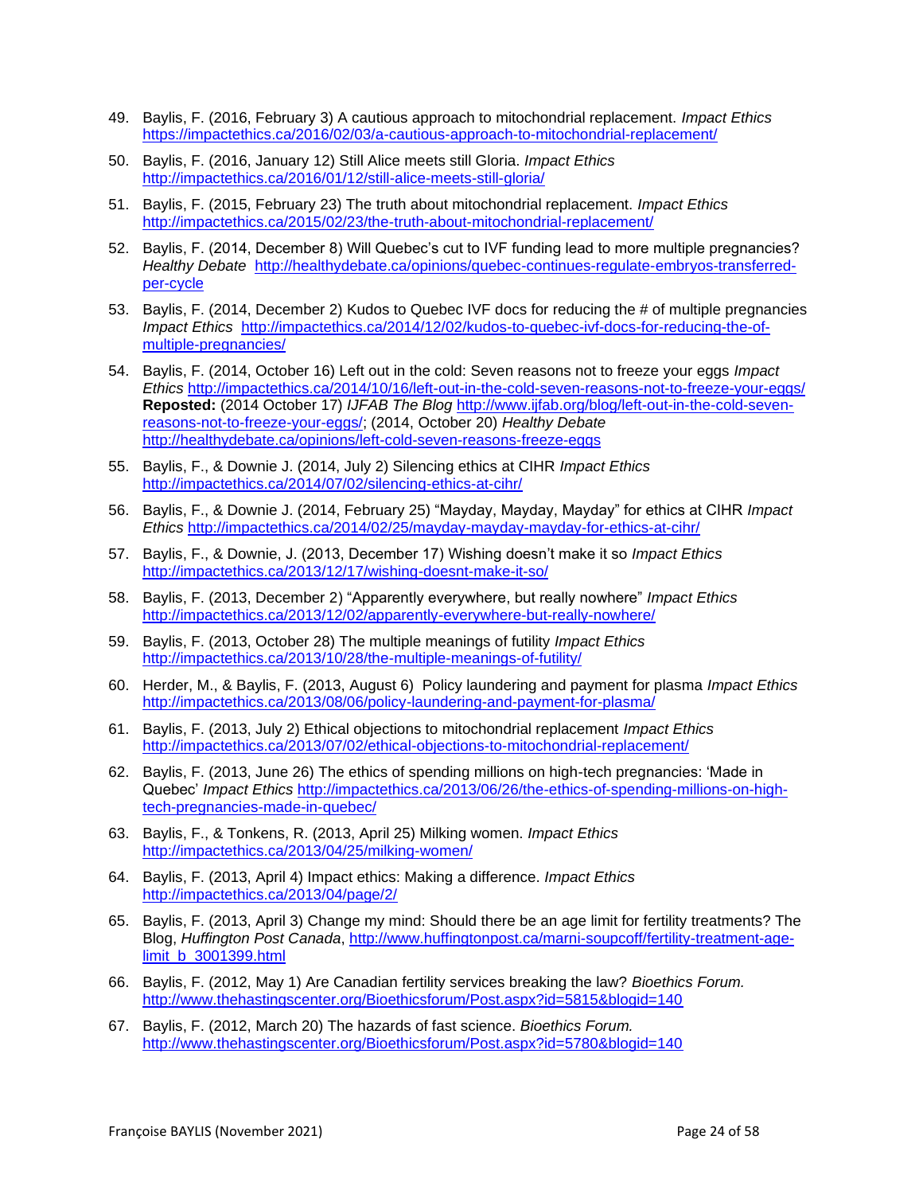49. Baylis, F. (2016, February 3) A cautious approach to mitochondrial replacement. *Impact Ethics* https://impactethics.ca/2016/02/03/a-cautious-approach-to-mitochondrial-replacement/

50. Baylis, F. (2016, January 12) Still Alice meets still Gloria. *Impact Ethics* http://impactethics.ca/2016/01/12/still-alice-meets-still-gloria/

51. Baylis, F. (2015, February 23) The truth about mitochondrial replacement. *Impact Ethics* http://impactethics.ca/2015/02/23/the-truth-about-mitochondrial-replacement/

52. Baylis, F. (2014, December 8) Will Quebec's cut to IVF funding lead to more multiple pregnancies? *Healthy Debate* http://healthydebate.ca/opinions/quebec-continues-regulate-embryos-transferred-per-cycle

53. Baylis, F. (2014, December 2) Kudos to Quebec IVF docs for reducing the # of multiple pregnancies *Impact Ethics* http://impactethics.ca/2014/12/02/kudos-to-quebec-ivf-docs-for-reducing-the-of-multiple-pregnancies/

54. Baylis, F. (2014, October 16) Left out in the cold: Seven reasons not to freeze your eggs *Impact Ethics* http://impactethics.ca/2014/10/16/left-out-in-the-cold-seven-reasons-not-to-freeze-your-eggs/ **Reposted:** (2014 October 17) *IJFAB The Blog* http://www.ijfab.org/blog/left-out-in-the-cold-seven-reasons-not-to-freeze-your-eggs/; (2014, October 20) *Healthy Debate* http://healthydebate.ca/opinions/left-cold-seven-reasons-freeze-eggs

55. Baylis, F., & Downie J. (2014, July 2) Silencing ethics at CIHR *Impact Ethics* http://impactethics.ca/2014/07/02/silencing-ethics-at-cihr/

56. Baylis, F., & Downie J. (2014, February 25) "Mayday, Mayday, Mayday" for ethics at CIHR *Impact Ethics* http://impactethics.ca/2014/02/25/mayday-mayday-mayday-for-ethics-at-cihr/

57. Baylis, F., & Downie, J. (2013, December 17) Wishing doesn't make it so *Impact Ethics* http://impactethics.ca/2013/12/17/wishing-doesnt-make-it-so/

58. Baylis, F. (2013, December 2) "Apparently everywhere, but really nowhere" *Impact Ethics* http://impactethics.ca/2013/12/02/apparently-everywhere-but-really-nowhere/

59. Baylis, F. (2013, October 28) The multiple meanings of futility *Impact Ethics* http://impactethics.ca/2013/10/28/the-multiple-meanings-of-futility/

60. Herder, M., & Baylis, F. (2013, August 6) Policy laundering and payment for plasma *Impact Ethics* http://impactethics.ca/2013/08/06/policy-laundering-and-payment-for-plasma/

61. Baylis, F. (2013, July 2) Ethical objections to mitochondrial replacement *Impact Ethics* http://impactethics.ca/2013/07/02/ethical-objections-to-mitochondrial-replacement/

62. Baylis, F. (2013, June 26) The ethics of spending millions on high-tech pregnancies: 'Made in Quebec' *Impact Ethics* http://impactethics.ca/2013/06/26/the-ethics-of-spending-millions-on-high-tech-pregnancies-made-in-quebec/

63. Baylis, F., & Tonkens, R. (2013, April 25) Milking women. *Impact Ethics* http://impactethics.ca/2013/04/25/milking-women/

64. Baylis, F. (2013, April 4) Impact ethics: Making a difference. *Impact Ethics* http://impactethics.ca/2013/04/page/2/

65. Baylis, F. (2013, April 3) Change my mind: Should there be an age limit for fertility treatments? The Blog, *Huffington Post Canada*, http://www.huffingtonpost.ca/marni-soupcoff/fertility-treatment-age-limit_b_3001399.html

66. Baylis, F. (2012, May 1) Are Canadian fertility services breaking the law? *Bioethics Forum.* http://www.thehastingscenter.org/Bioethicsforum/Post.aspx?id=5815&blogid=140

67. Baylis, F. (2012, March 20) The hazards of fast science. *Bioethics Forum.* http://www.thehastingscenter.org/Bioethicsforum/Post.aspx?id=5780&blogid=140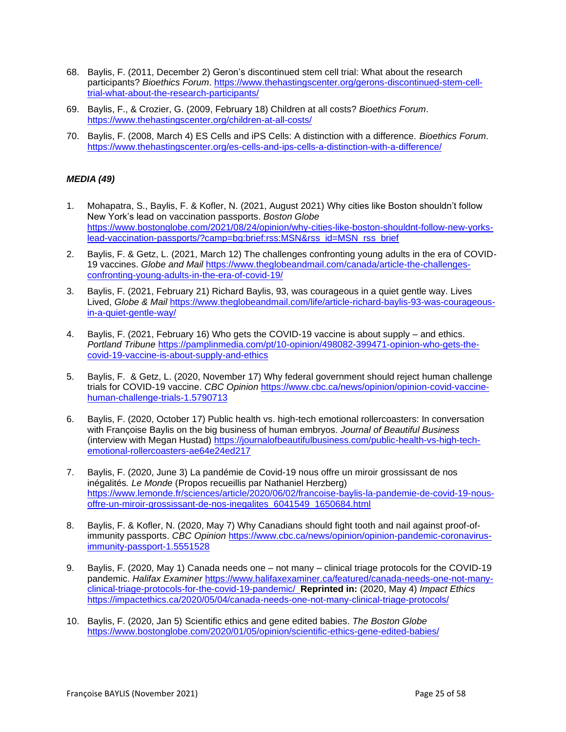68. Baylis, F. (2011, December 2) Geron's discontinued stem cell trial: What about the research participants? *Bioethics Forum*. https://www.thehastingscenter.org/gerons-discontinued-stem-cell-trial-what-about-the-research-participants/

69. Baylis, F., & Crozier, G. (2009, February 18) Children at all costs? *Bioethics Forum*. https://www.thehastingscenter.org/children-at-all-costs/

70. Baylis, F. (2008, March 4) ES Cells and iPS Cells: A distinction with a difference. *Bioethics Forum*. https://www.thehastingscenter.org/es-cells-and-ips-cells-a-distinction-with-a-difference/

### *MEDIA (49)*

1. Mohapatra, S., Baylis, F. & Kofler, N. (2021, August 2021) Why cities like Boston shouldn't follow New York's lead on vaccination passports. *Boston Globe* https://www.bostonglobe.com/2021/08/24/opinion/why-cities-like-boston-shouldnt-follow-new-yorks-lead-vaccination-passports/?camp=bg:brief:rss:MSN&rss_id=MSN_rss_brief

2. Baylis, F. & Getz, L. (2021, March 12) The challenges confronting young adults in the era of COVID-19 vaccines. *Globe and Mail* https://www.theglobeandmail.com/canada/article-the-challenges-confronting-young-adults-in-the-era-of-covid-19/

3. Baylis, F. (2021, February 21) Richard Baylis, 93, was courageous in a quiet gentle way. Lives Lived, *Globe & Mail* https://www.theglobeandmail.com/life/article-richard-baylis-93-was-courageous-in-a-quiet-gentle-way/

4. Baylis, F. (2021, February 16) Who gets the COVID-19 vaccine is about supply – and ethics. *Portland Tribune* https://pamplinmedia.com/pt/10-opinion/498082-399471-opinion-who-gets-the-covid-19-vaccine-is-about-supply-and-ethics

5. Baylis, F. & Getz, L. (2020, November 17) Why federal government should reject human challenge trials for COVID-19 vaccine. *CBC Opinion* https://www.cbc.ca/news/opinion/opinion-covid-vaccine-human-challenge-trials-1.5790713

6. Baylis, F. (2020, October 17) Public health vs. high-tech emotional rollercoasters: In conversation with Françoise Baylis on the big business of human embryos. *Journal of Beautiful Business* (interview with Megan Hustad) https://journalofbeautifulbusiness.com/public-health-vs-high-tech-emotional-rollercoasters-ae64e24ed217

7. Baylis, F. (2020, June 3) La pandémie de Covid-19 nous offre un miroir grossissant de nos inégalités*. Le Monde* (Propos recueillis par Nathaniel Herzberg) https://www.lemonde.fr/sciences/article/2020/06/02/francoise-baylis-la-pandemie-de-covid-19-nous-offre-un-miroir-grossissant-de-nos-inegalites_6041549_1650684.html

8. Baylis, F. & Kofler, N. (2020, May 7) Why Canadians should fight tooth and nail against proof-of-immunity passports. *CBC Opinion* https://www.cbc.ca/news/opinion/opinion-pandemic-coronavirus-immunity-passport-1.5551528

9. Baylis, F. (2020, May 1) Canada needs one – not many – clinical triage protocols for the COVID-19 pandemic. *Halifax Examiner* https://www.halifaxexaminer.ca/featured/canada-needs-one-not-many-clinical-triage-protocols-for-the-covid-19-pandemic/ **Reprinted in:** (2020, May 4) *Impact Ethics* https://impactethics.ca/2020/05/04/canada-needs-one-not-many-clinical-triage-protocols/

10. Baylis, F. (2020, Jan 5) Scientific ethics and gene edited babies. *The Boston Globe* https://www.bostonglobe.com/2020/01/05/opinion/scientific-ethics-gene-edited-babies/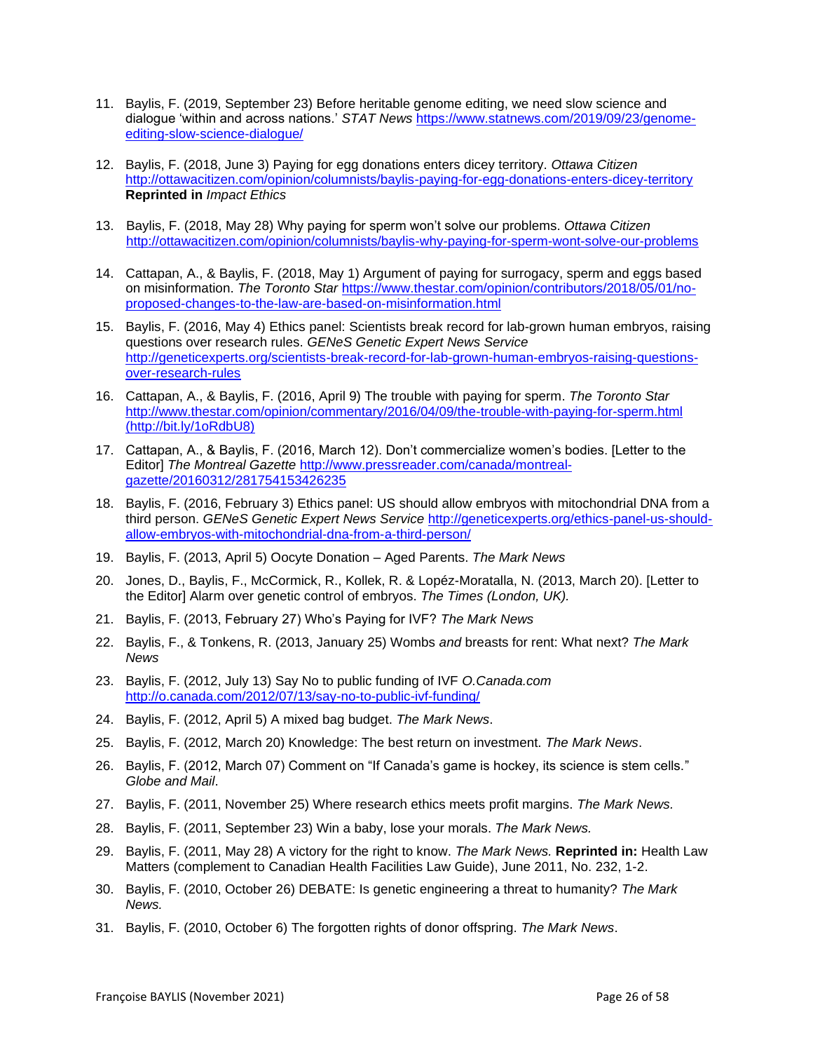11. Baylis, F. (2019, September 23) Before heritable genome editing, we need slow science and dialogue 'within and across nations.' *STAT News* https://www.statnews.com/2019/09/23/genome-editing-slow-science-dialogue/

12. Baylis, F. (2018, June 3) Paying for egg donations enters dicey territory. *Ottawa Citizen* http://ottawacitizen.com/opinion/columnists/baylis-paying-for-egg-donations-enters-dicey-territory **Reprinted in** *Impact Ethics*

13. Baylis, F. (2018, May 28) Why paying for sperm won't solve our problems. *Ottawa Citizen* http://ottawacitizen.com/opinion/columnists/baylis-why-paying-for-sperm-wont-solve-our-problems

14. Cattapan, A., & Baylis, F. (2018, May 1) Argument of paying for surrogacy, sperm and eggs based on misinformation. *The Toronto Star* https://www.thestar.com/opinion/contributors/2018/05/01/no-proposed-changes-to-the-law-are-based-on-misinformation.html

15. Baylis, F. (2016, May 4) Ethics panel: Scientists break record for lab-grown human embryos, raising questions over research rules. *GENeS Genetic Expert News Service* http://geneticexperts.org/scientists-break-record-for-lab-grown-human-embryos-raising-questions-over-research-rules

16. Cattapan, A., & Baylis, F. (2016, April 9) The trouble with paying for sperm. *The Toronto Star* http://www.thestar.com/opinion/commentary/2016/04/09/the-trouble-with-paying-for-sperm.html (http://bit.ly/1oRdbU8)

17. Cattapan, A., & Baylis, F. (2016, March 12). Don't commercialize women's bodies. [Letter to the Editor] *The Montreal Gazette* http://www.pressreader.com/canada/montreal-gazette/20160312/281754153426235

18. Baylis, F. (2016, February 3) Ethics panel: US should allow embryos with mitochondrial DNA from a third person. *GENeS Genetic Expert News Service* http://geneticexperts.org/ethics-panel-us-should-allow-embryos-with-mitochondrial-dna-from-a-third-person/

19. Baylis, F. (2013, April 5) Oocyte Donation – Aged Parents. *The Mark News*

20. Jones, D., Baylis, F., McCormick, R., Kollek, R. & Lopéz-Moratalla, N. (2013, March 20). [Letter to the Editor] Alarm over genetic control of embryos. *The Times (London, UK).*

21. Baylis, F. (2013, February 27) Who's Paying for IVF? *The Mark News*

22. Baylis, F., & Tonkens, R. (2013, January 25) Wombs *and* breasts for rent: What next? *The Mark News*

23. Baylis, F. (2012, July 13) Say No to public funding of IVF *O.Canada.com* http://o.canada.com/2012/07/13/say-no-to-public-ivf-funding/

24. Baylis, F. (2012, April 5) A mixed bag budget. *The Mark News*.

25. Baylis, F. (2012, March 20) Knowledge: The best return on investment. *The Mark News*.

26. Baylis, F. (2012, March 07) Comment on "If Canada's game is hockey, its science is stem cells." *Globe and Mail*.

27. Baylis, F. (2011, November 25) Where research ethics meets profit margins. *The Mark News.*

28. Baylis, F. (2011, September 23) Win a baby, lose your morals. *The Mark News.*

29. Baylis, F. (2011, May 28) A victory for the right to know. *The Mark News.* **Reprinted in:** Health Law Matters (complement to Canadian Health Facilities Law Guide), June 2011, No. 232, 1-2.

30. Baylis, F. (2010, October 26) DEBATE: Is genetic engineering a threat to humanity? *The Mark News.*

31. Baylis, F. (2010, October 6) The forgotten rights of donor offspring. *The Mark News*.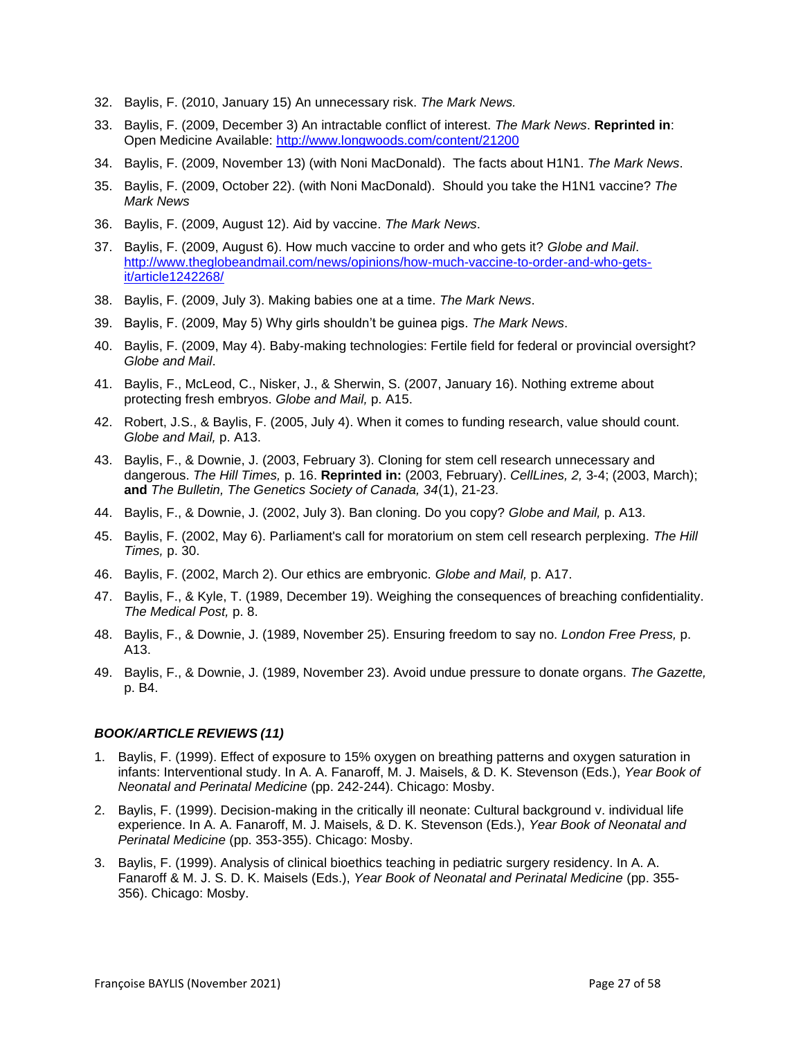32. Baylis, F. (2010, January 15) An unnecessary risk. *The Mark News.*
33. Baylis, F. (2009, December 3) An intractable conflict of interest. *The Mark News*. **Reprinted in**: Open Medicine Available: http://www.longwoods.com/content/21200
34. Baylis, F. (2009, November 13) (with Noni MacDonald). The facts about H1N1. *The Mark News*.
35. Baylis, F. (2009, October 22). (with Noni MacDonald). Should you take the H1N1 vaccine? *The Mark News*
36. Baylis, F. (2009, August 12). Aid by vaccine. *The Mark News*.
37. Baylis, F. (2009, August 6). How much vaccine to order and who gets it? *Globe and Mail*. http://www.theglobeandmail.com/news/opinions/how-much-vaccine-to-order-and-who-gets-it/article1242268/
38. Baylis, F. (2009, July 3). Making babies one at a time. *The Mark News*.
39. Baylis, F. (2009, May 5) Why girls shouldn't be guinea pigs. *The Mark News*.
40. Baylis, F. (2009, May 4). Baby-making technologies: Fertile field for federal or provincial oversight? *Globe and Mail*.
41. Baylis, F., McLeod, C., Nisker, J., & Sherwin, S. (2007, January 16). Nothing extreme about protecting fresh embryos. *Globe and Mail,* p. A15.
42. Robert, J.S., & Baylis, F. (2005, July 4). When it comes to funding research, value should count. *Globe and Mail,* p. A13.
43. Baylis, F., & Downie, J. (2003, February 3). Cloning for stem cell research unnecessary and dangerous. *The Hill Times,* p. 16. **Reprinted in:** (2003, February). *CellLines, 2,* 3-4; (2003, March); **and** *The Bulletin, The Genetics Society of Canada, 34*(1), 21-23.
44. Baylis, F., & Downie, J. (2002, July 3). Ban cloning. Do you copy? *Globe and Mail,* p. A13.
45. Baylis, F. (2002, May 6). Parliament's call for moratorium on stem cell research perplexing. *The Hill Times,* p. 30.
46. Baylis, F. (2002, March 2). Our ethics are embryonic. *Globe and Mail,* p. A17.
47. Baylis, F., & Kyle, T. (1989, December 19). Weighing the consequences of breaching confidentiality. *The Medical Post,* p. 8.
48. Baylis, F., & Downie, J. (1989, November 25). Ensuring freedom to say no. *London Free Press,* p. A13.
49. Baylis, F., & Downie, J. (1989, November 23). Avoid undue pressure to donate organs. *The Gazette,* p. B4.

### *BOOK/ARTICLE REVIEWS (11)*

1. Baylis, F. (1999). Effect of exposure to 15% oxygen on breathing patterns and oxygen saturation in infants: Interventional study. In A. A. Fanaroff, M. J. Maisels, & D. K. Stevenson (Eds.), *Year Book of Neonatal and Perinatal Medicine* (pp. 242-244). Chicago: Mosby.
2. Baylis, F. (1999). Decision-making in the critically ill neonate: Cultural background v. individual life experience. In A. A. Fanaroff, M. J. Maisels, & D. K. Stevenson (Eds.), *Year Book of Neonatal and Perinatal Medicine* (pp. 353-355). Chicago: Mosby.
3. Baylis, F. (1999). Analysis of clinical bioethics teaching in pediatric surgery residency. In A. A. Fanaroff & M. J. S. D. K. Maisels (Eds.), *Year Book of Neonatal and Perinatal Medicine* (pp. 355-356). Chicago: Mosby.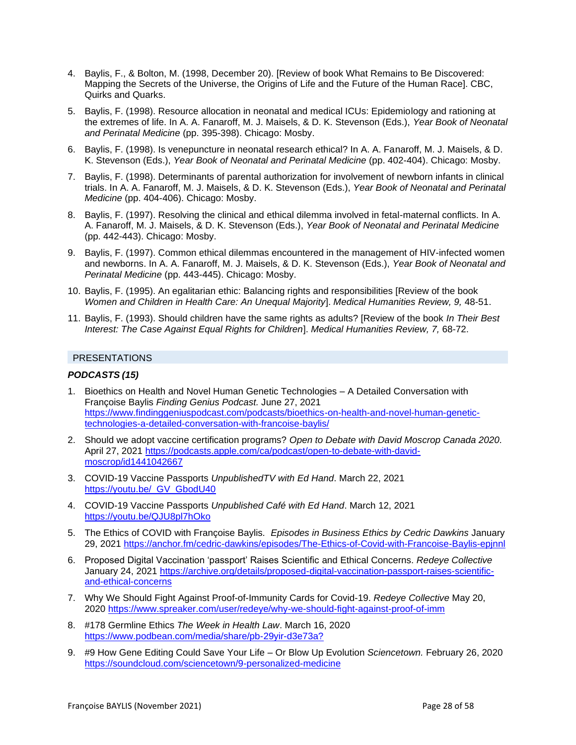4. Baylis, F., & Bolton, M. (1998, December 20). [Review of book What Remains to Be Discovered: Mapping the Secrets of the Universe, the Origins of Life and the Future of the Human Race]. CBC, Quirks and Quarks.

5. Baylis, F. (1998). Resource allocation in neonatal and medical ICUs: Epidemiology and rationing at the extremes of life. In A. A. Fanaroff, M. J. Maisels, & D. K. Stevenson (Eds.), *Year Book of Neonatal and Perinatal Medicine* (pp. 395-398). Chicago: Mosby.

6. Baylis, F. (1998). Is venepuncture in neonatal research ethical? In A. A. Fanaroff, M. J. Maisels, & D. K. Stevenson (Eds.), *Year Book of Neonatal and Perinatal Medicine* (pp. 402-404). Chicago: Mosby.

7. Baylis, F. (1998). Determinants of parental authorization for involvement of newborn infants in clinical trials. In A. A. Fanaroff, M. J. Maisels, & D. K. Stevenson (Eds.), *Year Book of Neonatal and Perinatal Medicine* (pp. 404-406). Chicago: Mosby.

8. Baylis, F. (1997). Resolving the clinical and ethical dilemma involved in fetal-maternal conflicts. In A. A. Fanaroff, M. J. Maisels, & D. K. Stevenson (Eds.), *Year Book of Neonatal and Perinatal Medicine* (pp. 442-443). Chicago: Mosby.

9. Baylis, F. (1997). Common ethical dilemmas encountered in the management of HIV-infected women and newborns. In A. A. Fanaroff, M. J. Maisels, & D. K. Stevenson (Eds.), *Year Book of Neonatal and Perinatal Medicine* (pp. 443-445). Chicago: Mosby.

10. Baylis, F. (1995). An egalitarian ethic: Balancing rights and responsibilities [Review of the book *Women and Children in Health Care: An Unequal Majority*]. *Medical Humanities Review, 9,* 48-51.

11. Baylis, F. (1993). Should children have the same rights as adults? [Review of the book *In Their Best Interest: The Case Against Equal Rights for Children*]. *Medical Humanities Review, 7,* 68-72.

## PRESENTATIONS

### *PODCASTS (15)*

1. Bioethics on Health and Novel Human Genetic Technologies – A Detailed Conversation with Françoise Baylis *Finding Genius Podcast.* June 27, 2021 https://www.findinggeniuspodcast.com/podcasts/bioethics-on-health-and-novel-human-genetic-technologies-a-detailed-conversation-with-francoise-baylis/

2. Should we adopt vaccine certification programs? *Open to Debate with David Moscrop Canada 2020.* April 27, 2021 https://podcasts.apple.com/ca/podcast/open-to-debate-with-david-moscrop/id1441042667

3. COVID-19 Vaccine Passports *UnpublishedTV with Ed Hand*. March 22, 2021 https://youtu.be/_GV_GbodU40

4. COVID-19 Vaccine Passports *Unpublished Café with Ed Hand*. March 12, 2021 https://youtu.be/QJU8pl7hOko

5. The Ethics of COVID with Françoise Baylis. *Episodes in Business Ethics by Cedric Dawkins* January 29, 2021 https://anchor.fm/cedric-dawkins/episodes/The-Ethics-of-Covid-with-Francoise-Baylis-epjnnl

6. Proposed Digital Vaccination 'passport' Raises Scientific and Ethical Concerns. *Redeye Collective* January 24, 2021 https://archive.org/details/proposed-digital-vaccination-passport-raises-scientific-and-ethical-concerns

7. Why We Should Fight Against Proof-of-Immunity Cards for Covid-19. *Redeye Collective* May 20, 2020 https://www.spreaker.com/user/redeye/why-we-should-fight-against-proof-of-imm

8. #178 Germline Ethics *The Week in Health Law*. March 16, 2020 https://www.podbean.com/media/share/pb-29yir-d3e73a?

9. #9 How Gene Editing Could Save Your Life – Or Blow Up Evolution *Sciencetown.* February 26, 2020 https://soundcloud.com/sciencetown/9-personalized-medicine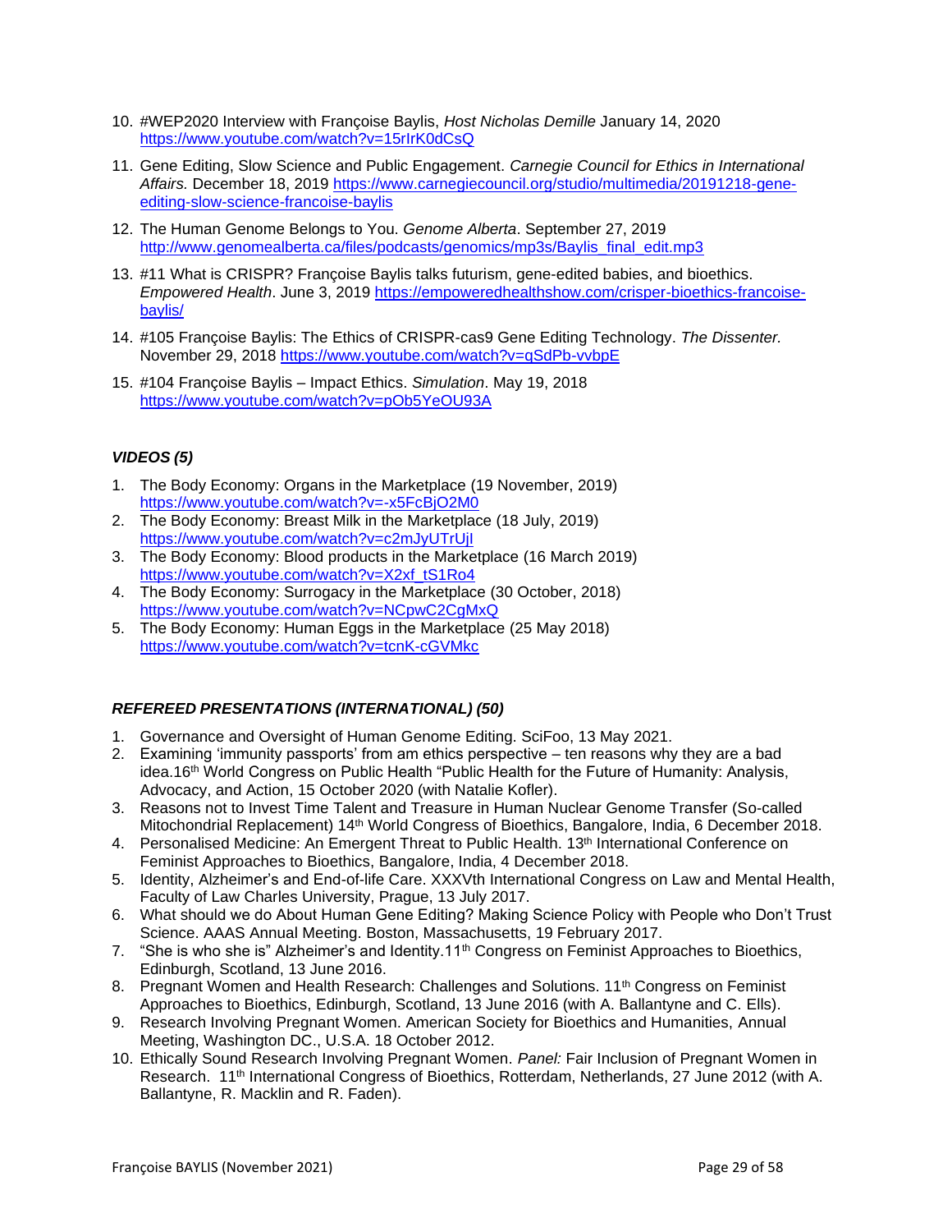10. #WEP2020 Interview with Françoise Baylis, *Host Nicholas Demille* January 14, 2020 https://www.youtube.com/watch?v=15rIrK0dCsQ

11. Gene Editing, Slow Science and Public Engagement. *Carnegie Council for Ethics in International Affairs.* December 18, 2019 https://www.carnegiecouncil.org/studio/multimedia/20191218-gene-editing-slow-science-francoise-baylis

12. The Human Genome Belongs to You. *Genome Alberta*. September 27, 2019 http://www.genomealberta.ca/files/podcasts/genomics/mp3s/Baylis_final_edit.mp3

13. #11 What is CRISPR? Françoise Baylis talks futurism, gene-edited babies, and bioethics. *Empowered Health*. June 3, 2019 https://empoweredhealthshow.com/crisper-bioethics-francoise-baylis/

14. #105 Françoise Baylis: The Ethics of CRISPR-cas9 Gene Editing Technology. *The Dissenter.* November 29, 2018 https://www.youtube.com/watch?v=qSdPb-vvbpE

15. #104 Françoise Baylis – Impact Ethics. *Simulation*. May 19, 2018 https://www.youtube.com/watch?v=pOb5YeOU93A

### *VIDEOS (5)*

1. The Body Economy: Organs in the Marketplace (19 November, 2019) https://www.youtube.com/watch?v=-x5FcBjO2M0
2. The Body Economy: Breast Milk in the Marketplace (18 July, 2019) https://www.youtube.com/watch?v=c2mJyUTrUjI
3. The Body Economy: Blood products in the Marketplace (16 March 2019) https://www.youtube.com/watch?v=X2xf_tS1Ro4
4. The Body Economy: Surrogacy in the Marketplace (30 October, 2018) https://www.youtube.com/watch?v=NCpwC2CgMxQ
5. The Body Economy: Human Eggs in the Marketplace (25 May 2018) https://www.youtube.com/watch?v=tcnK-cGVMkc

### *REFEREED PRESENTATIONS (INTERNATIONAL) (50)*

1. Governance and Oversight of Human Genome Editing. SciFoo, 13 May 2021.
2. Examining 'immunity passports' from am ethics perspective – ten reasons why they are a bad idea.16th World Congress on Public Health "Public Health for the Future of Humanity: Analysis, Advocacy, and Action, 15 October 2020 (with Natalie Kofler).
3. Reasons not to Invest Time Talent and Treasure in Human Nuclear Genome Transfer (So-called Mitochondrial Replacement) 14th World Congress of Bioethics, Bangalore, India, 6 December 2018.
4. Personalised Medicine: An Emergent Threat to Public Health. 13th International Conference on Feminist Approaches to Bioethics, Bangalore, India, 4 December 2018.
5. Identity, Alzheimer's and End-of-life Care. XXXVth International Congress on Law and Mental Health, Faculty of Law Charles University, Prague, 13 July 2017.
6. What should we do About Human Gene Editing? Making Science Policy with People who Don't Trust Science. AAAS Annual Meeting. Boston, Massachusetts, 19 February 2017.
7. "She is who she is" Alzheimer's and Identity.11th Congress on Feminist Approaches to Bioethics, Edinburgh, Scotland, 13 June 2016.
8. Pregnant Women and Health Research: Challenges and Solutions. 11th Congress on Feminist Approaches to Bioethics, Edinburgh, Scotland, 13 June 2016 (with A. Ballantyne and C. Ells).
9. Research Involving Pregnant Women. American Society for Bioethics and Humanities, Annual Meeting, Washington DC., U.S.A. 18 October 2012.
10. Ethically Sound Research Involving Pregnant Women. *Panel:* Fair Inclusion of Pregnant Women in Research. 11th International Congress of Bioethics, Rotterdam, Netherlands, 27 June 2012 (with A. Ballantyne, R. Macklin and R. Faden).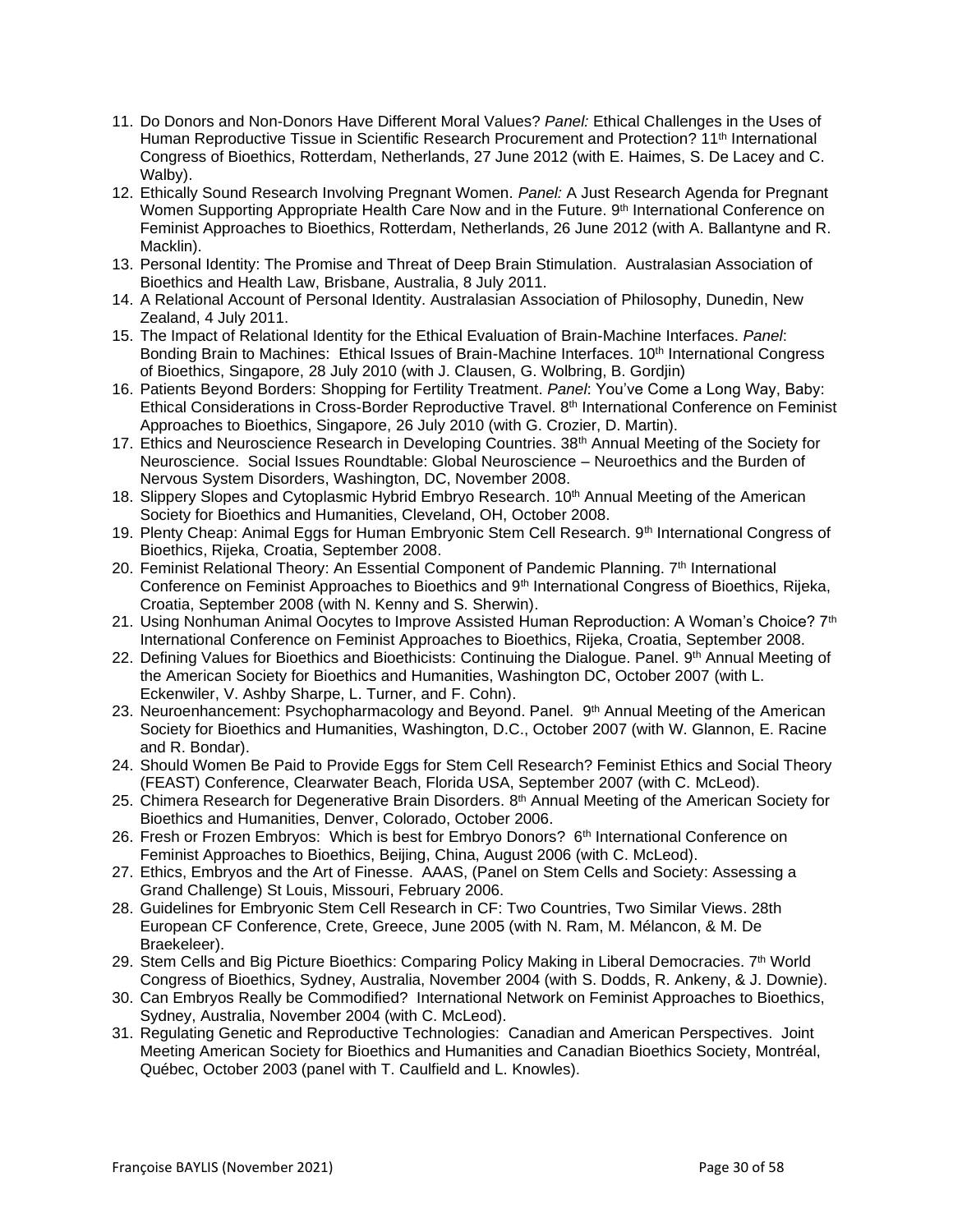11. Do Donors and Non-Donors Have Different Moral Values? *Panel:* Ethical Challenges in the Uses of Human Reproductive Tissue in Scientific Research Procurement and Protection? 11th International Congress of Bioethics, Rotterdam, Netherlands, 27 June 2012 (with E. Haimes, S. De Lacey and C. Walby).
12. Ethically Sound Research Involving Pregnant Women. *Panel:* A Just Research Agenda for Pregnant Women Supporting Appropriate Health Care Now and in the Future. 9th International Conference on Feminist Approaches to Bioethics, Rotterdam, Netherlands, 26 June 2012 (with A. Ballantyne and R. Macklin).
13. Personal Identity: The Promise and Threat of Deep Brain Stimulation. Australasian Association of Bioethics and Health Law, Brisbane, Australia, 8 July 2011.
14. A Relational Account of Personal Identity. Australasian Association of Philosophy, Dunedin, New Zealand, 4 July 2011.
15. The Impact of Relational Identity for the Ethical Evaluation of Brain-Machine Interfaces. *Panel*: Bonding Brain to Machines: Ethical Issues of Brain-Machine Interfaces. 10th International Congress of Bioethics, Singapore, 28 July 2010 (with J. Clausen, G. Wolbring, B. Gordjin)
16. Patients Beyond Borders: Shopping for Fertility Treatment. *Panel*: You've Come a Long Way, Baby: Ethical Considerations in Cross-Border Reproductive Travel. 8th International Conference on Feminist Approaches to Bioethics, Singapore, 26 July 2010 (with G. Crozier, D. Martin).
17. Ethics and Neuroscience Research in Developing Countries. 38th Annual Meeting of the Society for Neuroscience. Social Issues Roundtable: Global Neuroscience – Neuroethics and the Burden of Nervous System Disorders, Washington, DC, November 2008.
18. Slippery Slopes and Cytoplasmic Hybrid Embryo Research. 10th Annual Meeting of the American Society for Bioethics and Humanities, Cleveland, OH, October 2008.
19. Plenty Cheap: Animal Eggs for Human Embryonic Stem Cell Research. 9th International Congress of Bioethics, Rijeka, Croatia, September 2008.
20. Feminist Relational Theory: An Essential Component of Pandemic Planning. 7th International Conference on Feminist Approaches to Bioethics and 9th International Congress of Bioethics, Rijeka, Croatia, September 2008 (with N. Kenny and S. Sherwin).
21. Using Nonhuman Animal Oocytes to Improve Assisted Human Reproduction: A Woman's Choice? 7th International Conference on Feminist Approaches to Bioethics, Rijeka, Croatia, September 2008.
22. Defining Values for Bioethics and Bioethicists: Continuing the Dialogue. Panel. 9th Annual Meeting of the American Society for Bioethics and Humanities, Washington DC, October 2007 (with L. Eckenwiler, V. Ashby Sharpe, L. Turner, and F. Cohn).
23. Neuroenhancement: Psychopharmacology and Beyond. Panel. 9th Annual Meeting of the American Society for Bioethics and Humanities, Washington, D.C., October 2007 (with W. Glannon, E. Racine and R. Bondar).
24. Should Women Be Paid to Provide Eggs for Stem Cell Research? Feminist Ethics and Social Theory (FEAST) Conference, Clearwater Beach, Florida USA, September 2007 (with C. McLeod).
25. Chimera Research for Degenerative Brain Disorders. 8th Annual Meeting of the American Society for Bioethics and Humanities, Denver, Colorado, October 2006.
26. Fresh or Frozen Embryos: Which is best for Embryo Donors? 6th International Conference on Feminist Approaches to Bioethics, Beijing, China, August 2006 (with C. McLeod).
27. Ethics, Embryos and the Art of Finesse. AAAS, (Panel on Stem Cells and Society: Assessing a Grand Challenge) St Louis, Missouri, February 2006.
28. Guidelines for Embryonic Stem Cell Research in CF: Two Countries, Two Similar Views. 28th European CF Conference, Crete, Greece, June 2005 (with N. Ram, M. Mélancon, & M. De Braekeleer).
29. Stem Cells and Big Picture Bioethics: Comparing Policy Making in Liberal Democracies. 7th World Congress of Bioethics, Sydney, Australia, November 2004 (with S. Dodds, R. Ankeny, & J. Downie).
30. Can Embryos Really be Commodified? International Network on Feminist Approaches to Bioethics, Sydney, Australia, November 2004 (with C. McLeod).
31. Regulating Genetic and Reproductive Technologies: Canadian and American Perspectives. Joint Meeting American Society for Bioethics and Humanities and Canadian Bioethics Society, Montréal, Québec, October 2003 (panel with T. Caulfield and L. Knowles).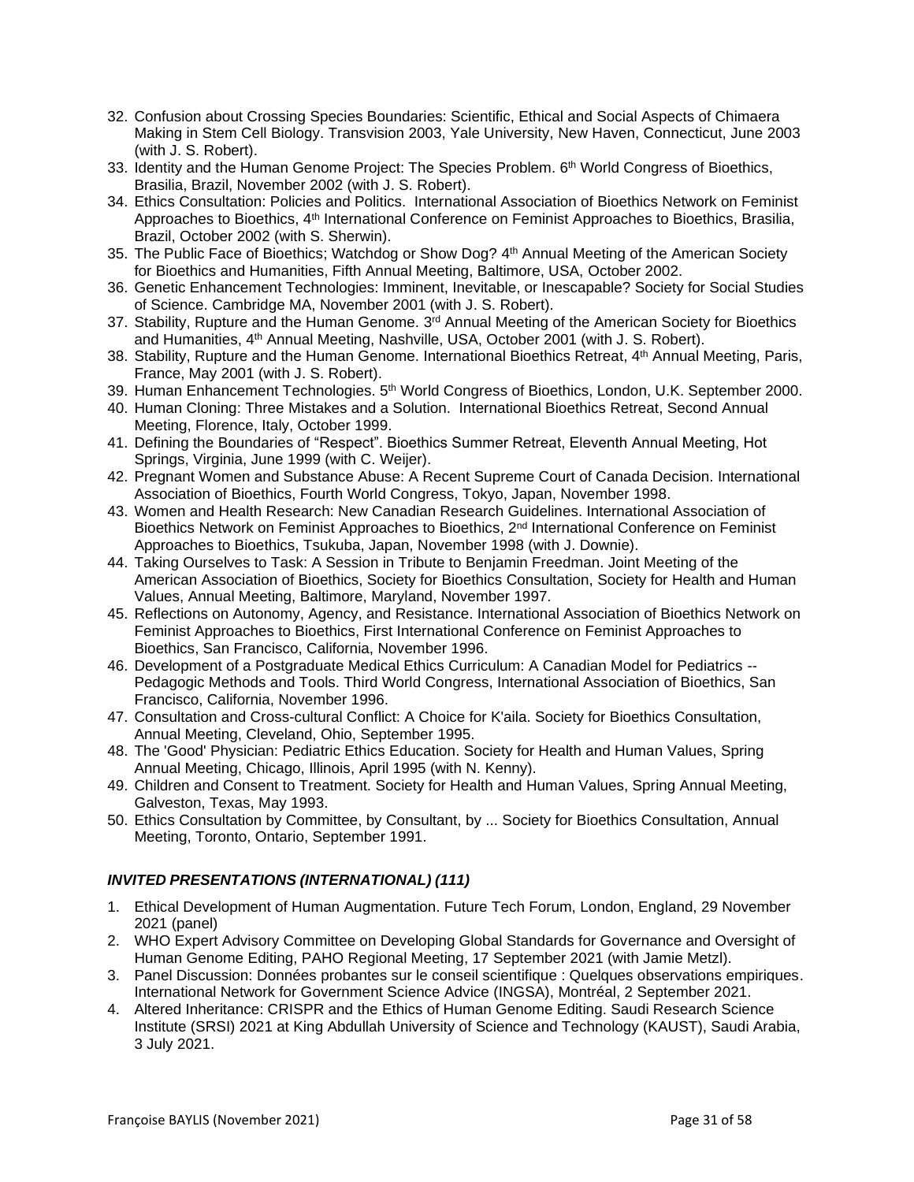32. Confusion about Crossing Species Boundaries: Scientific, Ethical and Social Aspects of Chimaera Making in Stem Cell Biology. Transvision 2003, Yale University, New Haven, Connecticut, June 2003 (with J. S. Robert).
33. Identity and the Human Genome Project: The Species Problem. 6th World Congress of Bioethics, Brasilia, Brazil, November 2002 (with J. S. Robert).
34. Ethics Consultation: Policies and Politics. International Association of Bioethics Network on Feminist Approaches to Bioethics, 4th International Conference on Feminist Approaches to Bioethics, Brasilia, Brazil, October 2002 (with S. Sherwin).
35. The Public Face of Bioethics; Watchdog or Show Dog? 4th Annual Meeting of the American Society for Bioethics and Humanities, Fifth Annual Meeting, Baltimore, USA, October 2002.
36. Genetic Enhancement Technologies: Imminent, Inevitable, or Inescapable? Society for Social Studies of Science. Cambridge MA, November 2001 (with J. S. Robert).
37. Stability, Rupture and the Human Genome. 3rd Annual Meeting of the American Society for Bioethics and Humanities, 4th Annual Meeting, Nashville, USA, October 2001 (with J. S. Robert).
38. Stability, Rupture and the Human Genome. International Bioethics Retreat, 4th Annual Meeting, Paris, France, May 2001 (with J. S. Robert).
39. Human Enhancement Technologies. 5th World Congress of Bioethics, London, U.K. September 2000.
40. Human Cloning: Three Mistakes and a Solution. International Bioethics Retreat, Second Annual Meeting, Florence, Italy, October 1999.
41. Defining the Boundaries of "Respect". Bioethics Summer Retreat, Eleventh Annual Meeting, Hot Springs, Virginia, June 1999 (with C. Weijer).
42. Pregnant Women and Substance Abuse: A Recent Supreme Court of Canada Decision. International Association of Bioethics, Fourth World Congress, Tokyo, Japan, November 1998.
43. Women and Health Research: New Canadian Research Guidelines. International Association of Bioethics Network on Feminist Approaches to Bioethics, 2nd International Conference on Feminist Approaches to Bioethics, Tsukuba, Japan, November 1998 (with J. Downie).
44. Taking Ourselves to Task: A Session in Tribute to Benjamin Freedman. Joint Meeting of the American Association of Bioethics, Society for Bioethics Consultation, Society for Health and Human Values, Annual Meeting, Baltimore, Maryland, November 1997.
45. Reflections on Autonomy, Agency, and Resistance. International Association of Bioethics Network on Feminist Approaches to Bioethics, First International Conference on Feminist Approaches to Bioethics, San Francisco, California, November 1996.
46. Development of a Postgraduate Medical Ethics Curriculum: A Canadian Model for Pediatrics -- Pedagogic Methods and Tools. Third World Congress, International Association of Bioethics, San Francisco, California, November 1996.
47. Consultation and Cross-cultural Conflict: A Choice for K'aila. Society for Bioethics Consultation, Annual Meeting, Cleveland, Ohio, September 1995.
48. The 'Good' Physician: Pediatric Ethics Education. Society for Health and Human Values, Spring Annual Meeting, Chicago, Illinois, April 1995 (with N. Kenny).
49. Children and Consent to Treatment. Society for Health and Human Values, Spring Annual Meeting, Galveston, Texas, May 1993.
50. Ethics Consultation by Committee, by Consultant, by ... Society for Bioethics Consultation, Annual Meeting, Toronto, Ontario, September 1991.

### *INVITED PRESENTATIONS (INTERNATIONAL) (111)*

1. Ethical Development of Human Augmentation. Future Tech Forum, London, England, 29 November 2021 (panel)
2. WHO Expert Advisory Committee on Developing Global Standards for Governance and Oversight of Human Genome Editing, PAHO Regional Meeting, 17 September 2021 (with Jamie Metzl).
3. Panel Discussion: Données probantes sur le conseil scientifique : Quelques observations empiriques. International Network for Government Science Advice (INGSA), Montréal, 2 September 2021.
4. Altered Inheritance: CRISPR and the Ethics of Human Genome Editing. Saudi Research Science Institute (SRSI) 2021 at King Abdullah University of Science and Technology (KAUST), Saudi Arabia, 3 July 2021.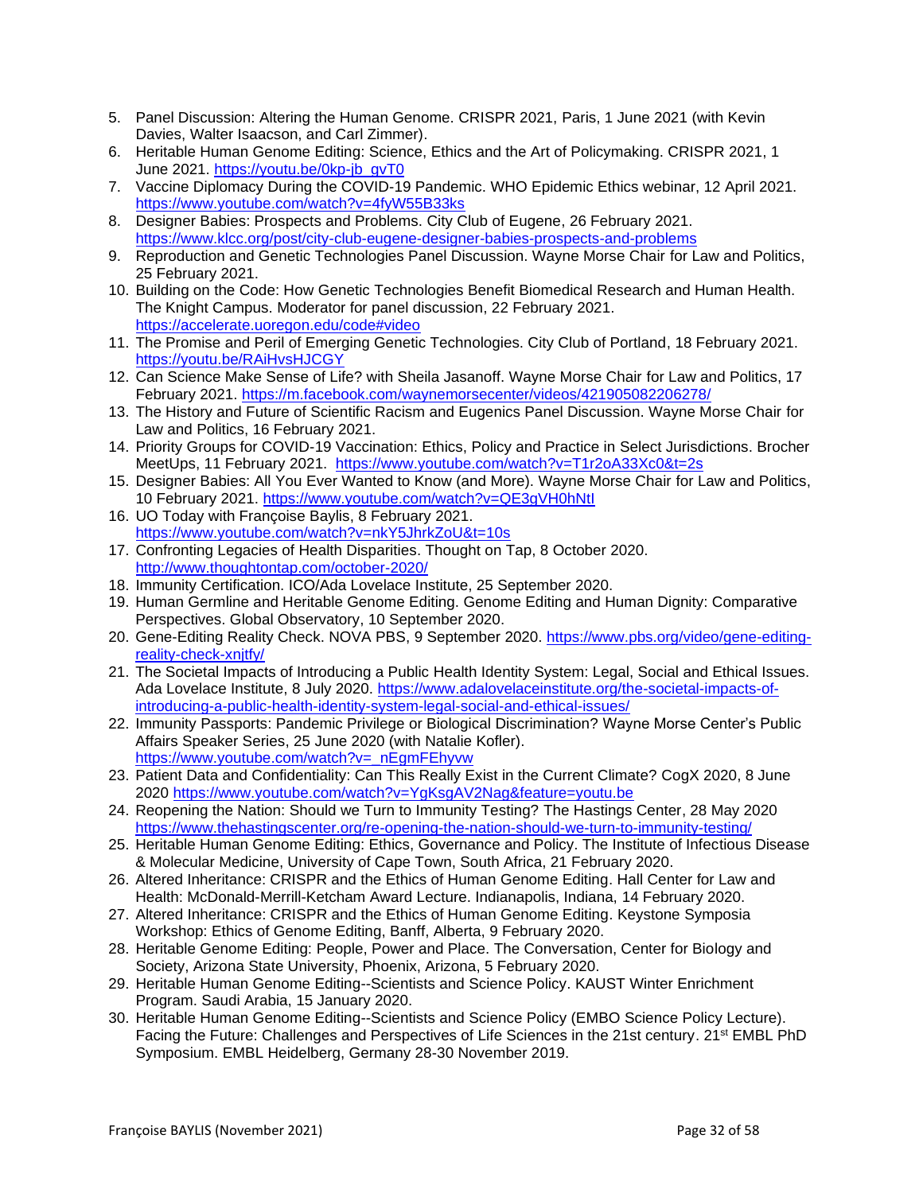5. Panel Discussion: Altering the Human Genome. CRISPR 2021, Paris, 1 June 2021 (with Kevin Davies, Walter Isaacson, and Carl Zimmer).
6. Heritable Human Genome Editing: Science, Ethics and the Art of Policymaking. CRISPR 2021, 1 June 2021. https://youtu.be/0kp-jb_gvT0
7. Vaccine Diplomacy During the COVID-19 Pandemic. WHO Epidemic Ethics webinar, 12 April 2021. https://www.youtube.com/watch?v=4fyW55B33ks
8. Designer Babies: Prospects and Problems. City Club of Eugene, 26 February 2021. https://www.klcc.org/post/city-club-eugene-designer-babies-prospects-and-problems
9. Reproduction and Genetic Technologies Panel Discussion. Wayne Morse Chair for Law and Politics, 25 February 2021.
10. Building on the Code: How Genetic Technologies Benefit Biomedical Research and Human Health. The Knight Campus. Moderator for panel discussion, 22 February 2021. https://accelerate.uoregon.edu/code#video
11. The Promise and Peril of Emerging Genetic Technologies. City Club of Portland, 18 February 2021. https://youtu.be/RAiHvsHJCGY
12. Can Science Make Sense of Life? with Sheila Jasanoff. Wayne Morse Chair for Law and Politics, 17 February 2021. https://m.facebook.com/waynemorsecenter/videos/421905082206278/
13. The History and Future of Scientific Racism and Eugenics Panel Discussion. Wayne Morse Chair for Law and Politics, 16 February 2021.
14. Priority Groups for COVID-19 Vaccination: Ethics, Policy and Practice in Select Jurisdictions. Brocher MeetUps, 11 February 2021. https://www.youtube.com/watch?v=T1r2oA33Xc0&t=2s
15. Designer Babies: All You Ever Wanted to Know (and More). Wayne Morse Chair for Law and Politics, 10 February 2021. https://www.youtube.com/watch?v=QE3qVH0hNtI
16. UO Today with Françoise Baylis, 8 February 2021. https://www.youtube.com/watch?v=nkY5JhrkZoU&t=10s
17. Confronting Legacies of Health Disparities. Thought on Tap, 8 October 2020. http://www.thoughtontap.com/october-2020/
18. Immunity Certification. ICO/Ada Lovelace Institute, 25 September 2020.
19. Human Germline and Heritable Genome Editing. Genome Editing and Human Dignity: Comparative Perspectives. Global Observatory, 10 September 2020.
20. Gene-Editing Reality Check. NOVA PBS, 9 September 2020. https://www.pbs.org/video/gene-editing-reality-check-xnjtfy/
21. The Societal Impacts of Introducing a Public Health Identity System: Legal, Social and Ethical Issues. Ada Lovelace Institute, 8 July 2020. https://www.adalovelaceinstitute.org/the-societal-impacts-of-introducing-a-public-health-identity-system-legal-social-and-ethical-issues/
22. Immunity Passports: Pandemic Privilege or Biological Discrimination? Wayne Morse Center's Public Affairs Speaker Series, 25 June 2020 (with Natalie Kofler). https://www.youtube.com/watch?v=_nEgmFEhyvw
23. Patient Data and Confidentiality: Can This Really Exist in the Current Climate? CogX 2020, 8 June 2020 https://www.youtube.com/watch?v=YgKsgAV2Nag&feature=youtu.be
24. Reopening the Nation: Should we Turn to Immunity Testing? The Hastings Center, 28 May 2020 https://www.thehastingscenter.org/re-opening-the-nation-should-we-turn-to-immunity-testing/
25. Heritable Human Genome Editing: Ethics, Governance and Policy. The Institute of Infectious Disease & Molecular Medicine, University of Cape Town, South Africa, 21 February 2020.
26. Altered Inheritance: CRISPR and the Ethics of Human Genome Editing. Hall Center for Law and Health: McDonald-Merrill-Ketcham Award Lecture. Indianapolis, Indiana, 14 February 2020.
27. Altered Inheritance: CRISPR and the Ethics of Human Genome Editing. Keystone Symposia Workshop: Ethics of Genome Editing, Banff, Alberta, 9 February 2020.
28. Heritable Genome Editing: People, Power and Place. The Conversation, Center for Biology and Society, Arizona State University, Phoenix, Arizona, 5 February 2020.
29. Heritable Human Genome Editing--Scientists and Science Policy. KAUST Winter Enrichment Program. Saudi Arabia, 15 January 2020.
30. Heritable Human Genome Editing--Scientists and Science Policy (EMBO Science Policy Lecture). Facing the Future: Challenges and Perspectives of Life Sciences in the 21st century. 21st EMBL PhD Symposium. EMBL Heidelberg, Germany 28-30 November 2019.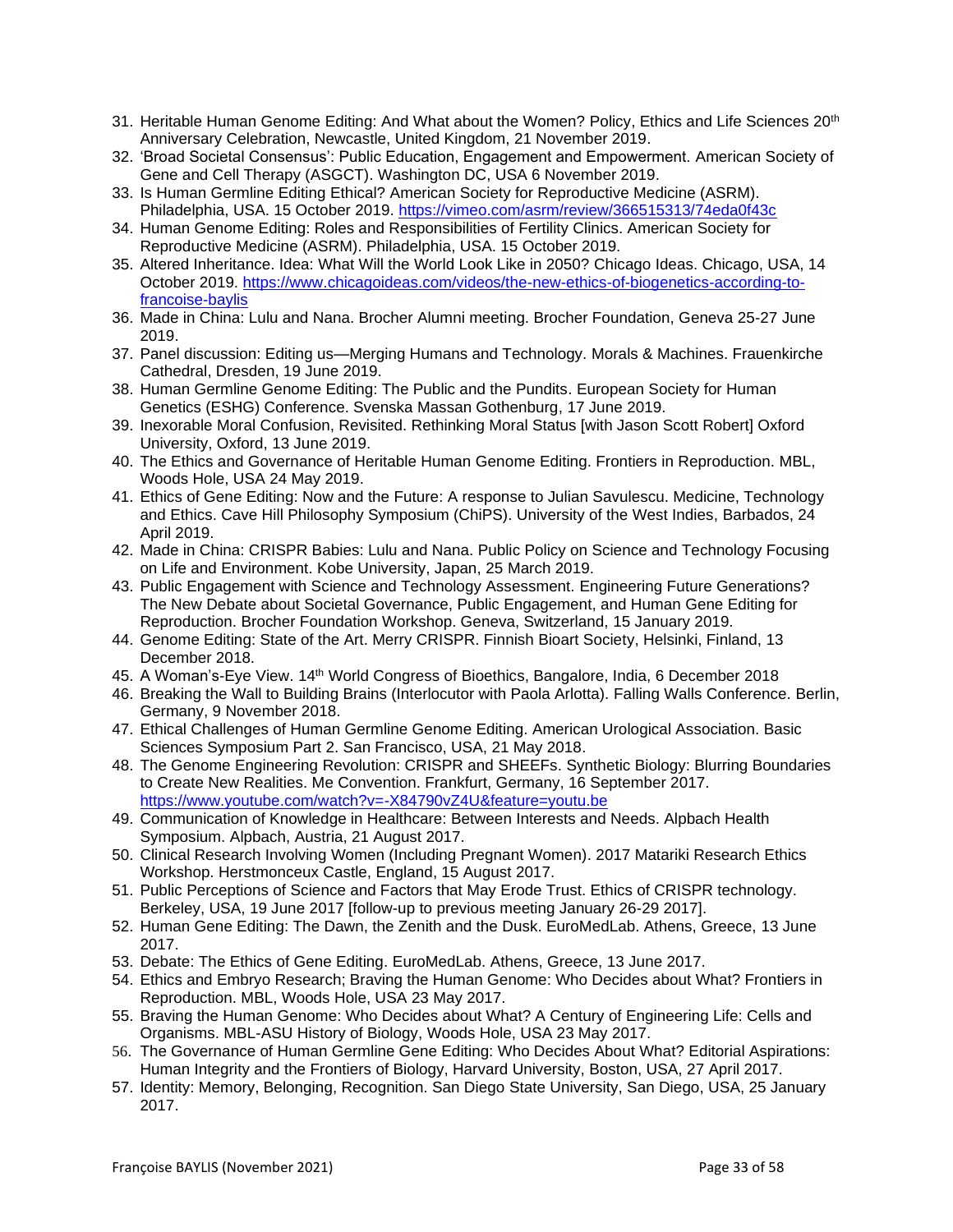31. Heritable Human Genome Editing: And What about the Women? Policy, Ethics and Life Sciences 20th Anniversary Celebration, Newcastle, United Kingdom, 21 November 2019.
32. 'Broad Societal Consensus': Public Education, Engagement and Empowerment. American Society of Gene and Cell Therapy (ASGCT). Washington DC, USA 6 November 2019.
33. Is Human Germline Editing Ethical? American Society for Reproductive Medicine (ASRM). Philadelphia, USA. 15 October 2019. https://vimeo.com/asrm/review/366515313/74eda0f43c
34. Human Genome Editing: Roles and Responsibilities of Fertility Clinics. American Society for Reproductive Medicine (ASRM). Philadelphia, USA. 15 October 2019.
35. Altered Inheritance. Idea: What Will the World Look Like in 2050? Chicago Ideas. Chicago, USA, 14 October 2019. https://www.chicagoideas.com/videos/the-new-ethics-of-biogenetics-according-to-francoise-baylis
36. Made in China: Lulu and Nana. Brocher Alumni meeting. Brocher Foundation, Geneva 25-27 June 2019.
37. Panel discussion: Editing us—Merging Humans and Technology. Morals & Machines. Frauenkirche Cathedral, Dresden, 19 June 2019.
38. Human Germline Genome Editing: The Public and the Pundits. European Society for Human Genetics (ESHG) Conference. Svenska Massan Gothenburg, 17 June 2019.
39. Inexorable Moral Confusion, Revisited. Rethinking Moral Status [with Jason Scott Robert] Oxford University, Oxford, 13 June 2019.
40. The Ethics and Governance of Heritable Human Genome Editing. Frontiers in Reproduction. MBL, Woods Hole, USA 24 May 2019.
41. Ethics of Gene Editing: Now and the Future: A response to Julian Savulescu. Medicine, Technology and Ethics. Cave Hill Philosophy Symposium (ChiPS). University of the West Indies, Barbados, 24 April 2019.
42. Made in China: CRISPR Babies: Lulu and Nana. Public Policy on Science and Technology Focusing on Life and Environment. Kobe University, Japan, 25 March 2019.
43. Public Engagement with Science and Technology Assessment. Engineering Future Generations? The New Debate about Societal Governance, Public Engagement, and Human Gene Editing for Reproduction. Brocher Foundation Workshop. Geneva, Switzerland, 15 January 2019.
44. Genome Editing: State of the Art. Merry CRISPR. Finnish Bioart Society, Helsinki, Finland, 13 December 2018.
45. A Woman's-Eye View. 14th World Congress of Bioethics, Bangalore, India, 6 December 2018
46. Breaking the Wall to Building Brains (Interlocutor with Paola Arlotta). Falling Walls Conference. Berlin, Germany, 9 November 2018.
47. Ethical Challenges of Human Germline Genome Editing. American Urological Association. Basic Sciences Symposium Part 2. San Francisco, USA, 21 May 2018.
48. The Genome Engineering Revolution: CRISPR and SHEEFs. Synthetic Biology: Blurring Boundaries to Create New Realities. Me Convention. Frankfurt, Germany, 16 September 2017. https://www.youtube.com/watch?v=-X84790vZ4U&feature=youtu.be
49. Communication of Knowledge in Healthcare: Between Interests and Needs. Alpbach Health Symposium. Alpbach, Austria, 21 August 2017.
50. Clinical Research Involving Women (Including Pregnant Women). 2017 Matariki Research Ethics Workshop. Herstmonceux Castle, England, 15 August 2017.
51. Public Perceptions of Science and Factors that May Erode Trust. Ethics of CRISPR technology. Berkeley, USA, 19 June 2017 [follow-up to previous meeting January 26-29 2017].
52. Human Gene Editing: The Dawn, the Zenith and the Dusk. EuroMedLab. Athens, Greece, 13 June 2017.
53. Debate: The Ethics of Gene Editing. EuroMedLab. Athens, Greece, 13 June 2017.
54. Ethics and Embryo Research; Braving the Human Genome: Who Decides about What? Frontiers in Reproduction. MBL, Woods Hole, USA 23 May 2017.
55. Braving the Human Genome: Who Decides about What? A Century of Engineering Life: Cells and Organisms. MBL-ASU History of Biology, Woods Hole, USA 23 May 2017.
56. The Governance of Human Germline Gene Editing: Who Decides About What? Editorial Aspirations: Human Integrity and the Frontiers of Biology, Harvard University, Boston, USA, 27 April 2017.
57. Identity: Memory, Belonging, Recognition. San Diego State University, San Diego, USA, 25 January 2017.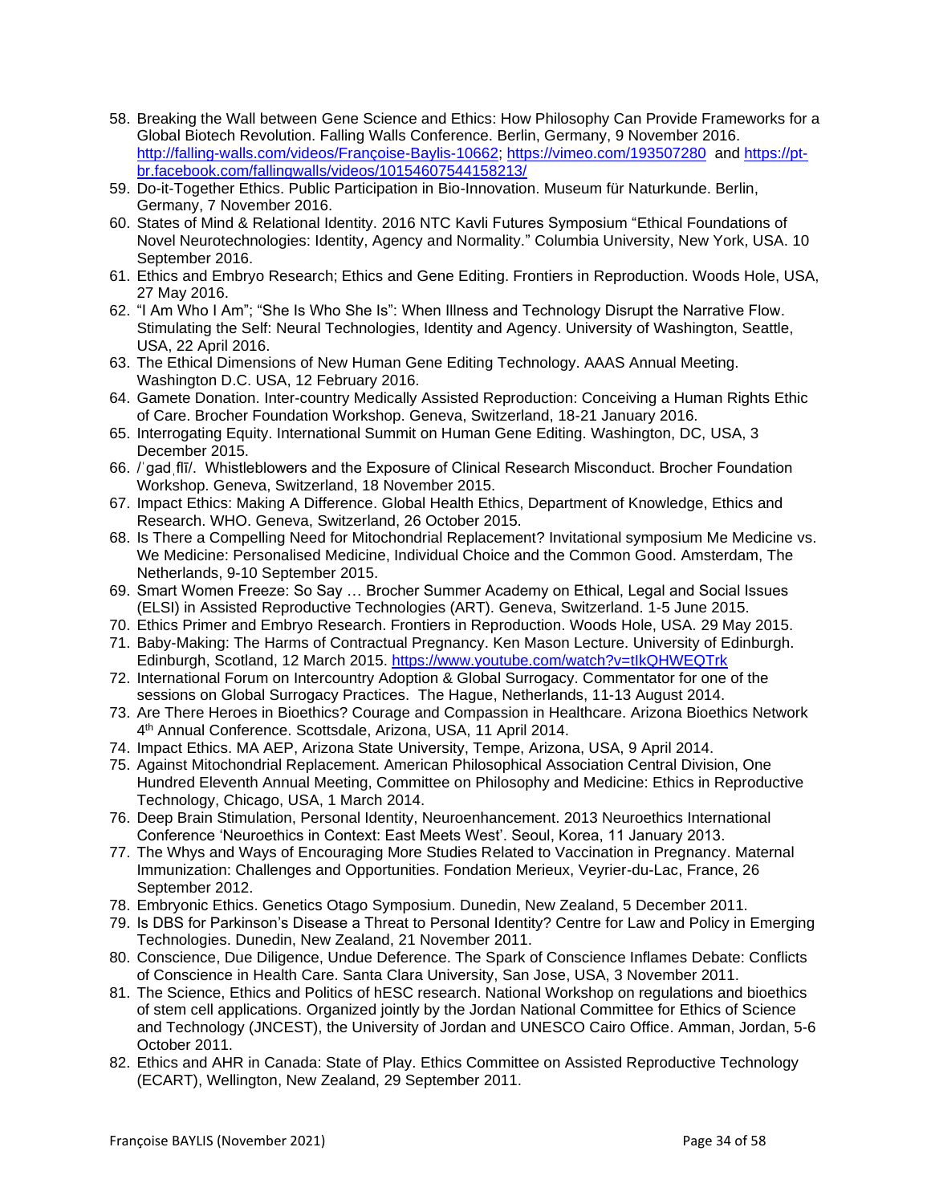58. Breaking the Wall between Gene Science and Ethics: How Philosophy Can Provide Frameworks for a Global Biotech Revolution. Falling Walls Conference. Berlin, Germany, 9 November 2016. http://falling-walls.com/videos/Françoise-Baylis-10662; https://vimeo.com/193507280 and https://pt-br.facebook.com/fallingwalls/videos/10154607544158213/
59. Do-it-Together Ethics. Public Participation in Bio-Innovation. Museum für Naturkunde. Berlin, Germany, 7 November 2016.
60. States of Mind & Relational Identity. 2016 NTC Kavli Futures Symposium "Ethical Foundations of Novel Neurotechnologies: Identity, Agency and Normality." Columbia University, New York, USA. 10 September 2016.
61. Ethics and Embryo Research; Ethics and Gene Editing. Frontiers in Reproduction. Woods Hole, USA, 27 May 2016.
62. "I Am Who I Am"; "She Is Who She Is": When Illness and Technology Disrupt the Narrative Flow. Stimulating the Self: Neural Technologies, Identity and Agency. University of Washington, Seattle, USA, 22 April 2016.
63. The Ethical Dimensions of New Human Gene Editing Technology. AAAS Annual Meeting. Washington D.C. USA, 12 February 2016.
64. Gamete Donation. Inter-country Medically Assisted Reproduction: Conceiving a Human Rights Ethic of Care. Brocher Foundation Workshop. Geneva, Switzerland, 18-21 January 2016.
65. Interrogating Equity. International Summit on Human Gene Editing. Washington, DC, USA, 3 December 2015.
66. /ˈgadˌflī/. Whistleblowers and the Exposure of Clinical Research Misconduct. Brocher Foundation Workshop. Geneva, Switzerland, 18 November 2015.
67. Impact Ethics: Making A Difference. Global Health Ethics, Department of Knowledge, Ethics and Research. WHO. Geneva, Switzerland, 26 October 2015.
68. Is There a Compelling Need for Mitochondrial Replacement? Invitational symposium Me Medicine vs. We Medicine: Personalised Medicine, Individual Choice and the Common Good. Amsterdam, The Netherlands, 9-10 September 2015.
69. Smart Women Freeze: So Say … Brocher Summer Academy on Ethical, Legal and Social Issues (ELSI) in Assisted Reproductive Technologies (ART). Geneva, Switzerland. 1-5 June 2015.
70. Ethics Primer and Embryo Research. Frontiers in Reproduction. Woods Hole, USA. 29 May 2015.
71. Baby-Making: The Harms of Contractual Pregnancy. Ken Mason Lecture. University of Edinburgh. Edinburgh, Scotland, 12 March 2015. https://www.youtube.com/watch?v=tIkQHWEQTrk
72. International Forum on Intercountry Adoption & Global Surrogacy. Commentator for one of the sessions on Global Surrogacy Practices. The Hague, Netherlands, 11-13 August 2014.
73. Are There Heroes in Bioethics? Courage and Compassion in Healthcare. Arizona Bioethics Network 4th Annual Conference. Scottsdale, Arizona, USA, 11 April 2014.
74. Impact Ethics. MA AEP, Arizona State University, Tempe, Arizona, USA, 9 April 2014.
75. Against Mitochondrial Replacement. American Philosophical Association Central Division, One Hundred Eleventh Annual Meeting, Committee on Philosophy and Medicine: Ethics in Reproductive Technology, Chicago, USA, 1 March 2014.
76. Deep Brain Stimulation, Personal Identity, Neuroenhancement. 2013 Neuroethics International Conference 'Neuroethics in Context: East Meets West'. Seoul, Korea, 11 January 2013.
77. The Whys and Ways of Encouraging More Studies Related to Vaccination in Pregnancy. Maternal Immunization: Challenges and Opportunities. Fondation Merieux, Veyrier-du-Lac, France, 26 September 2012.
78. Embryonic Ethics. Genetics Otago Symposium. Dunedin, New Zealand, 5 December 2011.
79. Is DBS for Parkinson's Disease a Threat to Personal Identity? Centre for Law and Policy in Emerging Technologies. Dunedin, New Zealand, 21 November 2011.
80. Conscience, Due Diligence, Undue Deference. The Spark of Conscience Inflames Debate: Conflicts of Conscience in Health Care. Santa Clara University, San Jose, USA, 3 November 2011.
81. The Science, Ethics and Politics of hESC research. National Workshop on regulations and bioethics of stem cell applications. Organized jointly by the Jordan National Committee for Ethics of Science and Technology (JNCEST), the University of Jordan and UNESCO Cairo Office. Amman, Jordan, 5-6 October 2011.
82. Ethics and AHR in Canada: State of Play. Ethics Committee on Assisted Reproductive Technology (ECART), Wellington, New Zealand, 29 September 2011.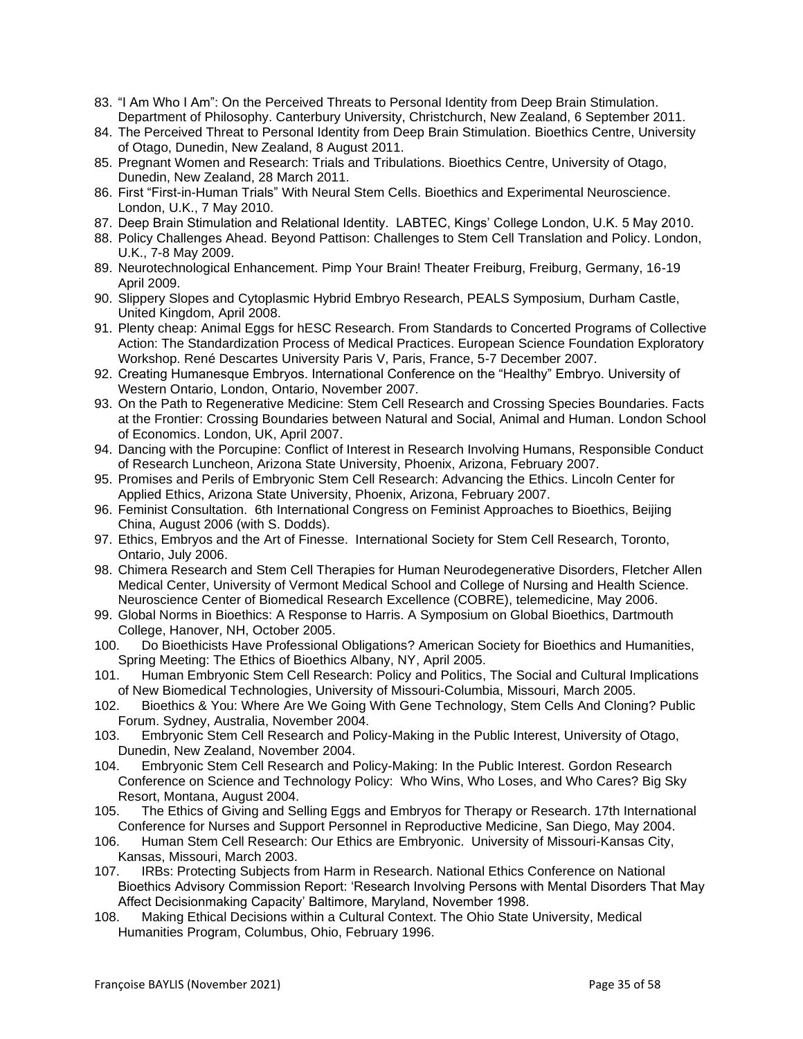83. "I Am Who I Am": On the Perceived Threats to Personal Identity from Deep Brain Stimulation. Department of Philosophy. Canterbury University, Christchurch, New Zealand, 6 September 2011.
84. The Perceived Threat to Personal Identity from Deep Brain Stimulation. Bioethics Centre, University of Otago, Dunedin, New Zealand, 8 August 2011.
85. Pregnant Women and Research: Trials and Tribulations. Bioethics Centre, University of Otago, Dunedin, New Zealand, 28 March 2011.
86. First "First-in-Human Trials" With Neural Stem Cells. Bioethics and Experimental Neuroscience. London, U.K., 7 May 2010.
87. Deep Brain Stimulation and Relational Identity. LABTEC, Kings' College London, U.K. 5 May 2010.
88. Policy Challenges Ahead. Beyond Pattison: Challenges to Stem Cell Translation and Policy. London, U.K., 7-8 May 2009.
89. Neurotechnological Enhancement. Pimp Your Brain! Theater Freiburg, Freiburg, Germany, 16-19 April 2009.
90. Slippery Slopes and Cytoplasmic Hybrid Embryo Research, PEALS Symposium, Durham Castle, United Kingdom, April 2008.
91. Plenty cheap: Animal Eggs for hESC Research. From Standards to Concerted Programs of Collective Action: The Standardization Process of Medical Practices. European Science Foundation Exploratory Workshop. René Descartes University Paris V, Paris, France, 5-7 December 2007.
92. Creating Humanesque Embryos. International Conference on the "Healthy" Embryo. University of Western Ontario, London, Ontario, November 2007.
93. On the Path to Regenerative Medicine: Stem Cell Research and Crossing Species Boundaries. Facts at the Frontier: Crossing Boundaries between Natural and Social, Animal and Human. London School of Economics. London, UK, April 2007.
94. Dancing with the Porcupine: Conflict of Interest in Research Involving Humans, Responsible Conduct of Research Luncheon, Arizona State University, Phoenix, Arizona, February 2007.
95. Promises and Perils of Embryonic Stem Cell Research: Advancing the Ethics. Lincoln Center for Applied Ethics, Arizona State University, Phoenix, Arizona, February 2007.
96. Feminist Consultation. 6th International Congress on Feminist Approaches to Bioethics, Beijing China, August 2006 (with S. Dodds).
97. Ethics, Embryos and the Art of Finesse. International Society for Stem Cell Research, Toronto, Ontario, July 2006.
98. Chimera Research and Stem Cell Therapies for Human Neurodegenerative Disorders, Fletcher Allen Medical Center, University of Vermont Medical School and College of Nursing and Health Science. Neuroscience Center of Biomedical Research Excellence (COBRE), telemedicine, May 2006.
99. Global Norms in Bioethics: A Response to Harris. A Symposium on Global Bioethics, Dartmouth College, Hanover, NH, October 2005.
100. Do Bioethicists Have Professional Obligations? American Society for Bioethics and Humanities, Spring Meeting: The Ethics of Bioethics Albany, NY, April 2005.
101. Human Embryonic Stem Cell Research: Policy and Politics, The Social and Cultural Implications of New Biomedical Technologies, University of Missouri-Columbia, Missouri, March 2005.
102. Bioethics & You: Where Are We Going With Gene Technology, Stem Cells And Cloning? Public Forum. Sydney, Australia, November 2004.
103. Embryonic Stem Cell Research and Policy-Making in the Public Interest, University of Otago, Dunedin, New Zealand, November 2004.
104. Embryonic Stem Cell Research and Policy-Making: In the Public Interest. Gordon Research Conference on Science and Technology Policy: Who Wins, Who Loses, and Who Cares? Big Sky Resort, Montana, August 2004.
105. The Ethics of Giving and Selling Eggs and Embryos for Therapy or Research. 17th International Conference for Nurses and Support Personnel in Reproductive Medicine, San Diego, May 2004.
106. Human Stem Cell Research: Our Ethics are Embryonic. University of Missouri-Kansas City, Kansas, Missouri, March 2003.
107. IRBs: Protecting Subjects from Harm in Research. National Ethics Conference on National Bioethics Advisory Commission Report: 'Research Involving Persons with Mental Disorders That May Affect Decisionmaking Capacity' Baltimore, Maryland, November 1998.
108. Making Ethical Decisions within a Cultural Context. The Ohio State University, Medical Humanities Program, Columbus, Ohio, February 1996.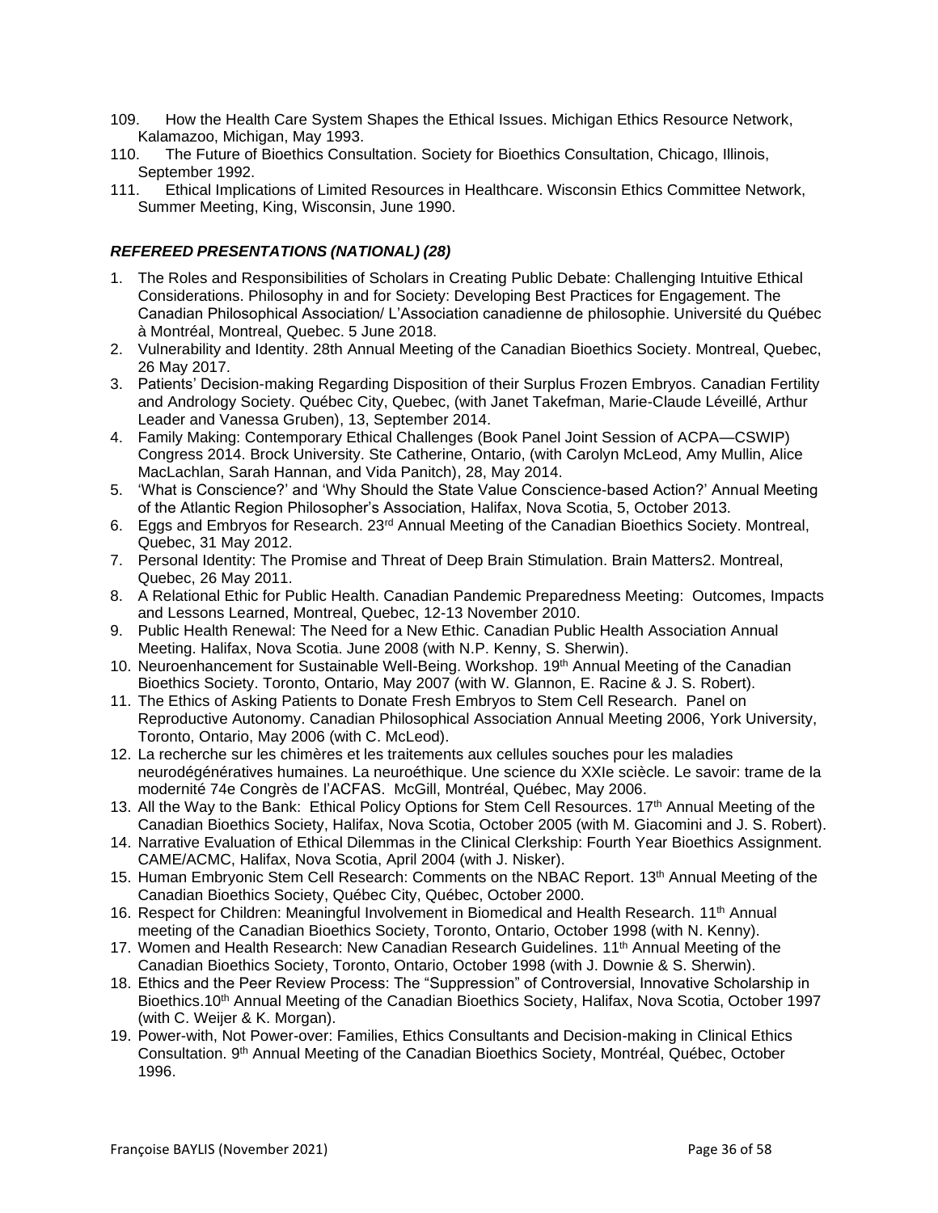109. How the Health Care System Shapes the Ethical Issues. Michigan Ethics Resource Network, Kalamazoo, Michigan, May 1993.
110. The Future of Bioethics Consultation. Society for Bioethics Consultation, Chicago, Illinois, September 1992.
111. Ethical Implications of Limited Resources in Healthcare. Wisconsin Ethics Committee Network, Summer Meeting, King, Wisconsin, June 1990.

### *REFEREED PRESENTATIONS (NATIONAL) (28)*

1. The Roles and Responsibilities of Scholars in Creating Public Debate: Challenging Intuitive Ethical Considerations. Philosophy in and for Society: Developing Best Practices for Engagement. The Canadian Philosophical Association/ L'Association canadienne de philosophie. Université du Québec à Montréal, Montreal, Quebec. 5 June 2018.
2. Vulnerability and Identity. 28th Annual Meeting of the Canadian Bioethics Society. Montreal, Quebec, 26 May 2017.
3. Patients' Decision-making Regarding Disposition of their Surplus Frozen Embryos. Canadian Fertility and Andrology Society. Québec City, Quebec, (with Janet Takefman, Marie-Claude Léveillé, Arthur Leader and Vanessa Gruben), 13, September 2014.
4. Family Making: Contemporary Ethical Challenges (Book Panel Joint Session of ACPA—CSWIP) Congress 2014. Brock University. Ste Catherine, Ontario, (with Carolyn McLeod, Amy Mullin, Alice MacLachlan, Sarah Hannan, and Vida Panitch), 28, May 2014.
5. 'What is Conscience?' and 'Why Should the State Value Conscience-based Action?' Annual Meeting of the Atlantic Region Philosopher's Association, Halifax, Nova Scotia, 5, October 2013.
6. Eggs and Embryos for Research. 23rd Annual Meeting of the Canadian Bioethics Society. Montreal, Quebec, 31 May 2012.
7. Personal Identity: The Promise and Threat of Deep Brain Stimulation. Brain Matters2. Montreal, Quebec, 26 May 2011.
8. A Relational Ethic for Public Health. Canadian Pandemic Preparedness Meeting: Outcomes, Impacts and Lessons Learned, Montreal, Quebec, 12-13 November 2010.
9. Public Health Renewal: The Need for a New Ethic. Canadian Public Health Association Annual Meeting. Halifax, Nova Scotia. June 2008 (with N.P. Kenny, S. Sherwin).
10. Neuroenhancement for Sustainable Well-Being. Workshop. 19th Annual Meeting of the Canadian Bioethics Society. Toronto, Ontario, May 2007 (with W. Glannon, E. Racine & J. S. Robert).
11. The Ethics of Asking Patients to Donate Fresh Embryos to Stem Cell Research. Panel on Reproductive Autonomy. Canadian Philosophical Association Annual Meeting 2006, York University, Toronto, Ontario, May 2006 (with C. McLeod).
12. La recherche sur les chimères et les traitements aux cellules souches pour les maladies neurodégénératives humaines. La neuroéthique. Une science du XXIe sciècle. Le savoir: trame de la modernité 74e Congrès de l'ACFAS. McGill, Montréal, Québec, May 2006.
13. All the Way to the Bank: Ethical Policy Options for Stem Cell Resources. 17th Annual Meeting of the Canadian Bioethics Society, Halifax, Nova Scotia, October 2005 (with M. Giacomini and J. S. Robert).
14. Narrative Evaluation of Ethical Dilemmas in the Clinical Clerkship: Fourth Year Bioethics Assignment. CAME/ACMC, Halifax, Nova Scotia, April 2004 (with J. Nisker).
15. Human Embryonic Stem Cell Research: Comments on the NBAC Report. 13th Annual Meeting of the Canadian Bioethics Society, Québec City, Québec, October 2000.
16. Respect for Children: Meaningful Involvement in Biomedical and Health Research. 11th Annual meeting of the Canadian Bioethics Society, Toronto, Ontario, October 1998 (with N. Kenny).
17. Women and Health Research: New Canadian Research Guidelines. 11th Annual Meeting of the Canadian Bioethics Society, Toronto, Ontario, October 1998 (with J. Downie & S. Sherwin).
18. Ethics and the Peer Review Process: The "Suppression" of Controversial, Innovative Scholarship in Bioethics.10th Annual Meeting of the Canadian Bioethics Society, Halifax, Nova Scotia, October 1997 (with C. Weijer & K. Morgan).
19. Power-with, Not Power-over: Families, Ethics Consultants and Decision-making in Clinical Ethics Consultation. 9th Annual Meeting of the Canadian Bioethics Society, Montréal, Québec, October 1996.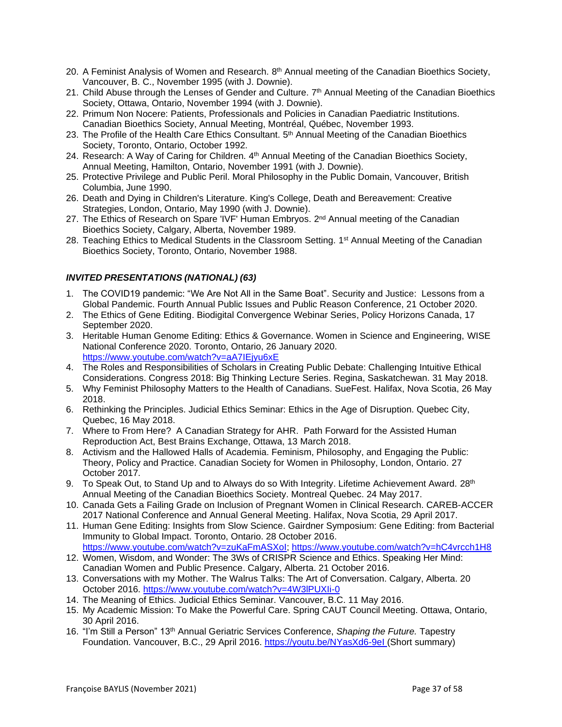20. A Feminist Analysis of Women and Research. 8th Annual meeting of the Canadian Bioethics Society, Vancouver, B. C., November 1995 (with J. Downie).
21. Child Abuse through the Lenses of Gender and Culture. 7th Annual Meeting of the Canadian Bioethics Society, Ottawa, Ontario, November 1994 (with J. Downie).
22. Primum Non Nocere: Patients, Professionals and Policies in Canadian Paediatric Institutions. Canadian Bioethics Society, Annual Meeting, Montréal, Québec, November 1993.
23. The Profile of the Health Care Ethics Consultant. 5th Annual Meeting of the Canadian Bioethics Society, Toronto, Ontario, October 1992.
24. Research: A Way of Caring for Children. 4th Annual Meeting of the Canadian Bioethics Society, Annual Meeting, Hamilton, Ontario, November 1991 (with J. Downie).
25. Protective Privilege and Public Peril. Moral Philosophy in the Public Domain, Vancouver, British Columbia, June 1990.
26. Death and Dying in Children's Literature. King's College, Death and Bereavement: Creative Strategies, London, Ontario, May 1990 (with J. Downie).
27. The Ethics of Research on Spare 'IVF' Human Embryos. 2nd Annual meeting of the Canadian Bioethics Society, Calgary, Alberta, November 1989.
28. Teaching Ethics to Medical Students in the Classroom Setting. 1st Annual Meeting of the Canadian Bioethics Society, Toronto, Ontario, November 1988.

### *INVITED PRESENTATIONS (NATIONAL) (63)*

1. The COVID19 pandemic: "We Are Not All in the Same Boat". Security and Justice: Lessons from a Global Pandemic. Fourth Annual Public Issues and Public Reason Conference, 21 October 2020.
2. The Ethics of Gene Editing. Biodigital Convergence Webinar Series, Policy Horizons Canada, 17 September 2020.
3. Heritable Human Genome Editing: Ethics & Governance. Women in Science and Engineering, WISE National Conference 2020. Toronto, Ontario, 26 January 2020. https://www.youtube.com/watch?v=aA7IEjyu6xE
4. The Roles and Responsibilities of Scholars in Creating Public Debate: Challenging Intuitive Ethical Considerations. Congress 2018: Big Thinking Lecture Series. Regina, Saskatchewan. 31 May 2018.
5. Why Feminist Philosophy Matters to the Health of Canadians. SueFest. Halifax, Nova Scotia, 26 May 2018.
6. Rethinking the Principles. Judicial Ethics Seminar: Ethics in the Age of Disruption. Quebec City, Quebec, 16 May 2018.
7. Where to From Here? A Canadian Strategy for AHR. Path Forward for the Assisted Human Reproduction Act, Best Brains Exchange, Ottawa, 13 March 2018.
8. Activism and the Hallowed Halls of Academia. Feminism, Philosophy, and Engaging the Public: Theory, Policy and Practice. Canadian Society for Women in Philosophy, London, Ontario. 27 October 2017.
9. To Speak Out, to Stand Up and to Always do so With Integrity. Lifetime Achievement Award. 28th Annual Meeting of the Canadian Bioethics Society. Montreal Quebec. 24 May 2017.
10. Canada Gets a Failing Grade on Inclusion of Pregnant Women in Clinical Research. CAREB-ACCER 2017 National Conference and Annual General Meeting. Halifax, Nova Scotia, 29 April 2017.
11. Human Gene Editing: Insights from Slow Science. Gairdner Symposium: Gene Editing: from Bacterial Immunity to Global Impact. Toronto, Ontario. 28 October 2016. https://www.youtube.com/watch?v=zuKaFmASXoI; https://www.youtube.com/watch?v=hC4vrcch1H8
12. Women, Wisdom, and Wonder: The 3Ws of CRISPR Science and Ethics. Speaking Her Mind: Canadian Women and Public Presence. Calgary, Alberta. 21 October 2016.
13. Conversations with my Mother. The Walrus Talks: The Art of Conversation. Calgary, Alberta. 20 October 2016. https://www.youtube.com/watch?v=4W3lPUXIi-0
14. The Meaning of Ethics. Judicial Ethics Seminar. Vancouver, B.C. 11 May 2016.
15. My Academic Mission: To Make the Powerful Care. Spring CAUT Council Meeting. Ottawa, Ontario, 30 April 2016.
16. "I'm Still a Person" 13th Annual Geriatric Services Conference, *Shaping the Future.* Tapestry Foundation. Vancouver, B.C., 29 April 2016. https://youtu.be/NYasXd6-9eI (Short summary)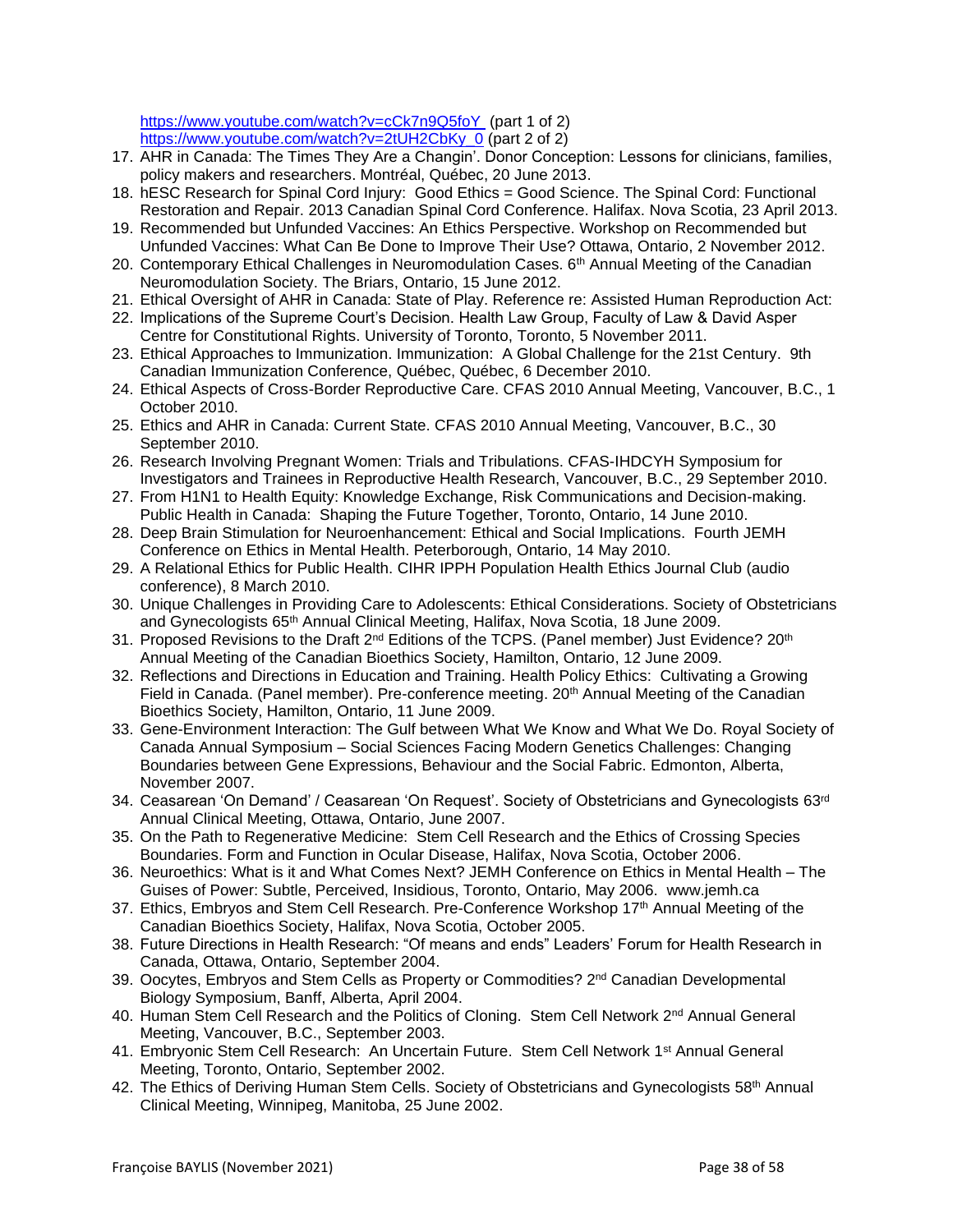https://www.youtube.com/watch?v=cCk7n9Q5foY (part 1 of 2)
https://www.youtube.com/watch?v=2tUH2CbKy_0 (part 2 of 2)

17. AHR in Canada: The Times They Are a Changin'. Donor Conception: Lessons for clinicians, families, policy makers and researchers. Montréal, Québec, 20 June 2013.
18. hESC Research for Spinal Cord Injury: Good Ethics = Good Science. The Spinal Cord: Functional Restoration and Repair. 2013 Canadian Spinal Cord Conference. Halifax. Nova Scotia, 23 April 2013.
19. Recommended but Unfunded Vaccines: An Ethics Perspective. Workshop on Recommended but Unfunded Vaccines: What Can Be Done to Improve Their Use? Ottawa, Ontario, 2 November 2012.
20. Contemporary Ethical Challenges in Neuromodulation Cases. 6th Annual Meeting of the Canadian Neuromodulation Society. The Briars, Ontario, 15 June 2012.
21. Ethical Oversight of AHR in Canada: State of Play. Reference re: Assisted Human Reproduction Act:
22. Implications of the Supreme Court's Decision. Health Law Group, Faculty of Law & David Asper Centre for Constitutional Rights. University of Toronto, Toronto, 5 November 2011.
23. Ethical Approaches to Immunization. Immunization: A Global Challenge for the 21st Century. 9th Canadian Immunization Conference, Québec, Québec, 6 December 2010.
24. Ethical Aspects of Cross-Border Reproductive Care. CFAS 2010 Annual Meeting, Vancouver, B.C., 1 October 2010.
25. Ethics and AHR in Canada: Current State. CFAS 2010 Annual Meeting, Vancouver, B.C., 30 September 2010.
26. Research Involving Pregnant Women: Trials and Tribulations. CFAS-IHDCYH Symposium for Investigators and Trainees in Reproductive Health Research, Vancouver, B.C., 29 September 2010.
27. From H1N1 to Health Equity: Knowledge Exchange, Risk Communications and Decision-making. Public Health in Canada: Shaping the Future Together, Toronto, Ontario, 14 June 2010.
28. Deep Brain Stimulation for Neuroenhancement: Ethical and Social Implications. Fourth JEMH Conference on Ethics in Mental Health. Peterborough, Ontario, 14 May 2010.
29. A Relational Ethics for Public Health. CIHR IPPH Population Health Ethics Journal Club (audio conference), 8 March 2010.
30. Unique Challenges in Providing Care to Adolescents: Ethical Considerations. Society of Obstetricians and Gynecologists 65th Annual Clinical Meeting, Halifax, Nova Scotia, 18 June 2009.
31. Proposed Revisions to the Draft 2nd Editions of the TCPS. (Panel member) Just Evidence? 20th Annual Meeting of the Canadian Bioethics Society, Hamilton, Ontario, 12 June 2009.
32. Reflections and Directions in Education and Training. Health Policy Ethics: Cultivating a Growing Field in Canada. (Panel member). Pre-conference meeting. 20th Annual Meeting of the Canadian Bioethics Society, Hamilton, Ontario, 11 June 2009.
33. Gene-Environment Interaction: The Gulf between What We Know and What We Do. Royal Society of Canada Annual Symposium – Social Sciences Facing Modern Genetics Challenges: Changing Boundaries between Gene Expressions, Behaviour and the Social Fabric. Edmonton, Alberta, November 2007.
34. Ceasarean 'On Demand' / Ceasarean 'On Request'. Society of Obstetricians and Gynecologists 63rd Annual Clinical Meeting, Ottawa, Ontario, June 2007.
35. On the Path to Regenerative Medicine: Stem Cell Research and the Ethics of Crossing Species Boundaries. Form and Function in Ocular Disease, Halifax, Nova Scotia, October 2006.
36. Neuroethics: What is it and What Comes Next? JEMH Conference on Ethics in Mental Health – The Guises of Power: Subtle, Perceived, Insidious, Toronto, Ontario, May 2006. www.jemh.ca
37. Ethics, Embryos and Stem Cell Research. Pre-Conference Workshop 17th Annual Meeting of the Canadian Bioethics Society, Halifax, Nova Scotia, October 2005.
38. Future Directions in Health Research: "Of means and ends" Leaders' Forum for Health Research in Canada, Ottawa, Ontario, September 2004.
39. Oocytes, Embryos and Stem Cells as Property or Commodities? 2nd Canadian Developmental Biology Symposium, Banff, Alberta, April 2004.
40. Human Stem Cell Research and the Politics of Cloning. Stem Cell Network 2nd Annual General Meeting, Vancouver, B.C., September 2003.
41. Embryonic Stem Cell Research: An Uncertain Future. Stem Cell Network 1st Annual General Meeting, Toronto, Ontario, September 2002.
42. The Ethics of Deriving Human Stem Cells. Society of Obstetricians and Gynecologists 58th Annual Clinical Meeting, Winnipeg, Manitoba, 25 June 2002.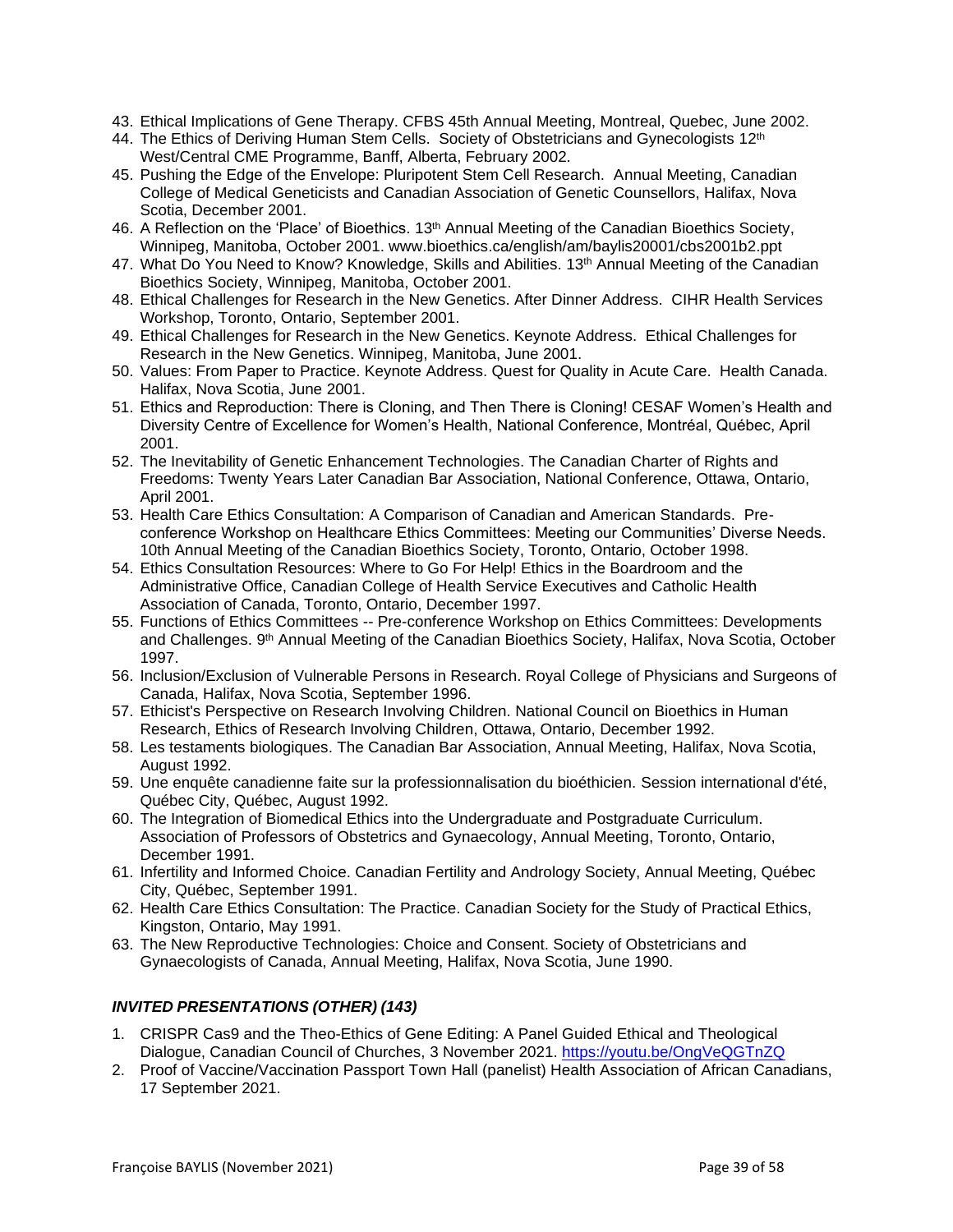43. Ethical Implications of Gene Therapy. CFBS 45th Annual Meeting, Montreal, Quebec, June 2002.
44. The Ethics of Deriving Human Stem Cells. Society of Obstetricians and Gynecologists 12th West/Central CME Programme, Banff, Alberta, February 2002.
45. Pushing the Edge of the Envelope: Pluripotent Stem Cell Research. Annual Meeting, Canadian College of Medical Geneticists and Canadian Association of Genetic Counsellors, Halifax, Nova Scotia, December 2001.
46. A Reflection on the 'Place' of Bioethics. 13th Annual Meeting of the Canadian Bioethics Society, Winnipeg, Manitoba, October 2001. www.bioethics.ca/english/am/baylis20001/cbs2001b2.ppt
47. What Do You Need to Know? Knowledge, Skills and Abilities. 13th Annual Meeting of the Canadian Bioethics Society, Winnipeg, Manitoba, October 2001.
48. Ethical Challenges for Research in the New Genetics. After Dinner Address. CIHR Health Services Workshop, Toronto, Ontario, September 2001.
49. Ethical Challenges for Research in the New Genetics. Keynote Address. Ethical Challenges for Research in the New Genetics. Winnipeg, Manitoba, June 2001.
50. Values: From Paper to Practice. Keynote Address. Quest for Quality in Acute Care. Health Canada. Halifax, Nova Scotia, June 2001.
51. Ethics and Reproduction: There is Cloning, and Then There is Cloning! CESAF Women's Health and Diversity Centre of Excellence for Women's Health, National Conference, Montréal, Québec, April 2001.
52. The Inevitability of Genetic Enhancement Technologies. The Canadian Charter of Rights and Freedoms: Twenty Years Later Canadian Bar Association, National Conference, Ottawa, Ontario, April 2001.
53. Health Care Ethics Consultation: A Comparison of Canadian and American Standards. Pre-conference Workshop on Healthcare Ethics Committees: Meeting our Communities' Diverse Needs. 10th Annual Meeting of the Canadian Bioethics Society, Toronto, Ontario, October 1998.
54. Ethics Consultation Resources: Where to Go For Help! Ethics in the Boardroom and the Administrative Office, Canadian College of Health Service Executives and Catholic Health Association of Canada, Toronto, Ontario, December 1997.
55. Functions of Ethics Committees -- Pre-conference Workshop on Ethics Committees: Developments and Challenges. 9th Annual Meeting of the Canadian Bioethics Society, Halifax, Nova Scotia, October 1997.
56. Inclusion/Exclusion of Vulnerable Persons in Research. Royal College of Physicians and Surgeons of Canada, Halifax, Nova Scotia, September 1996.
57. Ethicist's Perspective on Research Involving Children. National Council on Bioethics in Human Research, Ethics of Research Involving Children, Ottawa, Ontario, December 1992.
58. Les testaments biologiques. The Canadian Bar Association, Annual Meeting, Halifax, Nova Scotia, August 1992.
59. Une enquête canadienne faite sur la professionnalisation du bioéthicien. Session international d'été, Québec City, Québec, August 1992.
60. The Integration of Biomedical Ethics into the Undergraduate and Postgraduate Curriculum. Association of Professors of Obstetrics and Gynaecology, Annual Meeting, Toronto, Ontario, December 1991.
61. Infertility and Informed Choice. Canadian Fertility and Andrology Society, Annual Meeting, Québec City, Québec, September 1991.
62. Health Care Ethics Consultation: The Practice. Canadian Society for the Study of Practical Ethics, Kingston, Ontario, May 1991.
63. The New Reproductive Technologies: Choice and Consent. Society of Obstetricians and Gynaecologists of Canada, Annual Meeting, Halifax, Nova Scotia, June 1990.

### *INVITED PRESENTATIONS (OTHER) (143)*

1. CRISPR Cas9 and the Theo-Ethics of Gene Editing: A Panel Guided Ethical and Theological Dialogue, Canadian Council of Churches, 3 November 2021. https://youtu.be/OngVeQGTnZQ
2. Proof of Vaccine/Vaccination Passport Town Hall (panelist) Health Association of African Canadians, 17 September 2021.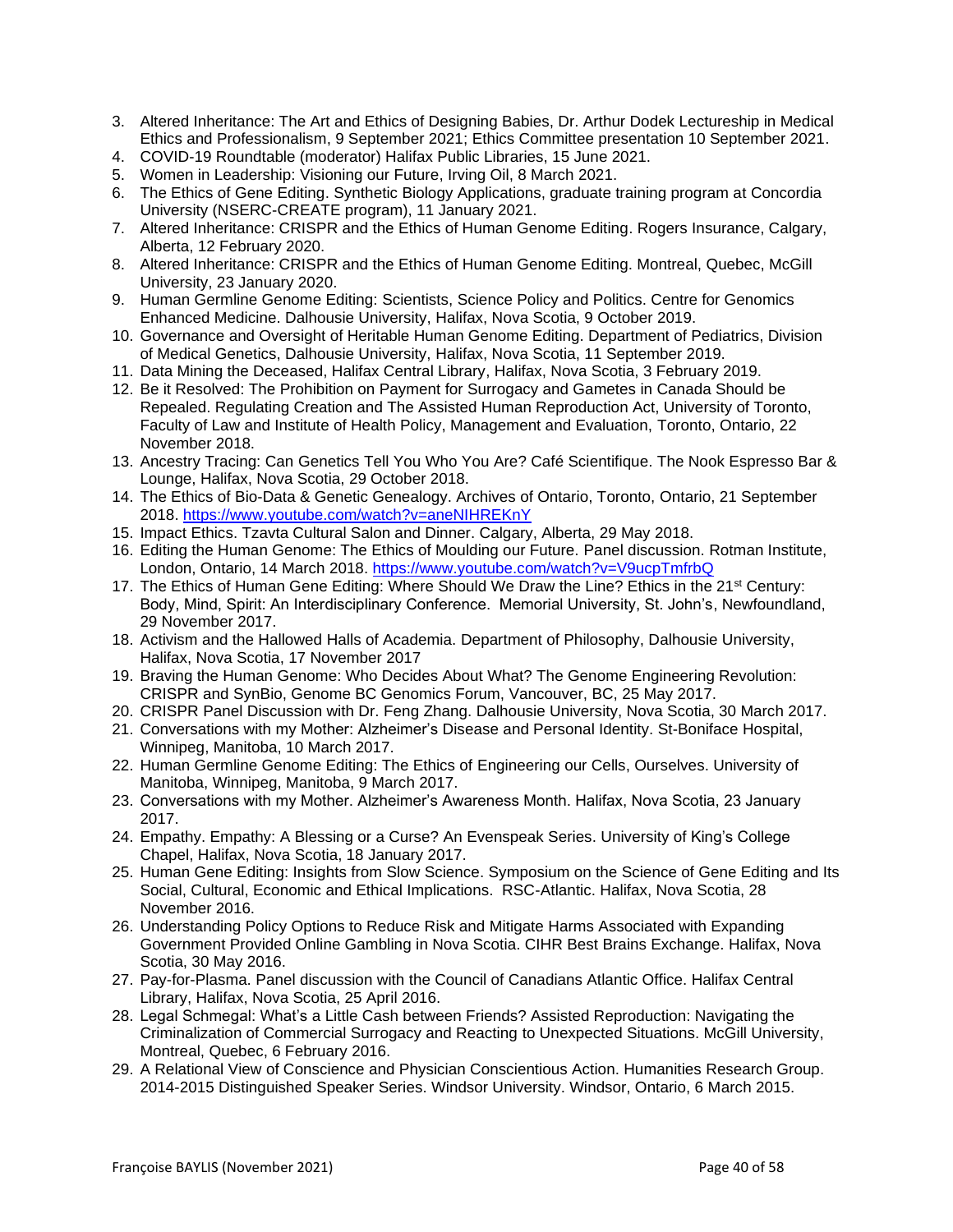3. Altered Inheritance: The Art and Ethics of Designing Babies, Dr. Arthur Dodek Lectureship in Medical Ethics and Professionalism, 9 September 2021; Ethics Committee presentation 10 September 2021.
4. COVID-19 Roundtable (moderator) Halifax Public Libraries, 15 June 2021.
5. Women in Leadership: Visioning our Future, Irving Oil, 8 March 2021.
6. The Ethics of Gene Editing. Synthetic Biology Applications, graduate training program at Concordia University (NSERC-CREATE program), 11 January 2021.
7. Altered Inheritance: CRISPR and the Ethics of Human Genome Editing. Rogers Insurance, Calgary, Alberta, 12 February 2020.
8. Altered Inheritance: CRISPR and the Ethics of Human Genome Editing. Montreal, Quebec, McGill University, 23 January 2020.
9. Human Germline Genome Editing: Scientists, Science Policy and Politics. Centre for Genomics Enhanced Medicine. Dalhousie University, Halifax, Nova Scotia, 9 October 2019.
10. Governance and Oversight of Heritable Human Genome Editing. Department of Pediatrics, Division of Medical Genetics, Dalhousie University, Halifax, Nova Scotia, 11 September 2019.
11. Data Mining the Deceased, Halifax Central Library, Halifax, Nova Scotia, 3 February 2019.
12. Be it Resolved: The Prohibition on Payment for Surrogacy and Gametes in Canada Should be Repealed. Regulating Creation and The Assisted Human Reproduction Act, University of Toronto, Faculty of Law and Institute of Health Policy, Management and Evaluation, Toronto, Ontario, 22 November 2018.
13. Ancestry Tracing: Can Genetics Tell You Who You Are? Café Scientifique. The Nook Espresso Bar & Lounge, Halifax, Nova Scotia, 29 October 2018.
14. The Ethics of Bio-Data & Genetic Genealogy. Archives of Ontario, Toronto, Ontario, 21 September 2018. https://www.youtube.com/watch?v=aneNIHREKnY
15. Impact Ethics. Tzavta Cultural Salon and Dinner. Calgary, Alberta, 29 May 2018.
16. Editing the Human Genome: The Ethics of Moulding our Future. Panel discussion. Rotman Institute, London, Ontario, 14 March 2018. https://www.youtube.com/watch?v=V9ucpTmfrbQ
17. The Ethics of Human Gene Editing: Where Should We Draw the Line? Ethics in the 21st Century: Body, Mind, Spirit: An Interdisciplinary Conference. Memorial University, St. John's, Newfoundland, 29 November 2017.
18. Activism and the Hallowed Halls of Academia. Department of Philosophy, Dalhousie University, Halifax, Nova Scotia, 17 November 2017
19. Braving the Human Genome: Who Decides About What? The Genome Engineering Revolution: CRISPR and SynBio, Genome BC Genomics Forum, Vancouver, BC, 25 May 2017.
20. CRISPR Panel Discussion with Dr. Feng Zhang. Dalhousie University, Nova Scotia, 30 March 2017.
21. Conversations with my Mother: Alzheimer's Disease and Personal Identity. St-Boniface Hospital, Winnipeg, Manitoba, 10 March 2017.
22. Human Germline Genome Editing: The Ethics of Engineering our Cells, Ourselves. University of Manitoba, Winnipeg, Manitoba, 9 March 2017.
23. Conversations with my Mother. Alzheimer's Awareness Month. Halifax, Nova Scotia, 23 January 2017.
24. Empathy. Empathy: A Blessing or a Curse? An Evenspeak Series. University of King's College Chapel, Halifax, Nova Scotia, 18 January 2017.
25. Human Gene Editing: Insights from Slow Science. Symposium on the Science of Gene Editing and Its Social, Cultural, Economic and Ethical Implications. RSC-Atlantic. Halifax, Nova Scotia, 28 November 2016.
26. Understanding Policy Options to Reduce Risk and Mitigate Harms Associated with Expanding Government Provided Online Gambling in Nova Scotia. CIHR Best Brains Exchange. Halifax, Nova Scotia, 30 May 2016.
27. Pay-for-Plasma. Panel discussion with the Council of Canadians Atlantic Office. Halifax Central Library, Halifax, Nova Scotia, 25 April 2016.
28. Legal Schmegal: What's a Little Cash between Friends? Assisted Reproduction: Navigating the Criminalization of Commercial Surrogacy and Reacting to Unexpected Situations. McGill University, Montreal, Quebec, 6 February 2016.
29. A Relational View of Conscience and Physician Conscientious Action. Humanities Research Group. 2014-2015 Distinguished Speaker Series. Windsor University. Windsor, Ontario, 6 March 2015.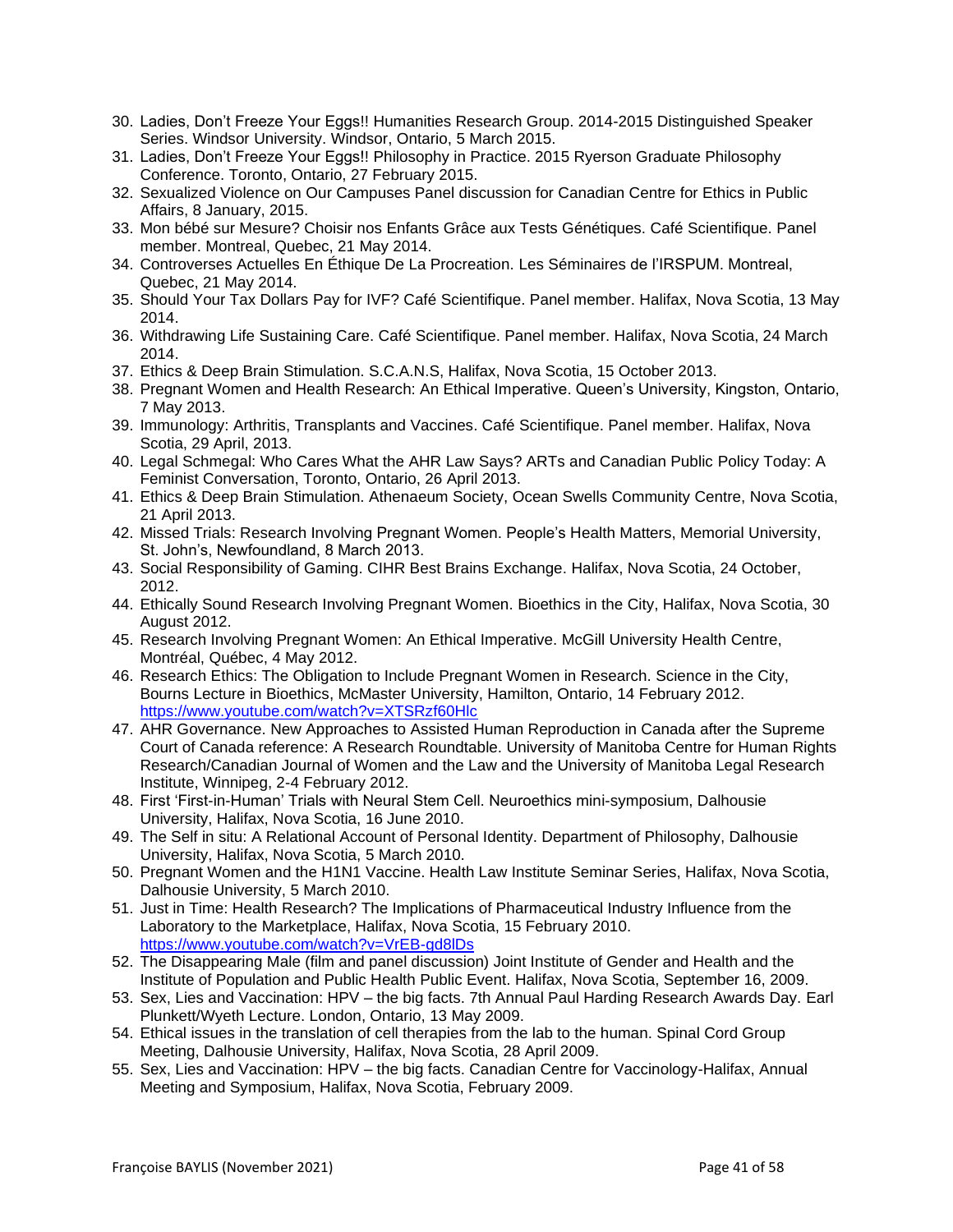30. Ladies, Don't Freeze Your Eggs!! Humanities Research Group. 2014-2015 Distinguished Speaker Series. Windsor University. Windsor, Ontario, 5 March 2015.
31. Ladies, Don't Freeze Your Eggs!! Philosophy in Practice. 2015 Ryerson Graduate Philosophy Conference. Toronto, Ontario, 27 February 2015.
32. Sexualized Violence on Our Campuses Panel discussion for Canadian Centre for Ethics in Public Affairs, 8 January, 2015.
33. Mon bébé sur Mesure? Choisir nos Enfants Grâce aux Tests Génétiques. Café Scientifique. Panel member. Montreal, Quebec, 21 May 2014.
34. Controverses Actuelles En Éthique De La Procreation. Les Séminaires de l'IRSPUM. Montreal, Quebec, 21 May 2014.
35. Should Your Tax Dollars Pay for IVF? Café Scientifique. Panel member. Halifax, Nova Scotia, 13 May 2014.
36. Withdrawing Life Sustaining Care. Café Scientifique. Panel member. Halifax, Nova Scotia, 24 March 2014.
37. Ethics & Deep Brain Stimulation. S.C.A.N.S, Halifax, Nova Scotia, 15 October 2013.
38. Pregnant Women and Health Research: An Ethical Imperative. Queen's University, Kingston, Ontario, 7 May 2013.
39. Immunology: Arthritis, Transplants and Vaccines. Café Scientifique. Panel member. Halifax, Nova Scotia, 29 April, 2013.
40. Legal Schmegal: Who Cares What the AHR Law Says? ARTs and Canadian Public Policy Today: A Feminist Conversation, Toronto, Ontario, 26 April 2013.
41. Ethics & Deep Brain Stimulation. Athenaeum Society, Ocean Swells Community Centre, Nova Scotia, 21 April 2013.
42. Missed Trials: Research Involving Pregnant Women. People's Health Matters, Memorial University, St. John's, Newfoundland, 8 March 2013.
43. Social Responsibility of Gaming. CIHR Best Brains Exchange. Halifax, Nova Scotia, 24 October, 2012.
44. Ethically Sound Research Involving Pregnant Women. Bioethics in the City, Halifax, Nova Scotia, 30 August 2012.
45. Research Involving Pregnant Women: An Ethical Imperative. McGill University Health Centre, Montréal, Québec, 4 May 2012.
46. Research Ethics: The Obligation to Include Pregnant Women in Research. Science in the City, Bourns Lecture in Bioethics, McMaster University, Hamilton, Ontario, 14 February 2012. https://www.youtube.com/watch?v=XTSRzf60Hlc
47. AHR Governance. New Approaches to Assisted Human Reproduction in Canada after the Supreme Court of Canada reference: A Research Roundtable. University of Manitoba Centre for Human Rights Research/Canadian Journal of Women and the Law and the University of Manitoba Legal Research Institute, Winnipeg, 2-4 February 2012.
48. First 'First-in-Human' Trials with Neural Stem Cell. Neuroethics mini-symposium, Dalhousie University, Halifax, Nova Scotia, 16 June 2010.
49. The Self in situ: A Relational Account of Personal Identity. Department of Philosophy, Dalhousie University, Halifax, Nova Scotia, 5 March 2010.
50. Pregnant Women and the H1N1 Vaccine. Health Law Institute Seminar Series, Halifax, Nova Scotia, Dalhousie University, 5 March 2010.
51. Just in Time: Health Research? The Implications of Pharmaceutical Industry Influence from the Laboratory to the Marketplace, Halifax, Nova Scotia, 15 February 2010. https://www.youtube.com/watch?v=VrEB-gd8lDs
52. The Disappearing Male (film and panel discussion) Joint Institute of Gender and Health and the Institute of Population and Public Health Public Event. Halifax, Nova Scotia, September 16, 2009.
53. Sex, Lies and Vaccination: HPV – the big facts. 7th Annual Paul Harding Research Awards Day. Earl Plunkett/Wyeth Lecture. London, Ontario, 13 May 2009.
54. Ethical issues in the translation of cell therapies from the lab to the human. Spinal Cord Group Meeting, Dalhousie University, Halifax, Nova Scotia, 28 April 2009.
55. Sex, Lies and Vaccination: HPV – the big facts. Canadian Centre for Vaccinology-Halifax, Annual Meeting and Symposium, Halifax, Nova Scotia, February 2009.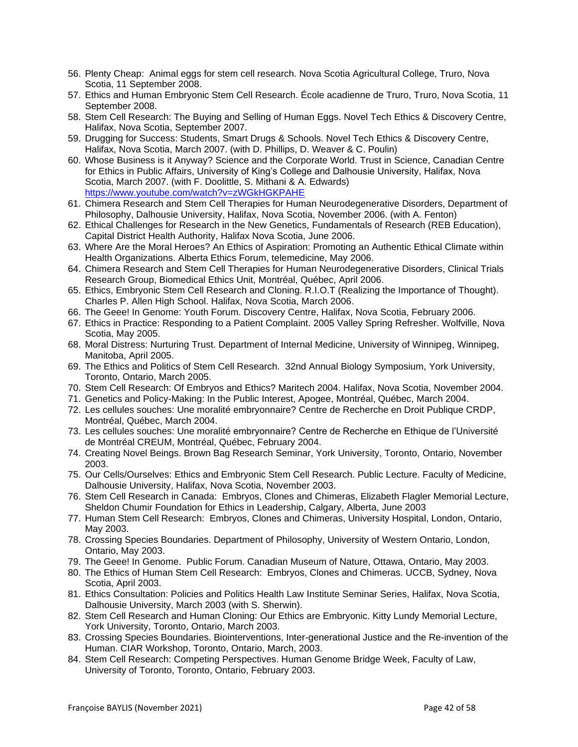56. Plenty Cheap: Animal eggs for stem cell research. Nova Scotia Agricultural College, Truro, Nova Scotia, 11 September 2008.
57. Ethics and Human Embryonic Stem Cell Research. École acadienne de Truro, Truro, Nova Scotia, 11 September 2008.
58. Stem Cell Research: The Buying and Selling of Human Eggs. Novel Tech Ethics & Discovery Centre, Halifax, Nova Scotia, September 2007.
59. Drugging for Success: Students, Smart Drugs & Schools. Novel Tech Ethics & Discovery Centre, Halifax, Nova Scotia, March 2007. (with D. Phillips, D. Weaver & C. Poulin)
60. Whose Business is it Anyway? Science and the Corporate World. Trust in Science, Canadian Centre for Ethics in Public Affairs, University of King's College and Dalhousie University, Halifax, Nova Scotia, March 2007. (with F. Doolittle, S. Mithani & A. Edwards) https://www.youtube.com/watch?v=zWGkHGKPAHE
61. Chimera Research and Stem Cell Therapies for Human Neurodegenerative Disorders, Department of Philosophy, Dalhousie University, Halifax, Nova Scotia, November 2006. (with A. Fenton)
62. Ethical Challenges for Research in the New Genetics, Fundamentals of Research (REB Education), Capital District Health Authority, Halifax Nova Scotia, June 2006.
63. Where Are the Moral Heroes? An Ethics of Aspiration: Promoting an Authentic Ethical Climate within Health Organizations. Alberta Ethics Forum, telemedicine, May 2006.
64. Chimera Research and Stem Cell Therapies for Human Neurodegenerative Disorders, Clinical Trials Research Group, Biomedical Ethics Unit, Montréal, Québec, April 2006.
65. Ethics, Embryonic Stem Cell Research and Cloning. R.I.O.T (Realizing the Importance of Thought). Charles P. Allen High School. Halifax, Nova Scotia, March 2006.
66. The Geee! In Genome: Youth Forum. Discovery Centre, Halifax, Nova Scotia, February 2006.
67. Ethics in Practice: Responding to a Patient Complaint. 2005 Valley Spring Refresher. Wolfville, Nova Scotia, May 2005.
68. Moral Distress: Nurturing Trust. Department of Internal Medicine, University of Winnipeg, Winnipeg, Manitoba, April 2005.
69. The Ethics and Politics of Stem Cell Research. 32nd Annual Biology Symposium, York University, Toronto, Ontario, March 2005.
70. Stem Cell Research: Of Embryos and Ethics? Maritech 2004. Halifax, Nova Scotia, November 2004.
71. Genetics and Policy-Making: In the Public Interest, Apogee, Montréal, Québec, March 2004.
72. Les cellules souches: Une moralité embryonnaire? Centre de Recherche en Droit Publique CRDP, Montréal, Québec, March 2004.
73. Les cellules souches: Une moralité embryonnaire? Centre de Recherche en Ethique de l'Université de Montréal CREUM, Montréal, Québec, February 2004.
74. Creating Novel Beings. Brown Bag Research Seminar, York University, Toronto, Ontario, November 2003.
75. Our Cells/Ourselves: Ethics and Embryonic Stem Cell Research. Public Lecture. Faculty of Medicine, Dalhousie University, Halifax, Nova Scotia, November 2003.
76. Stem Cell Research in Canada: Embryos, Clones and Chimeras, Elizabeth Flagler Memorial Lecture, Sheldon Chumir Foundation for Ethics in Leadership, Calgary, Alberta, June 2003
77. Human Stem Cell Research: Embryos, Clones and Chimeras, University Hospital, London, Ontario, May 2003.
78. Crossing Species Boundaries. Department of Philosophy, University of Western Ontario, London, Ontario, May 2003.
79. The Geee! In Genome. Public Forum. Canadian Museum of Nature, Ottawa, Ontario, May 2003.
80. The Ethics of Human Stem Cell Research: Embryos, Clones and Chimeras. UCCB, Sydney, Nova Scotia, April 2003.
81. Ethics Consultation: Policies and Politics Health Law Institute Seminar Series, Halifax, Nova Scotia, Dalhousie University, March 2003 (with S. Sherwin).
82. Stem Cell Research and Human Cloning: Our Ethics are Embryonic. Kitty Lundy Memorial Lecture, York University, Toronto, Ontario, March 2003.
83. Crossing Species Boundaries. Biointerventions, Inter-generational Justice and the Re-invention of the Human. CIAR Workshop, Toronto, Ontario, March, 2003.
84. Stem Cell Research: Competing Perspectives. Human Genome Bridge Week, Faculty of Law, University of Toronto, Toronto, Ontario, February 2003.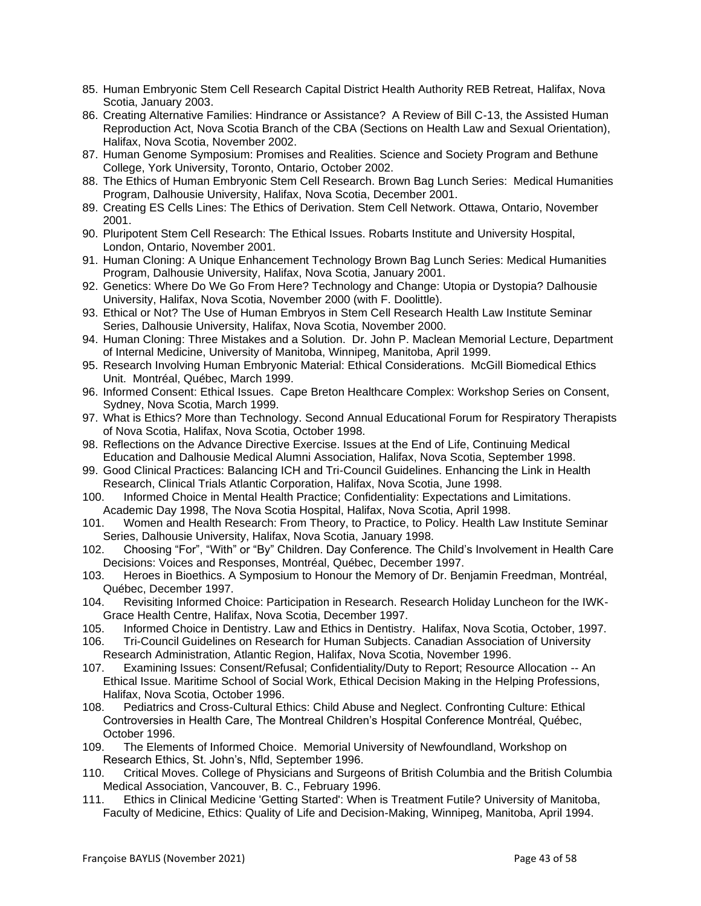85. Human Embryonic Stem Cell Research Capital District Health Authority REB Retreat, Halifax, Nova Scotia, January 2003.
86. Creating Alternative Families: Hindrance or Assistance? A Review of Bill C-13, the Assisted Human Reproduction Act, Nova Scotia Branch of the CBA (Sections on Health Law and Sexual Orientation), Halifax, Nova Scotia, November 2002.
87. Human Genome Symposium: Promises and Realities. Science and Society Program and Bethune College, York University, Toronto, Ontario, October 2002.
88. The Ethics of Human Embryonic Stem Cell Research. Brown Bag Lunch Series: Medical Humanities Program, Dalhousie University, Halifax, Nova Scotia, December 2001.
89. Creating ES Cells Lines: The Ethics of Derivation. Stem Cell Network. Ottawa, Ontario, November 2001.
90. Pluripotent Stem Cell Research: The Ethical Issues. Robarts Institute and University Hospital, London, Ontario, November 2001.
91. Human Cloning: A Unique Enhancement Technology Brown Bag Lunch Series: Medical Humanities Program, Dalhousie University, Halifax, Nova Scotia, January 2001.
92. Genetics: Where Do We Go From Here? Technology and Change: Utopia or Dystopia? Dalhousie University, Halifax, Nova Scotia, November 2000 (with F. Doolittle).
93. Ethical or Not? The Use of Human Embryos in Stem Cell Research Health Law Institute Seminar Series, Dalhousie University, Halifax, Nova Scotia, November 2000.
94. Human Cloning: Three Mistakes and a Solution. Dr. John P. Maclean Memorial Lecture, Department of Internal Medicine, University of Manitoba, Winnipeg, Manitoba, April 1999.
95. Research Involving Human Embryonic Material: Ethical Considerations. McGill Biomedical Ethics Unit. Montréal, Québec, March 1999.
96. Informed Consent: Ethical Issues. Cape Breton Healthcare Complex: Workshop Series on Consent, Sydney, Nova Scotia, March 1999.
97. What is Ethics? More than Technology. Second Annual Educational Forum for Respiratory Therapists of Nova Scotia, Halifax, Nova Scotia, October 1998.
98. Reflections on the Advance Directive Exercise. Issues at the End of Life, Continuing Medical Education and Dalhousie Medical Alumni Association, Halifax, Nova Scotia, September 1998.
99. Good Clinical Practices: Balancing ICH and Tri-Council Guidelines. Enhancing the Link in Health Research, Clinical Trials Atlantic Corporation, Halifax, Nova Scotia, June 1998.
100. Informed Choice in Mental Health Practice; Confidentiality: Expectations and Limitations. Academic Day 1998, The Nova Scotia Hospital, Halifax, Nova Scotia, April 1998.
101. Women and Health Research: From Theory, to Practice, to Policy. Health Law Institute Seminar Series, Dalhousie University, Halifax, Nova Scotia, January 1998.
102. Choosing "For", "With" or "By" Children. Day Conference. The Child's Involvement in Health Care Decisions: Voices and Responses, Montréal, Québec, December 1997.
103. Heroes in Bioethics. A Symposium to Honour the Memory of Dr. Benjamin Freedman, Montréal, Québec, December 1997.
104. Revisiting Informed Choice: Participation in Research. Research Holiday Luncheon for the IWK-Grace Health Centre, Halifax, Nova Scotia, December 1997.
105. Informed Choice in Dentistry. Law and Ethics in Dentistry. Halifax, Nova Scotia, October, 1997.
106. Tri-Council Guidelines on Research for Human Subjects. Canadian Association of University Research Administration, Atlantic Region, Halifax, Nova Scotia, November 1996.
107. Examining Issues: Consent/Refusal; Confidentiality/Duty to Report; Resource Allocation -- An Ethical Issue. Maritime School of Social Work, Ethical Decision Making in the Helping Professions, Halifax, Nova Scotia, October 1996.
108. Pediatrics and Cross-Cultural Ethics: Child Abuse and Neglect. Confronting Culture: Ethical Controversies in Health Care, The Montreal Children's Hospital Conference Montréal, Québec, October 1996.
109. The Elements of Informed Choice. Memorial University of Newfoundland, Workshop on Research Ethics, St. John's, Nfld, September 1996.
110. Critical Moves. College of Physicians and Surgeons of British Columbia and the British Columbia Medical Association, Vancouver, B. C., February 1996.
111. Ethics in Clinical Medicine 'Getting Started': When is Treatment Futile? University of Manitoba, Faculty of Medicine, Ethics: Quality of Life and Decision-Making, Winnipeg, Manitoba, April 1994.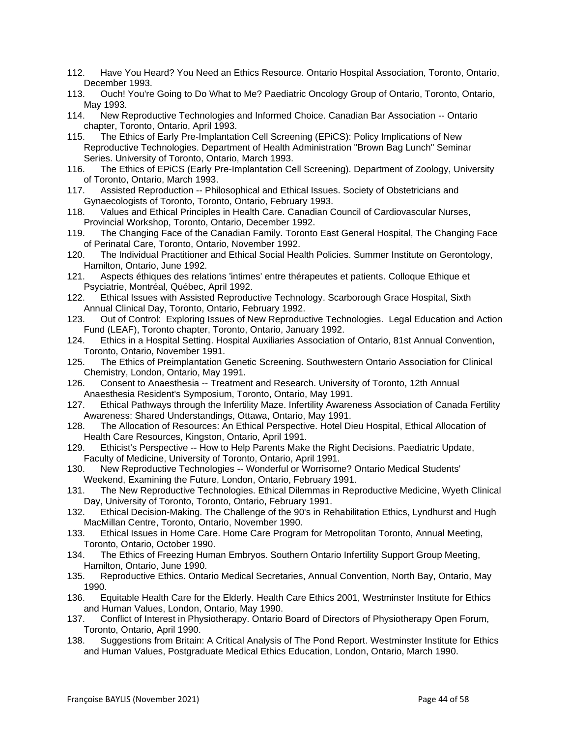112. Have You Heard? You Need an Ethics Resource. Ontario Hospital Association, Toronto, Ontario, December 1993.
113. Ouch! You're Going to Do What to Me? Paediatric Oncology Group of Ontario, Toronto, Ontario, May 1993.
114. New Reproductive Technologies and Informed Choice. Canadian Bar Association -- Ontario chapter, Toronto, Ontario, April 1993.
115. The Ethics of Early Pre-Implantation Cell Screening (EPiCS): Policy Implications of New Reproductive Technologies. Department of Health Administration "Brown Bag Lunch" Seminar Series. University of Toronto, Ontario, March 1993.
116. The Ethics of EPiCS (Early Pre-Implantation Cell Screening). Department of Zoology, University of Toronto, Ontario, March 1993.
117. Assisted Reproduction -- Philosophical and Ethical Issues. Society of Obstetricians and Gynaecologists of Toronto, Toronto, Ontario, February 1993.
118. Values and Ethical Principles in Health Care. Canadian Council of Cardiovascular Nurses, Provincial Workshop, Toronto, Ontario, December 1992.
119. The Changing Face of the Canadian Family. Toronto East General Hospital, The Changing Face of Perinatal Care, Toronto, Ontario, November 1992.
120. The Individual Practitioner and Ethical Social Health Policies. Summer Institute on Gerontology, Hamilton, Ontario, June 1992.
121. Aspects éthiques des relations 'intimes' entre thérapeutes et patients. Colloque Ethique et Psyciatrie, Montréal, Québec, April 1992.
122. Ethical Issues with Assisted Reproductive Technology. Scarborough Grace Hospital, Sixth Annual Clinical Day, Toronto, Ontario, February 1992.
123. Out of Control: Exploring Issues of New Reproductive Technologies. Legal Education and Action Fund (LEAF), Toronto chapter, Toronto, Ontario, January 1992.
124. Ethics in a Hospital Setting. Hospital Auxiliaries Association of Ontario, 81st Annual Convention, Toronto, Ontario, November 1991.
125. The Ethics of Preimplantation Genetic Screening. Southwestern Ontario Association for Clinical Chemistry, London, Ontario, May 1991.
126. Consent to Anaesthesia -- Treatment and Research. University of Toronto, 12th Annual Anaesthesia Resident's Symposium, Toronto, Ontario, May 1991.
127. Ethical Pathways through the Infertility Maze. Infertility Awareness Association of Canada Fertility Awareness: Shared Understandings, Ottawa, Ontario, May 1991.
128. The Allocation of Resources: An Ethical Perspective. Hotel Dieu Hospital, Ethical Allocation of Health Care Resources, Kingston, Ontario, April 1991.
129. Ethicist's Perspective -- How to Help Parents Make the Right Decisions. Paediatric Update, Faculty of Medicine, University of Toronto, Ontario, April 1991.
130. New Reproductive Technologies -- Wonderful or Worrisome? Ontario Medical Students' Weekend, Examining the Future, London, Ontario, February 1991.
131. The New Reproductive Technologies. Ethical Dilemmas in Reproductive Medicine, Wyeth Clinical Day, University of Toronto, Toronto, Ontario, February 1991.
132. Ethical Decision-Making. The Challenge of the 90's in Rehabilitation Ethics, Lyndhurst and Hugh MacMillan Centre, Toronto, Ontario, November 1990.
133. Ethical Issues in Home Care. Home Care Program for Metropolitan Toronto, Annual Meeting, Toronto, Ontario, October 1990.
134. The Ethics of Freezing Human Embryos. Southern Ontario Infertility Support Group Meeting, Hamilton, Ontario, June 1990.
135. Reproductive Ethics. Ontario Medical Secretaries, Annual Convention, North Bay, Ontario, May 1990.
136. Equitable Health Care for the Elderly. Health Care Ethics 2001, Westminster Institute for Ethics and Human Values, London, Ontario, May 1990.
137. Conflict of Interest in Physiotherapy. Ontario Board of Directors of Physiotherapy Open Forum, Toronto, Ontario, April 1990.
138. Suggestions from Britain: A Critical Analysis of The Pond Report. Westminster Institute for Ethics and Human Values, Postgraduate Medical Ethics Education, London, Ontario, March 1990.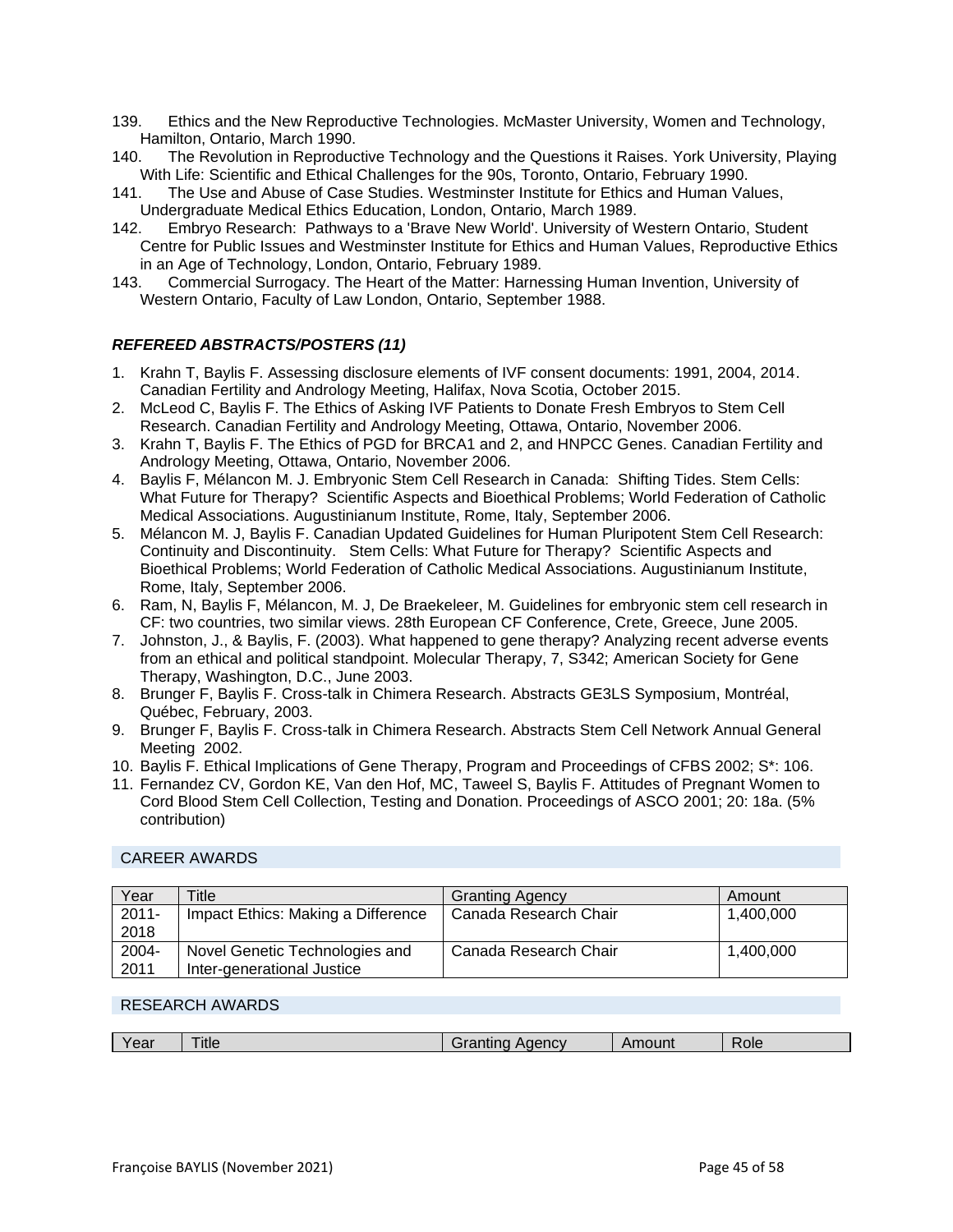139. Ethics and the New Reproductive Technologies. McMaster University, Women and Technology, Hamilton, Ontario, March 1990.
140. The Revolution in Reproductive Technology and the Questions it Raises. York University, Playing With Life: Scientific and Ethical Challenges for the 90s, Toronto, Ontario, February 1990.
141. The Use and Abuse of Case Studies. Westminster Institute for Ethics and Human Values, Undergraduate Medical Ethics Education, London, Ontario, March 1989.
142. Embryo Research: Pathways to a 'Brave New World'. University of Western Ontario, Student Centre for Public Issues and Westminster Institute for Ethics and Human Values, Reproductive Ethics in an Age of Technology, London, Ontario, February 1989.
143. Commercial Surrogacy. The Heart of the Matter: Harnessing Human Invention, University of Western Ontario, Faculty of Law London, Ontario, September 1988.

### *REFEREED ABSTRACTS/POSTERS (11)*

1. Krahn T, Baylis F. Assessing disclosure elements of IVF consent documents: 1991, 2004, 2014. Canadian Fertility and Andrology Meeting, Halifax, Nova Scotia, October 2015.
2. McLeod C, Baylis F. The Ethics of Asking IVF Patients to Donate Fresh Embryos to Stem Cell Research. Canadian Fertility and Andrology Meeting, Ottawa, Ontario, November 2006.
3. Krahn T, Baylis F. The Ethics of PGD for BRCA1 and 2, and HNPCC Genes. Canadian Fertility and Andrology Meeting, Ottawa, Ontario, November 2006.
4. Baylis F, Mélancon M. J. Embryonic Stem Cell Research in Canada: Shifting Tides. Stem Cells: What Future for Therapy? Scientific Aspects and Bioethical Problems; World Federation of Catholic Medical Associations. Augustinianum Institute, Rome, Italy, September 2006.
5. Mélancon M. J, Baylis F. Canadian Updated Guidelines for Human Pluripotent Stem Cell Research: Continuity and Discontinuity. Stem Cells: What Future for Therapy? Scientific Aspects and Bioethical Problems; World Federation of Catholic Medical Associations. Augustinianum Institute, Rome, Italy, September 2006.
6. Ram, N, Baylis F, Mélancon, M. J, De Braekeleer, M. Guidelines for embryonic stem cell research in CF: two countries, two similar views. 28th European CF Conference, Crete, Greece, June 2005.
7. Johnston, J., & Baylis, F. (2003). What happened to gene therapy? Analyzing recent adverse events from an ethical and political standpoint. Molecular Therapy, 7, S342; American Society for Gene Therapy, Washington, D.C., June 2003.
8. Brunger F, Baylis F. Cross-talk in Chimera Research. Abstracts GE3LS Symposium, Montréal, Québec, February, 2003.
9. Brunger F, Baylis F. Cross-talk in Chimera Research. Abstracts Stem Cell Network Annual General Meeting 2002.
10. Baylis F. Ethical Implications of Gene Therapy, Program and Proceedings of CFBS 2002; S*: 106.
11. Fernandez CV, Gordon KE, Van den Hof, MC, Taweel S, Baylis F. Attitudes of Pregnant Women to Cord Blood Stem Cell Collection, Testing and Donation. Proceedings of ASCO 2001; 20: 18a. (5% contribution)

## CAREER AWARDS

| Year | Title | Granting Agency | Amount |
|---|---|---|---|
| 2011-2018 | Impact Ethics: Making a Difference | Canada Research Chair | 1,400,000 |
| 2004-2011 | Novel Genetic Technologies and Inter-generational Justice | Canada Research Chair | 1,400,000 |

## RESEARCH AWARDS

| Year | Title | Granting Agency | Amount | Role |
|---|---|---|---|---|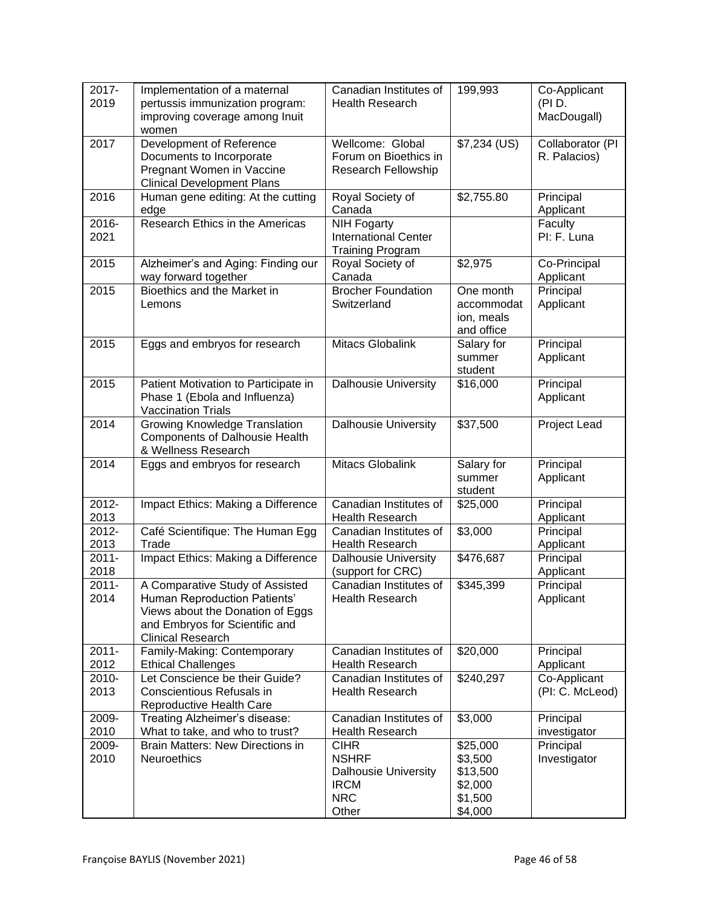| 2017-2019 | Implementation of a maternal pertussis immunization program: improving coverage among Inuit women | Canadian Institutes of Health Research | 199,993 | Co-Applicant (PI D. MacDougall) |
|---|---|---|---|---|
| 2017 | Development of Reference Documents to Incorporate Pregnant Women in Vaccine Clinical Development Plans | Wellcome: Global Forum on Bioethics in Research Fellowship | $7,234 (US) | Collaborator (PI R. Palacios) |
| 2016 | Human gene editing: At the cutting edge | Royal Society of Canada | $2,755.80 | Principal Applicant |
| 2016-2021 | Research Ethics in the Americas | NIH Fogarty International Center Training Program | | Faculty PI: F. Luna |
| 2015 | Alzheimer's and Aging: Finding our way forward together | Royal Society of Canada | $2,975 | Co-Principal Applicant |
| 2015 | Bioethics and the Market in Lemons | Brocher Foundation Switzerland | One month accommodation, meals and office | Principal Applicant |
| 2015 | Eggs and embryos for research | Mitacs Globalink | Salary for summer student | Principal Applicant |
| 2015 | Patient Motivation to Participate in Phase 1 (Ebola and Influenza) Vaccination Trials | Dalhousie University | $16,000 | Principal Applicant |
| 2014 | Growing Knowledge Translation Components of Dalhousie Health & Wellness Research | Dalhousie University | $37,500 | Project Lead |
| 2014 | Eggs and embryos for research | Mitacs Globalink | Salary for summer student | Principal Applicant |
| 2012-2013 | Impact Ethics: Making a Difference | Canadian Institutes of Health Research | $25,000 | Principal Applicant |
| 2012-2013 | Café Scientifique: The Human Egg Trade | Canadian Institutes of Health Research | $3,000 | Principal Applicant |
| 2011-2018 | Impact Ethics: Making a Difference | Dalhousie University (support for CRC) | $476,687 | Principal Applicant |
| 2011-2014 | A Comparative Study of Assisted Human Reproduction Patients' Views about the Donation of Eggs and Embryos for Scientific and Clinical Research | Canadian Institutes of Health Research | $345,399 | Principal Applicant |
| 2011-2012 | Family-Making: Contemporary Ethical Challenges | Canadian Institutes of Health Research | $20,000 | Principal Applicant |
| 2010-2013 | Let Conscience be their Guide? Conscientious Refusals in Reproductive Health Care | Canadian Institutes of Health Research | $240,297 | Co-Applicant (PI: C. McLeod) |
| 2009-2010 | Treating Alzheimer's disease: What to take, and who to trust? | Canadian Institutes of Health Research | $3,000 | Principal investigator |
| 2009-2010 | Brain Matters: New Directions in Neuroethics | CIHR<br>NSHRF<br>Dalhousie University<br>IRCM<br>NRC<br>Other | $25,000<br>$3,500<br>$13,500<br>$2,000<br>$1,500<br>$4,000 | Principal Investigator |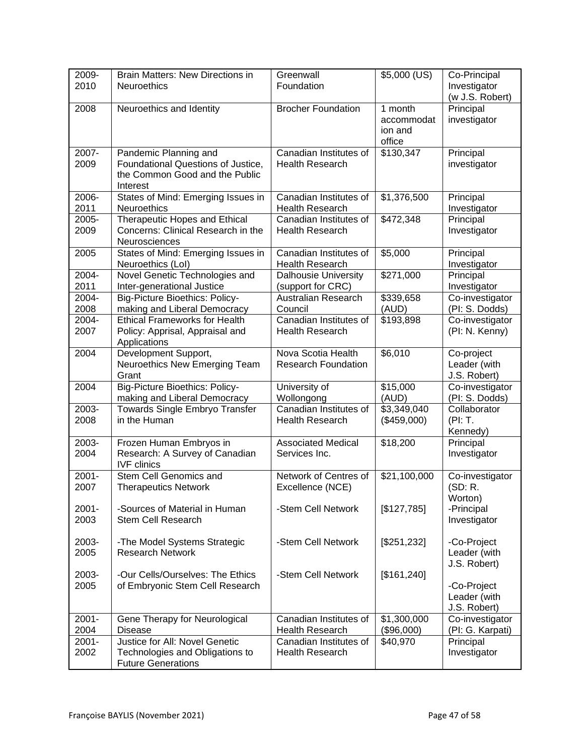| 2009-2010 | Brain Matters: New Directions in Neuroethics | Greenwall Foundation | $5,000 (US) | Co-Principal Investigator (w J.S. Robert) |
|---|---|---|---|---|
| 2008 | Neuroethics and Identity | Brocher Foundation | 1 month accommodation and office | Principal investigator |
| 2007-2009 | Pandemic Planning and Foundational Questions of Justice, the Common Good and the Public Interest | Canadian Institutes of Health Research | $130,347 | Principal investigator |
| 2006-2011 | States of Mind: Emerging Issues in Neuroethics | Canadian Institutes of Health Research | $1,376,500 | Principal Investigator |
| 2005-2009 | Therapeutic Hopes and Ethical Concerns: Clinical Research in the Neurosciences | Canadian Institutes of Health Research | $472,348 | Principal Investigator |
| 2005 | States of Mind: Emerging Issues in Neuroethics (LoI) | Canadian Institutes of Health Research | $5,000 | Principal Investigator |
| 2004-2011 | Novel Genetic Technologies and Inter-generational Justice | Dalhousie University (support for CRC) | $271,000 | Principal Investigator |
| 2004-2008 | Big-Picture Bioethics: Policy-making and Liberal Democracy | Australian Research Council | $339,658 (AUD) | Co-investigator (PI: S. Dodds) |
| 2004-2007 | Ethical Frameworks for Health Policy: Apprisal, Appraisal and Applications | Canadian Institutes of Health Research | $193,898 | Co-investigator (PI: N. Kenny) |
| 2004 | Development Support, Neuroethics New Emerging Team Grant | Nova Scotia Health Research Foundation | $6,010 | Co-project Leader (with J.S. Robert) |
| 2004 | Big-Picture Bioethics: Policy-making and Liberal Democracy | University of Wollongong | $15,000 (AUD) | Co-investigator (PI: S. Dodds) |
| 2003-2008 | Towards Single Embryo Transfer in the Human | Canadian Institutes of Health Research | $3,349,040 ($459,000) | Collaborator (PI: T. Kennedy) |
| 2003-2004 | Frozen Human Embryos in Research: A Survey of Canadian IVF clinics | Associated Medical Services Inc. | $18,200 | Principal Investigator |
| 2001-2007 | Stem Cell Genomics and Therapeutics Network | Network of Centres of Excellence (NCE) | $21,100,000 | Co-investigator (SD: R. Worton) |
| 2001-2003 | -Sources of Material in Human Stem Cell Research | -Stem Cell Network | [$127,785] | -Principal Investigator |
| 2003-2005 | -The Model Systems Strategic Research Network | -Stem Cell Network | [$251,232] | -Co-Project Leader (with J.S. Robert) |
| 2003-2005 | -Our Cells/Ourselves: The Ethics of Embryonic Stem Cell Research | -Stem Cell Network | [$161,240] | -Co-Project Leader (with J.S. Robert) |
| 2001-2004 | Gene Therapy for Neurological Disease | Canadian Institutes of Health Research | $1,300,000 ($96,000) | Co-investigator (PI: G. Karpati) |
| 2001-2002 | Justice for All: Novel Genetic Technologies and Obligations to Future Generations | Canadian Institutes of Health Research | $40,970 | Principal Investigator |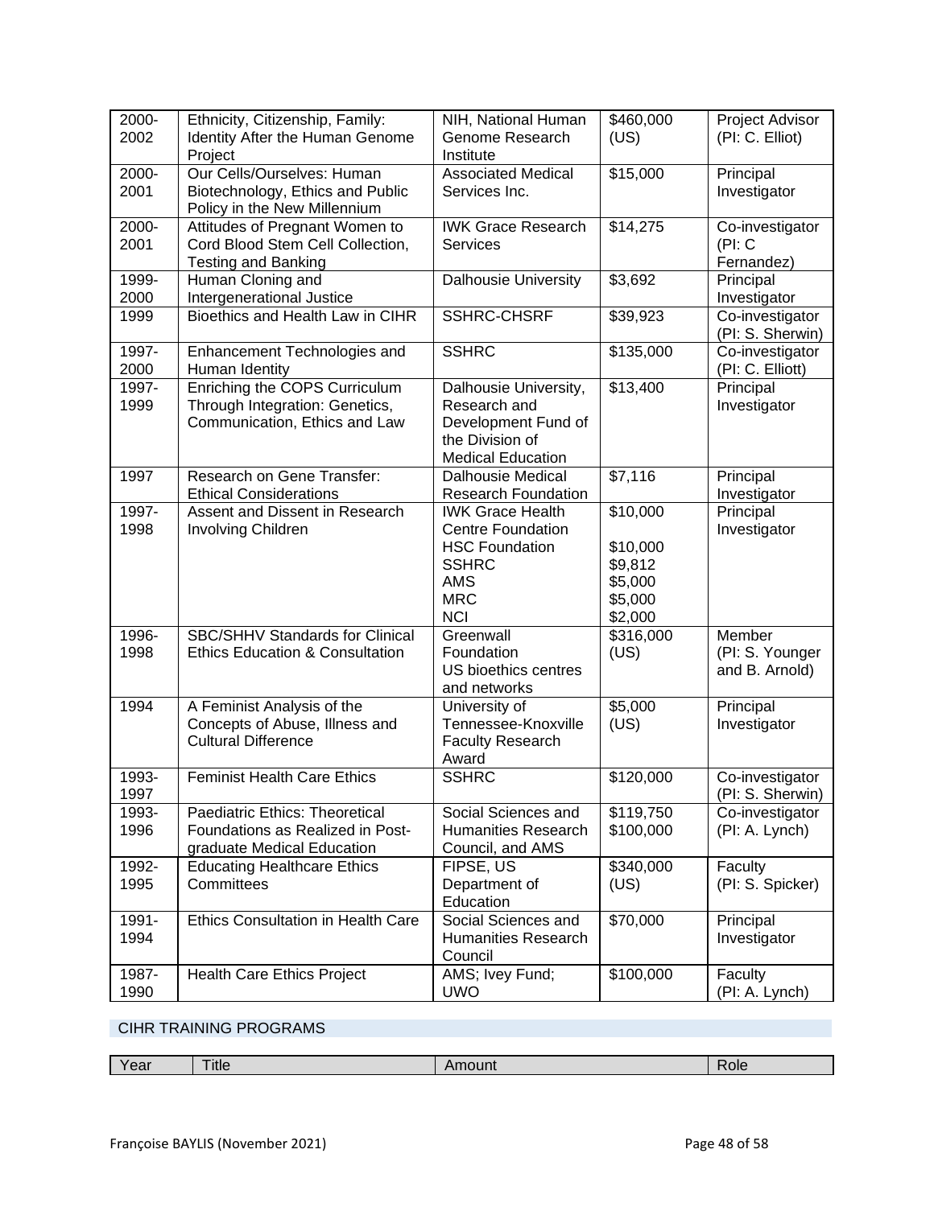| | | | | |
|---|---|---|---|---|
| 2000-2002 | Ethnicity, Citizenship, Family: Identity After the Human Genome Project | NIH, National Human Genome Research Institute | \$460,000 (US) | Project Advisor (PI: C. Elliot) |
| 2000-2001 | Our Cells/Ourselves: Human Biotechnology, Ethics and Public Policy in the New Millennium | Associated Medical Services Inc. | \$15,000 | Principal Investigator |
| 2000-2001 | Attitudes of Pregnant Women to Cord Blood Stem Cell Collection, Testing and Banking | IWK Grace Research Services | \$14,275 | Co-investigator (PI: C Fernandez) |
| 1999-2000 | Human Cloning and Intergenerational Justice | Dalhousie University | \$3,692 | Principal Investigator |
| 1999 | Bioethics and Health Law in CIHR | SSHRC-CHSRF | \$39,923 | Co-investigator (PI: S. Sherwin) |
| 1997-2000 | Enhancement Technologies and Human Identity | SSHRC | \$135,000 | Co-investigator (PI: C. Elliott) |
| 1997-1999 | Enriching the COPS Curriculum Through Integration: Genetics, Communication, Ethics and Law | Dalhousie University, Research and Development Fund of the Division of Medical Education | \$13,400 | Principal Investigator |
| 1997 | Research on Gene Transfer: Ethical Considerations | Dalhousie Medical Research Foundation | \$7,116 | Principal Investigator |
| 1997-1998 | Assent and Dissent in Research Involving Children | IWK Grace Health Centre Foundation<br>HSC Foundation<br>SSHRC<br>AMS<br>MRC<br>NCI | \$10,000<br>\$10,000<br>\$9,812<br>\$5,000<br>\$5,000<br>\$2,000 | Principal Investigator |
| 1996-1998 | SBC/SHHV Standards for Clinical Ethics Education & Consultation | Greenwall Foundation<br>US bioethics centres and networks | \$316,000 (US) | Member (PI: S. Younger and B. Arnold) |
| 1994 | A Feminist Analysis of the Concepts of Abuse, Illness and Cultural Difference | University of Tennessee-Knoxville Faculty Research Award | \$5,000 (US) | Principal Investigator |
| 1993-1997 | Feminist Health Care Ethics | SSHRC | \$120,000 | Co-investigator (PI: S. Sherwin) |
| 1993-1996 | Paediatric Ethics: Theoretical Foundations as Realized in Post-graduate Medical Education | Social Sciences and Humanities Research Council, and AMS | \$119,750<br>\$100,000 | Co-investigator (PI: A. Lynch) |
| 1992-1995 | Educating Healthcare Ethics Committees | FIPSE, US Department of Education | \$340,000 (US) | Faculty (PI: S. Spicker) |
| 1991-1994 | Ethics Consultation in Health Care | Social Sciences and Humanities Research Council | \$70,000 | Principal Investigator |
| 1987-1990 | Health Care Ethics Project | AMS; Ivey Fund; UWO | \$100,000 | Faculty (PI: A. Lynch) |

## CIHR TRAINING PROGRAMS

| Year | Title | Amount | Role |
|---|---|---|---|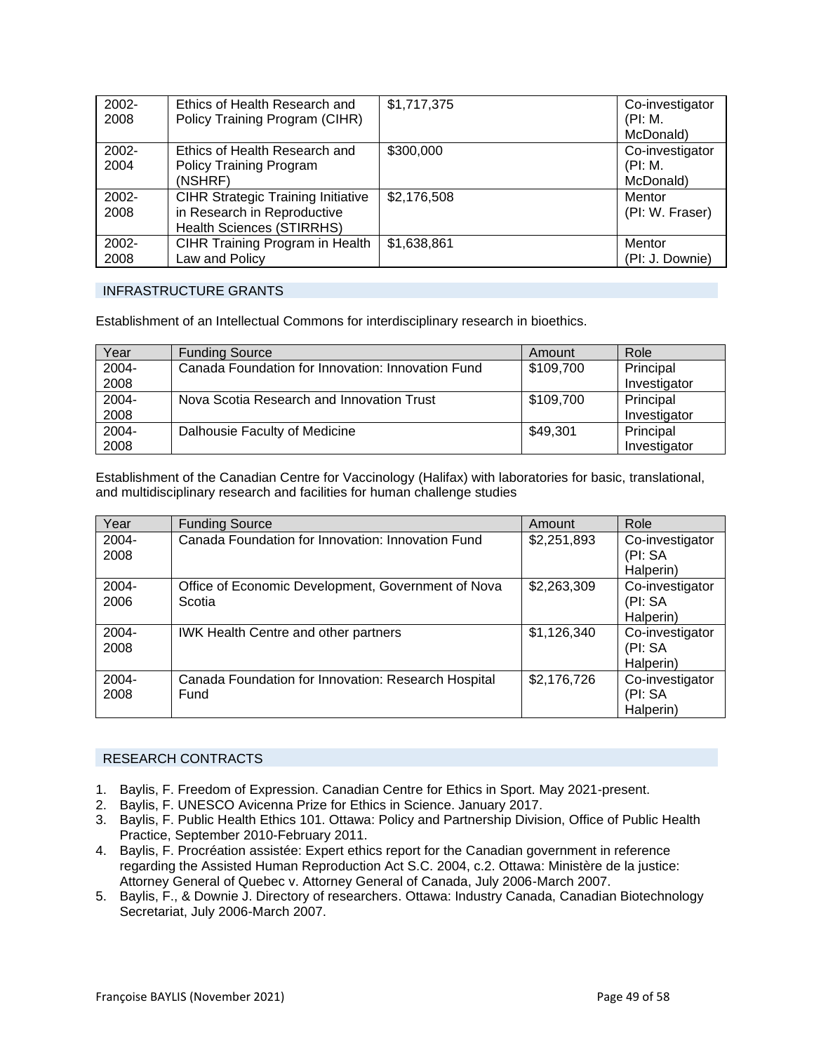| | | | |
|---|---|---|---|
| 2002-2008 | Ethics of Health Research and Policy Training Program (CIHR) | $1,717,375 | Co-investigator (PI: M. McDonald) |
| 2002-2004 | Ethics of Health Research and Policy Training Program (NSHRF) | $300,000 | Co-investigator (PI: M. McDonald) |
| 2002-2008 | CIHR Strategic Training Initiative in Research in Reproductive Health Sciences (STIRRHS) | $2,176,508 | Mentor (PI: W. Fraser) |
| 2002-2008 | CIHR Training Program in Health Law and Policy | $1,638,861 | Mentor (PI: J. Downie) |

## INFRASTRUCTURE GRANTS

Establishment of an Intellectual Commons for interdisciplinary research in bioethics.

| Year | Funding Source | Amount | Role |
|---|---|---|---|
| 2004-2008 | Canada Foundation for Innovation: Innovation Fund | $109,700 | Principal Investigator |
| 2004-2008 | Nova Scotia Research and Innovation Trust | $109,700 | Principal Investigator |
| 2004-2008 | Dalhousie Faculty of Medicine | $49,301 | Principal Investigator |

Establishment of the Canadian Centre for Vaccinology (Halifax) with laboratories for basic, translational, and multidisciplinary research and facilities for human challenge studies

| Year | Funding Source | Amount | Role |
|---|---|---|---|
| 2004-2008 | Canada Foundation for Innovation: Innovation Fund | $2,251,893 | Co-investigator (PI: SA Halperin) |
| 2004-2006 | Office of Economic Development, Government of Nova Scotia | $2,263,309 | Co-investigator (PI: SA Halperin) |
| 2004-2008 | IWK Health Centre and other partners | $1,126,340 | Co-investigator (PI: SA Halperin) |
| 2004-2008 | Canada Foundation for Innovation: Research Hospital Fund | $2,176,726 | Co-investigator (PI: SA Halperin) |

## RESEARCH CONTRACTS

1. Baylis, F. Freedom of Expression. Canadian Centre for Ethics in Sport. May 2021-present.
2. Baylis, F. UNESCO Avicenna Prize for Ethics in Science. January 2017.
3. Baylis, F. Public Health Ethics 101. Ottawa: Policy and Partnership Division, Office of Public Health Practice, September 2010-February 2011.
4. Baylis, F. Procréation assistée: Expert ethics report for the Canadian government in reference regarding the Assisted Human Reproduction Act S.C. 2004, c.2. Ottawa: Ministère de la justice: Attorney General of Quebec v. Attorney General of Canada, July 2006-March 2007.
5. Baylis, F., & Downie J. Directory of researchers. Ottawa: Industry Canada, Canadian Biotechnology Secretariat, July 2006-March 2007.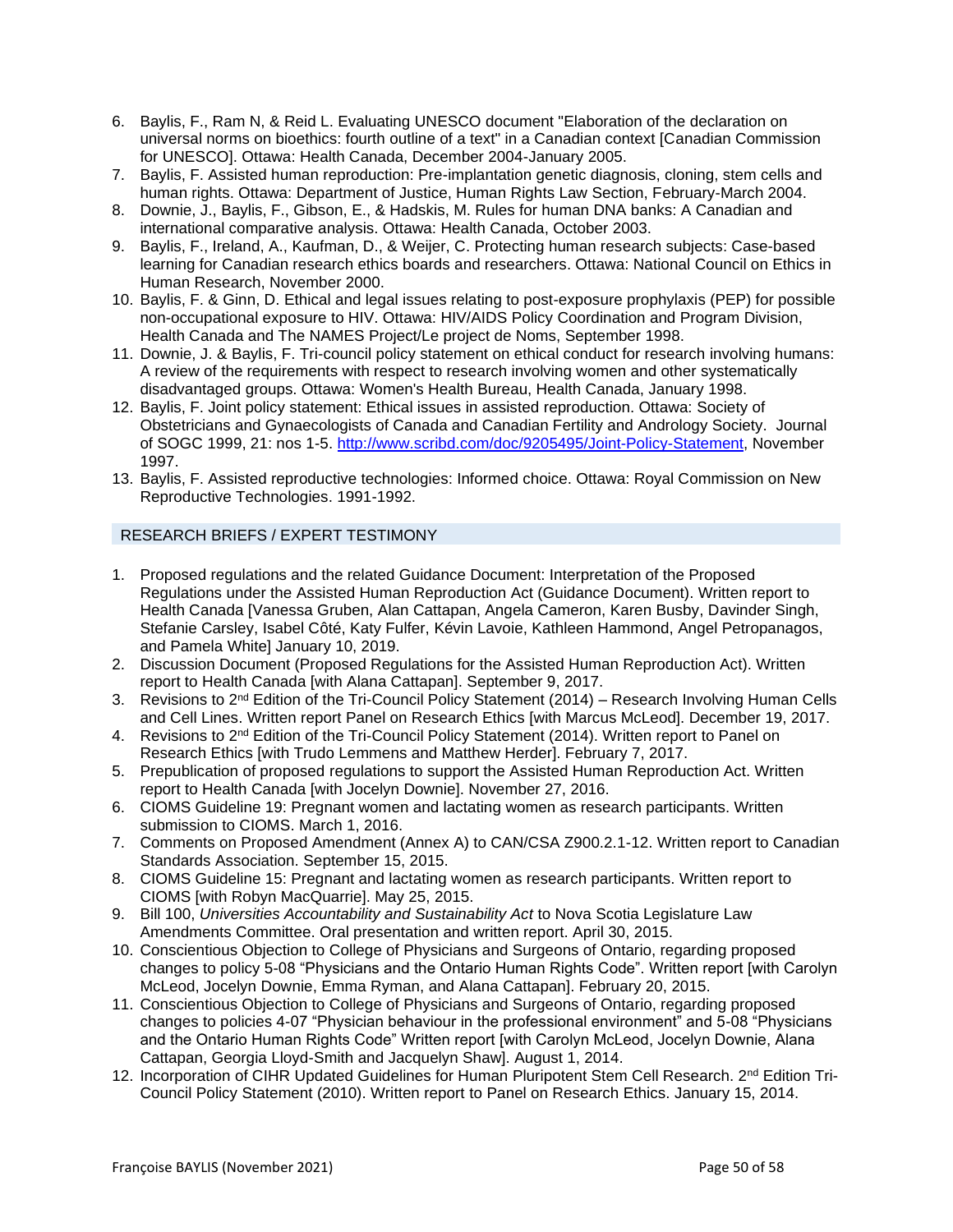6. Baylis, F., Ram N, & Reid L. Evaluating UNESCO document "Elaboration of the declaration on universal norms on bioethics: fourth outline of a text" in a Canadian context [Canadian Commission for UNESCO]. Ottawa: Health Canada, December 2004-January 2005.
7. Baylis, F. Assisted human reproduction: Pre-implantation genetic diagnosis, cloning, stem cells and human rights. Ottawa: Department of Justice, Human Rights Law Section, February-March 2004.
8. Downie, J., Baylis, F., Gibson, E., & Hadskis, M. Rules for human DNA banks: A Canadian and international comparative analysis. Ottawa: Health Canada, October 2003.
9. Baylis, F., Ireland, A., Kaufman, D., & Weijer, C. Protecting human research subjects: Case-based learning for Canadian research ethics boards and researchers. Ottawa: National Council on Ethics in Human Research, November 2000.
10. Baylis, F. & Ginn, D. Ethical and legal issues relating to post-exposure prophylaxis (PEP) for possible non-occupational exposure to HIV. Ottawa: HIV/AIDS Policy Coordination and Program Division, Health Canada and The NAMES Project/Le project de Noms, September 1998.
11. Downie, J. & Baylis, F. Tri-council policy statement on ethical conduct for research involving humans: A review of the requirements with respect to research involving women and other systematically disadvantaged groups. Ottawa: Women's Health Bureau, Health Canada, January 1998.
12. Baylis, F. Joint policy statement: Ethical issues in assisted reproduction. Ottawa: Society of Obstetricians and Gynaecologists of Canada and Canadian Fertility and Andrology Society. Journal of SOGC 1999, 21: nos 1-5. http://www.scribd.com/doc/9205495/Joint-Policy-Statement, November 1997.
13. Baylis, F. Assisted reproductive technologies: Informed choice. Ottawa: Royal Commission on New Reproductive Technologies. 1991-1992.

## RESEARCH BRIEFS / EXPERT TESTIMONY

1. Proposed regulations and the related Guidance Document: Interpretation of the Proposed Regulations under the Assisted Human Reproduction Act (Guidance Document). Written report to Health Canada [Vanessa Gruben, Alan Cattapan, Angela Cameron, Karen Busby, Davinder Singh, Stefanie Carsley, Isabel Côté, Katy Fulfer, Kévin Lavoie, Kathleen Hammond, Angel Petropanagos, and Pamela White] January 10, 2019.
2. Discussion Document (Proposed Regulations for the Assisted Human Reproduction Act). Written report to Health Canada [with Alana Cattapan]. September 9, 2017.
3. Revisions to 2nd Edition of the Tri-Council Policy Statement (2014) – Research Involving Human Cells and Cell Lines. Written report Panel on Research Ethics [with Marcus McLeod]. December 19, 2017.
4. Revisions to 2nd Edition of the Tri-Council Policy Statement (2014). Written report to Panel on Research Ethics [with Trudo Lemmens and Matthew Herder]. February 7, 2017.
5. Prepublication of proposed regulations to support the Assisted Human Reproduction Act. Written report to Health Canada [with Jocelyn Downie]. November 27, 2016.
6. CIOMS Guideline 19: Pregnant women and lactating women as research participants. Written submission to CIOMS. March 1, 2016.
7. Comments on Proposed Amendment (Annex A) to CAN/CSA Z900.2.1-12. Written report to Canadian Standards Association. September 15, 2015.
8. CIOMS Guideline 15: Pregnant and lactating women as research participants. Written report to CIOMS [with Robyn MacQuarrie]. May 25, 2015.
9. Bill 100, *Universities Accountability and Sustainability Act* to Nova Scotia Legislature Law Amendments Committee. Oral presentation and written report. April 30, 2015.
10. Conscientious Objection to College of Physicians and Surgeons of Ontario, regarding proposed changes to policy 5-08 "Physicians and the Ontario Human Rights Code". Written report [with Carolyn McLeod, Jocelyn Downie, Emma Ryman, and Alana Cattapan]. February 20, 2015.
11. Conscientious Objection to College of Physicians and Surgeons of Ontario, regarding proposed changes to policies 4-07 "Physician behaviour in the professional environment" and 5-08 "Physicians and the Ontario Human Rights Code" Written report [with Carolyn McLeod, Jocelyn Downie, Alana Cattapan, Georgia Lloyd-Smith and Jacquelyn Shaw]. August 1, 2014.
12. Incorporation of CIHR Updated Guidelines for Human Pluripotent Stem Cell Research. 2nd Edition Tri-Council Policy Statement (2010). Written report to Panel on Research Ethics. January 15, 2014.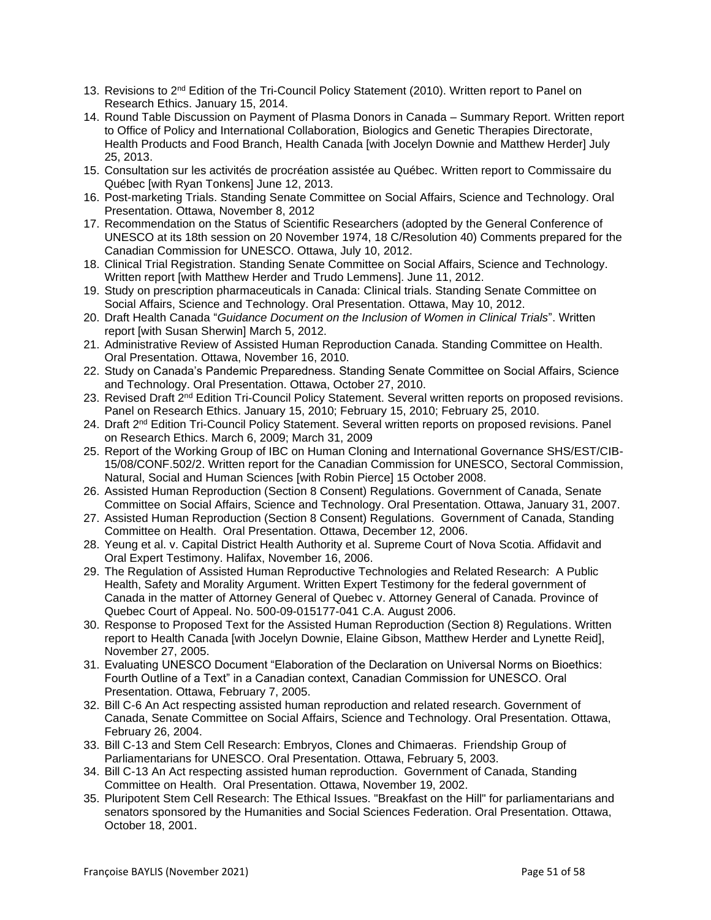13. Revisions to 2nd Edition of the Tri-Council Policy Statement (2010). Written report to Panel on Research Ethics. January 15, 2014.
14. Round Table Discussion on Payment of Plasma Donors in Canada – Summary Report. Written report to Office of Policy and International Collaboration, Biologics and Genetic Therapies Directorate, Health Products and Food Branch, Health Canada [with Jocelyn Downie and Matthew Herder] July 25, 2013.
15. Consultation sur les activités de procréation assistée au Québec. Written report to Commissaire du Québec [with Ryan Tonkens] June 12, 2013.
16. Post-marketing Trials. Standing Senate Committee on Social Affairs, Science and Technology. Oral Presentation. Ottawa, November 8, 2012
17. Recommendation on the Status of Scientific Researchers (adopted by the General Conference of UNESCO at its 18th session on 20 November 1974, 18 C/Resolution 40) Comments prepared for the Canadian Commission for UNESCO. Ottawa, July 10, 2012.
18. Clinical Trial Registration. Standing Senate Committee on Social Affairs, Science and Technology. Written report [with Matthew Herder and Trudo Lemmens]. June 11, 2012.
19. Study on prescription pharmaceuticals in Canada: Clinical trials. Standing Senate Committee on Social Affairs, Science and Technology. Oral Presentation. Ottawa, May 10, 2012.
20. Draft Health Canada "*Guidance Document on the Inclusion of Women in Clinical Trials*". Written report [with Susan Sherwin] March 5, 2012.
21. Administrative Review of Assisted Human Reproduction Canada. Standing Committee on Health. Oral Presentation. Ottawa, November 16, 2010.
22. Study on Canada's Pandemic Preparedness. Standing Senate Committee on Social Affairs, Science and Technology. Oral Presentation. Ottawa, October 27, 2010.
23. Revised Draft 2nd Edition Tri-Council Policy Statement. Several written reports on proposed revisions. Panel on Research Ethics. January 15, 2010; February 15, 2010; February 25, 2010.
24. Draft 2nd Edition Tri-Council Policy Statement. Several written reports on proposed revisions. Panel on Research Ethics. March 6, 2009; March 31, 2009
25. Report of the Working Group of IBC on Human Cloning and International Governance SHS/EST/CIB-15/08/CONF.502/2. Written report for the Canadian Commission for UNESCO, Sectoral Commission, Natural, Social and Human Sciences [with Robin Pierce] 15 October 2008.
26. Assisted Human Reproduction (Section 8 Consent) Regulations. Government of Canada, Senate Committee on Social Affairs, Science and Technology. Oral Presentation. Ottawa, January 31, 2007.
27. Assisted Human Reproduction (Section 8 Consent) Regulations. Government of Canada, Standing Committee on Health. Oral Presentation. Ottawa, December 12, 2006.
28. Yeung et al. v. Capital District Health Authority et al. Supreme Court of Nova Scotia. Affidavit and Oral Expert Testimony. Halifax, November 16, 2006.
29. The Regulation of Assisted Human Reproductive Technologies and Related Research: A Public Health, Safety and Morality Argument. Written Expert Testimony for the federal government of Canada in the matter of Attorney General of Quebec v. Attorney General of Canada. Province of Quebec Court of Appeal. No. 500-09-015177-041 C.A. August 2006.
30. Response to Proposed Text for the Assisted Human Reproduction (Section 8) Regulations. Written report to Health Canada [with Jocelyn Downie, Elaine Gibson, Matthew Herder and Lynette Reid], November 27, 2005.
31. Evaluating UNESCO Document "Elaboration of the Declaration on Universal Norms on Bioethics: Fourth Outline of a Text" in a Canadian context, Canadian Commission for UNESCO. Oral Presentation. Ottawa, February 7, 2005.
32. Bill C-6 An Act respecting assisted human reproduction and related research. Government of Canada, Senate Committee on Social Affairs, Science and Technology. Oral Presentation. Ottawa, February 26, 2004.
33. Bill C-13 and Stem Cell Research: Embryos, Clones and Chimaeras. Friendship Group of Parliamentarians for UNESCO. Oral Presentation. Ottawa, February 5, 2003.
34. Bill C-13 An Act respecting assisted human reproduction. Government of Canada, Standing Committee on Health. Oral Presentation. Ottawa, November 19, 2002.
35. Pluripotent Stem Cell Research: The Ethical Issues. "Breakfast on the Hill" for parliamentarians and senators sponsored by the Humanities and Social Sciences Federation. Oral Presentation. Ottawa, October 18, 2001.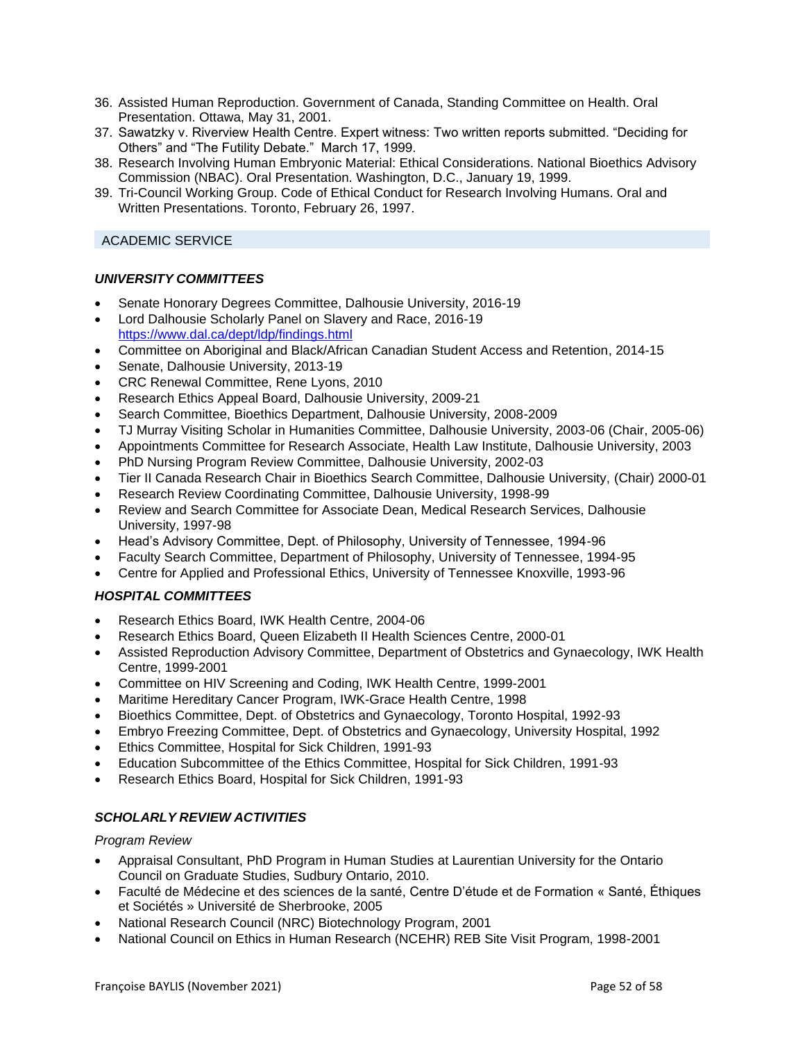36. Assisted Human Reproduction. Government of Canada, Standing Committee on Health. Oral Presentation. Ottawa, May 31, 2001.
37. Sawatzky v. Riverview Health Centre. Expert witness: Two written reports submitted. “Deciding for Others” and “The Futility Debate.” March 17, 1999.
38. Research Involving Human Embryonic Material: Ethical Considerations. National Bioethics Advisory Commission (NBAC). Oral Presentation. Washington, D.C., January 19, 1999.
39. Tri-Council Working Group. Code of Ethical Conduct for Research Involving Humans. Oral and Written Presentations. Toronto, February 26, 1997.

## ACADEMIC SERVICE

### *UNIVERSITY COMMITTEES*

- Senate Honorary Degrees Committee, Dalhousie University, 2016-19
- Lord Dalhousie Scholarly Panel on Slavery and Race, 2016-19 https://www.dal.ca/dept/ldp/findings.html
- Committee on Aboriginal and Black/African Canadian Student Access and Retention, 2014-15
- Senate, Dalhousie University, 2013-19
- CRC Renewal Committee, Rene Lyons, 2010
- Research Ethics Appeal Board, Dalhousie University, 2009-21
- Search Committee, Bioethics Department, Dalhousie University, 2008-2009
- TJ Murray Visiting Scholar in Humanities Committee, Dalhousie University, 2003-06 (Chair, 2005-06)
- Appointments Committee for Research Associate, Health Law Institute, Dalhousie University, 2003
- PhD Nursing Program Review Committee, Dalhousie University, 2002-03
- Tier II Canada Research Chair in Bioethics Search Committee, Dalhousie University, (Chair) 2000-01
- Research Review Coordinating Committee, Dalhousie University, 1998-99
- Review and Search Committee for Associate Dean, Medical Research Services, Dalhousie University, 1997-98
- Head’s Advisory Committee, Dept. of Philosophy, University of Tennessee, 1994-96
- Faculty Search Committee, Department of Philosophy, University of Tennessee, 1994-95
- Centre for Applied and Professional Ethics, University of Tennessee Knoxville, 1993-96

### *HOSPITAL COMMITTEES*

- Research Ethics Board, IWK Health Centre, 2004-06
- Research Ethics Board, Queen Elizabeth II Health Sciences Centre, 2000-01
- Assisted Reproduction Advisory Committee, Department of Obstetrics and Gynaecology, IWK Health Centre, 1999-2001
- Committee on HIV Screening and Coding, IWK Health Centre, 1999-2001
- Maritime Hereditary Cancer Program, IWK-Grace Health Centre, 1998
- Bioethics Committee, Dept. of Obstetrics and Gynaecology, Toronto Hospital, 1992-93
- Embryo Freezing Committee, Dept. of Obstetrics and Gynaecology, University Hospital, 1992
- Ethics Committee, Hospital for Sick Children, 1991-93
- Education Subcommittee of the Ethics Committee, Hospital for Sick Children, 1991-93
- Research Ethics Board, Hospital for Sick Children, 1991-93

### *SCHOLARLY REVIEW ACTIVITIES*

*Program Review*

- Appraisal Consultant, PhD Program in Human Studies at Laurentian University for the Ontario Council on Graduate Studies, Sudbury Ontario, 2010.
- Faculté de Médecine et des sciences de la santé, Centre D’étude et de Formation « Santé, Éthiques et Sociétés » Université de Sherbrooke, 2005
- National Research Council (NRC) Biotechnology Program, 2001
- National Council on Ethics in Human Research (NCEHR) REB Site Visit Program, 1998-2001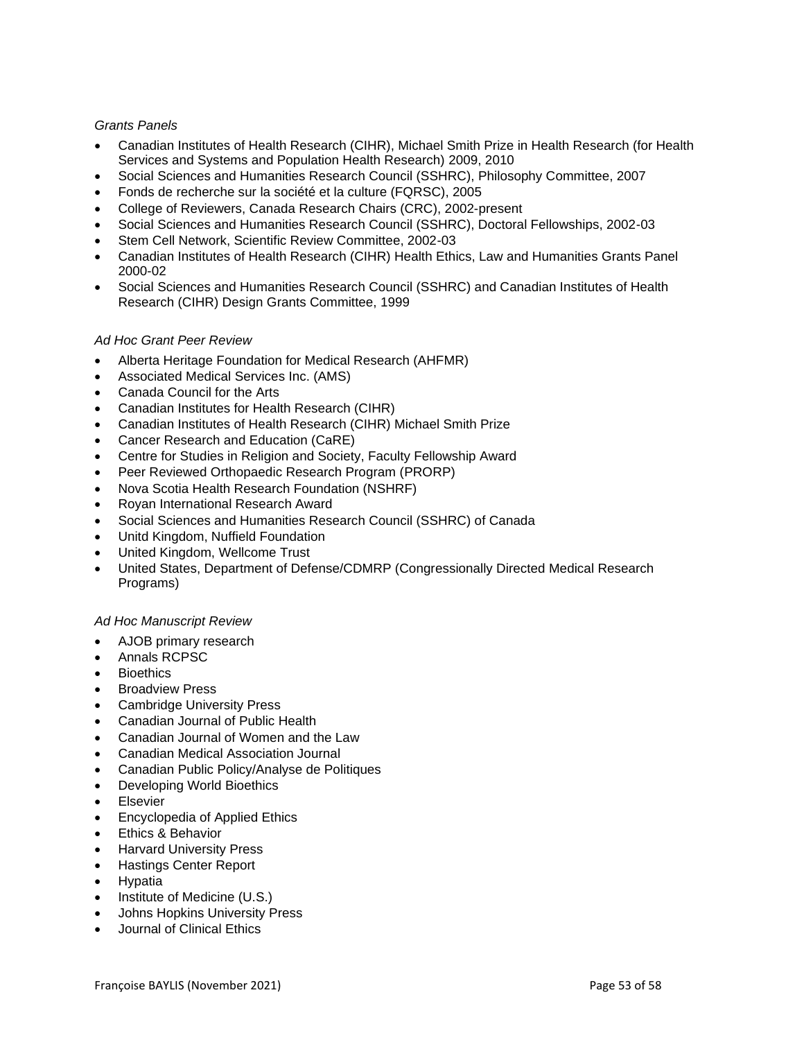*Grants Panels*

- Canadian Institutes of Health Research (CIHR), Michael Smith Prize in Health Research (for Health Services and Systems and Population Health Research) 2009, 2010
- Social Sciences and Humanities Research Council (SSHRC), Philosophy Committee, 2007
- Fonds de recherche sur la société et la culture (FQRSC), 2005
- College of Reviewers, Canada Research Chairs (CRC), 2002-present
- Social Sciences and Humanities Research Council (SSHRC), Doctoral Fellowships, 2002-03
- Stem Cell Network, Scientific Review Committee, 2002-03
- Canadian Institutes of Health Research (CIHR) Health Ethics, Law and Humanities Grants Panel 2000-02
- Social Sciences and Humanities Research Council (SSHRC) and Canadian Institutes of Health Research (CIHR) Design Grants Committee, 1999

*Ad Hoc Grant Peer Review*

- Alberta Heritage Foundation for Medical Research (AHFMR)
- Associated Medical Services Inc. (AMS)
- Canada Council for the Arts
- Canadian Institutes for Health Research (CIHR)
- Canadian Institutes of Health Research (CIHR) Michael Smith Prize
- Cancer Research and Education (CaRE)
- Centre for Studies in Religion and Society, Faculty Fellowship Award
- Peer Reviewed Orthopaedic Research Program (PRORP)
- Nova Scotia Health Research Foundation (NSHRF)
- Royan International Research Award
- Social Sciences and Humanities Research Council (SSHRC) of Canada
- Unitd Kingdom, Nuffield Foundation
- United Kingdom, Wellcome Trust
- United States, Department of Defense/CDMRP (Congressionally Directed Medical Research Programs)

*Ad Hoc Manuscript Review*

- AJOB primary research
- Annals RCPSC
- Bioethics
- Broadview Press
- Cambridge University Press
- Canadian Journal of Public Health
- Canadian Journal of Women and the Law
- Canadian Medical Association Journal
- Canadian Public Policy/Analyse de Politiques
- Developing World Bioethics
- Elsevier
- Encyclopedia of Applied Ethics
- Ethics & Behavior
- Harvard University Press
- Hastings Center Report
- Hypatia
- Institute of Medicine (U.S.)
- Johns Hopkins University Press
- Journal of Clinical Ethics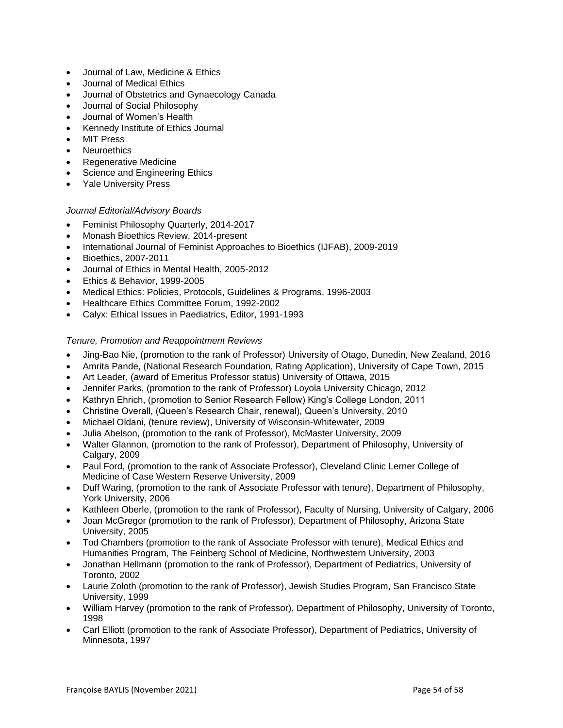- Journal of Law, Medicine & Ethics
- Journal of Medical Ethics
- Journal of Obstetrics and Gynaecology Canada
- Journal of Social Philosophy
- Journal of Women's Health
- Kennedy Institute of Ethics Journal
- MIT Press
- Neuroethics
- Regenerative Medicine
- Science and Engineering Ethics
- Yale University Press

*Journal Editorial/Advisory Boards*

- Feminist Philosophy Quarterly, 2014-2017
- Monash Bioethics Review, 2014-present
- International Journal of Feminist Approaches to Bioethics (IJFAB), 2009-2019
- Bioethics, 2007-2011
- Journal of Ethics in Mental Health, 2005-2012
- Ethics & Behavior, 1999-2005
- Medical Ethics: Policies, Protocols, Guidelines & Programs, 1996-2003
- Healthcare Ethics Committee Forum, 1992-2002
- Calyx: Ethical Issues in Paediatrics, Editor, 1991-1993

*Tenure, Promotion and Reappointment Reviews*

- Jing-Bao Nie, (promotion to the rank of Professor) University of Otago, Dunedin, New Zealand, 2016
- Amrita Pande, (National Research Foundation, Rating Application), University of Cape Town, 2015
- Art Leader, (award of Emeritus Professor status) University of Ottawa, 2015
- Jennifer Parks, (promotion to the rank of Professor) Loyola University Chicago, 2012
- Kathryn Ehrich, (promotion to Senior Research Fellow) King's College London, 2011
- Christine Overall, (Queen's Research Chair, renewal), Queen's University, 2010
- Michael Oldani, (tenure review), University of Wisconsin-Whitewater, 2009
- Julia Abelson, (promotion to the rank of Professor), McMaster University, 2009
- Walter Glannon, (promotion to the rank of Professor), Department of Philosophy, University of Calgary, 2009
- Paul Ford, (promotion to the rank of Associate Professor), Cleveland Clinic Lerner College of Medicine of Case Western Reserve University, 2009
- Duff Waring, (promotion to the rank of Associate Professor with tenure), Department of Philosophy, York University, 2006
- Kathleen Oberle, (promotion to the rank of Professor), Faculty of Nursing, University of Calgary, 2006
- Joan McGregor (promotion to the rank of Professor), Department of Philosophy, Arizona State University, 2005
- Tod Chambers (promotion to the rank of Associate Professor with tenure), Medical Ethics and Humanities Program, The Feinberg School of Medicine, Northwestern University, 2003
- Jonathan Hellmann (promotion to the rank of Professor), Department of Pediatrics, University of Toronto, 2002
- Laurie Zoloth (promotion to the rank of Professor), Jewish Studies Program, San Francisco State University, 1999
- William Harvey (promotion to the rank of Professor), Department of Philosophy, University of Toronto, 1998
- Carl Elliott (promotion to the rank of Associate Professor), Department of Pediatrics, University of Minnesota, 1997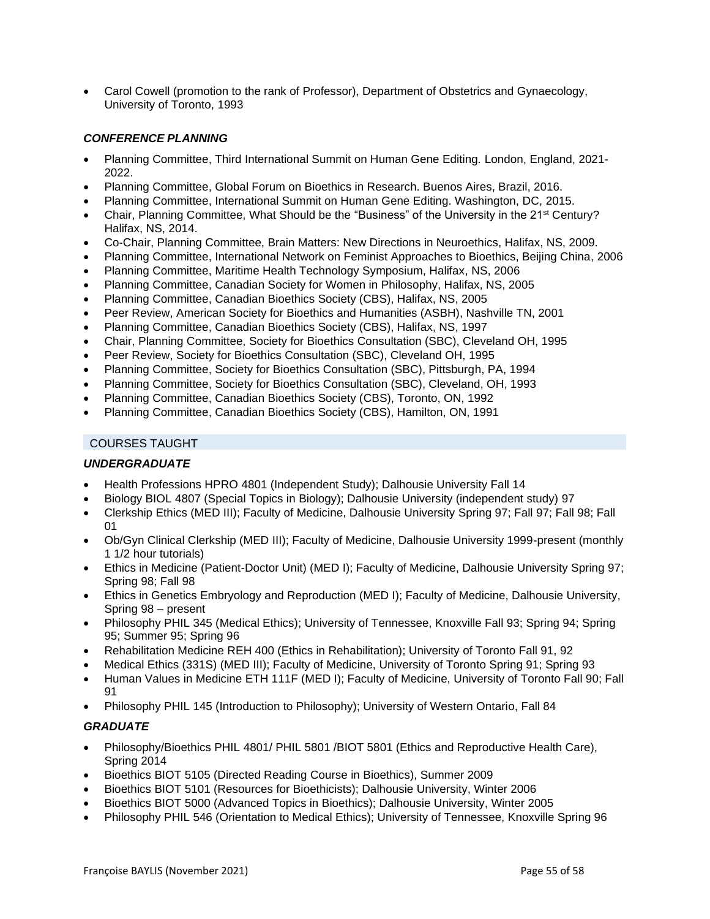- Carol Cowell (promotion to the rank of Professor), Department of Obstetrics and Gynaecology, University of Toronto, 1993

### *CONFERENCE PLANNING*

- Planning Committee, Third International Summit on Human Gene Editing. London, England, 2021-2022.
- Planning Committee, Global Forum on Bioethics in Research. Buenos Aires, Brazil, 2016.
- Planning Committee, International Summit on Human Gene Editing. Washington, DC, 2015.
- Chair, Planning Committee, What Should be the "Business" of the University in the 21st Century? Halifax, NS, 2014.
- Co-Chair, Planning Committee, Brain Matters: New Directions in Neuroethics, Halifax, NS, 2009.
- Planning Committee, International Network on Feminist Approaches to Bioethics, Beijing China, 2006
- Planning Committee, Maritime Health Technology Symposium, Halifax, NS, 2006
- Planning Committee, Canadian Society for Women in Philosophy, Halifax, NS, 2005
- Planning Committee, Canadian Bioethics Society (CBS), Halifax, NS, 2005
- Peer Review, American Society for Bioethics and Humanities (ASBH), Nashville TN, 2001
- Planning Committee, Canadian Bioethics Society (CBS), Halifax, NS, 1997
- Chair, Planning Committee, Society for Bioethics Consultation (SBC), Cleveland OH, 1995
- Peer Review, Society for Bioethics Consultation (SBC), Cleveland OH, 1995
- Planning Committee, Society for Bioethics Consultation (SBC), Pittsburgh, PA, 1994
- Planning Committee, Society for Bioethics Consultation (SBC), Cleveland, OH, 1993
- Planning Committee, Canadian Bioethics Society (CBS), Toronto, ON, 1992
- Planning Committee, Canadian Bioethics Society (CBS), Hamilton, ON, 1991

## COURSES TAUGHT

### *UNDERGRADUATE*

- Health Professions HPRO 4801 (Independent Study); Dalhousie University Fall 14
- Biology BIOL 4807 (Special Topics in Biology); Dalhousie University (independent study) 97
- Clerkship Ethics (MED III); Faculty of Medicine, Dalhousie University Spring 97; Fall 97; Fall 98; Fall 01
- Ob/Gyn Clinical Clerkship (MED III); Faculty of Medicine, Dalhousie University 1999-present (monthly 1 1/2 hour tutorials)
- Ethics in Medicine (Patient-Doctor Unit) (MED I); Faculty of Medicine, Dalhousie University Spring 97; Spring 98; Fall 98
- Ethics in Genetics Embryology and Reproduction (MED I); Faculty of Medicine, Dalhousie University, Spring 98 – present
- Philosophy PHIL 345 (Medical Ethics); University of Tennessee, Knoxville Fall 93; Spring 94; Spring 95; Summer 95; Spring 96
- Rehabilitation Medicine REH 400 (Ethics in Rehabilitation); University of Toronto Fall 91, 92
- Medical Ethics (331S) (MED III); Faculty of Medicine, University of Toronto Spring 91; Spring 93
- Human Values in Medicine ETH 111F (MED I); Faculty of Medicine, University of Toronto Fall 90; Fall 91
- Philosophy PHIL 145 (Introduction to Philosophy); University of Western Ontario, Fall 84

### *GRADUATE*

- Philosophy/Bioethics PHIL 4801/ PHIL 5801 /BIOT 5801 (Ethics and Reproductive Health Care), Spring 2014
- Bioethics BIOT 5105 (Directed Reading Course in Bioethics), Summer 2009
- Bioethics BIOT 5101 (Resources for Bioethicists); Dalhousie University, Winter 2006
- Bioethics BIOT 5000 (Advanced Topics in Bioethics); Dalhousie University, Winter 2005
- Philosophy PHIL 546 (Orientation to Medical Ethics); University of Tennessee, Knoxville Spring 96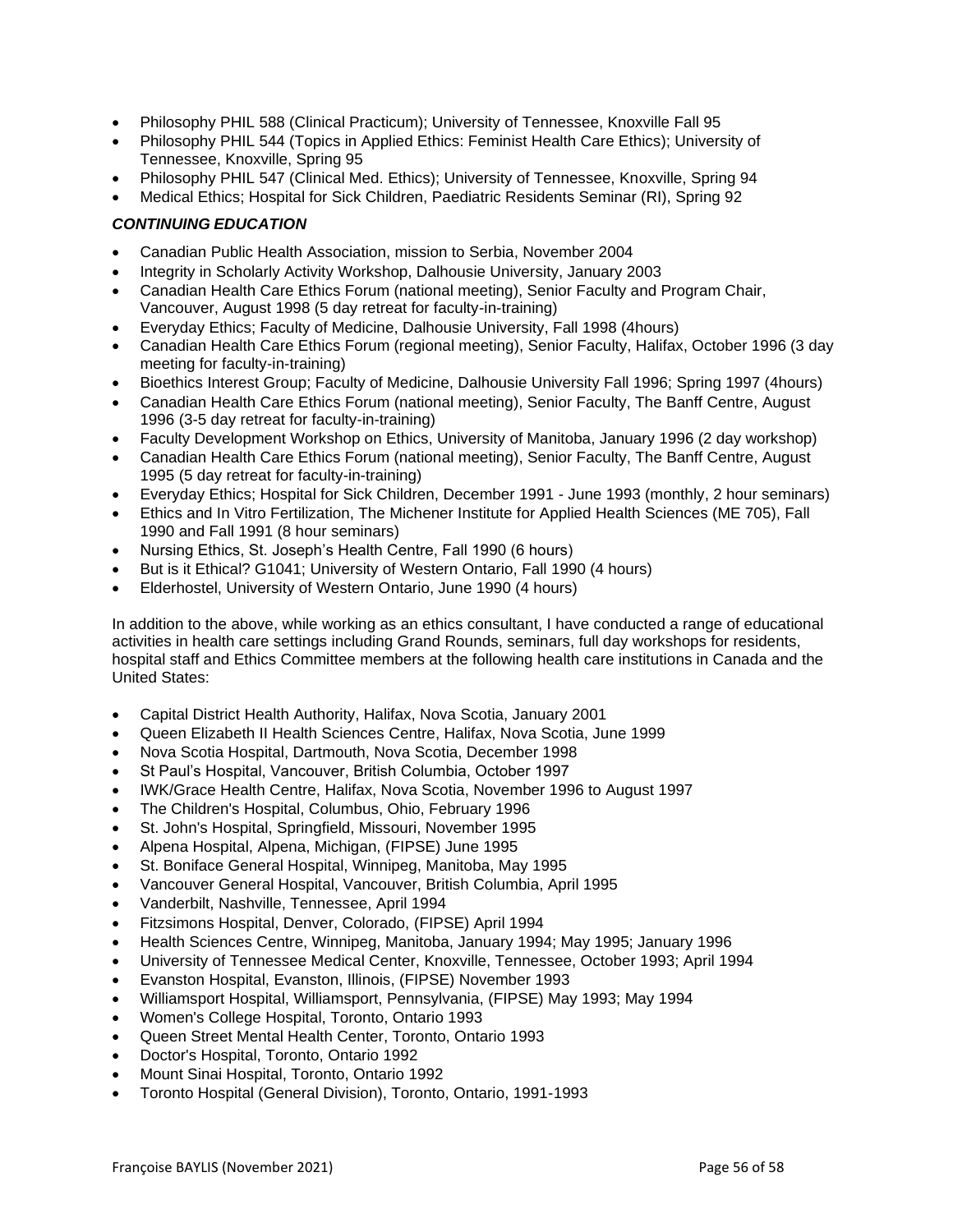- Philosophy PHIL 588 (Clinical Practicum); University of Tennessee, Knoxville Fall 95
- Philosophy PHIL 544 (Topics in Applied Ethics: Feminist Health Care Ethics); University of Tennessee, Knoxville, Spring 95
- Philosophy PHIL 547 (Clinical Med. Ethics); University of Tennessee, Knoxville, Spring 94
- Medical Ethics; Hospital for Sick Children, Paediatric Residents Seminar (RI), Spring 92

***CONTINUING EDUCATION***

- Canadian Public Health Association, mission to Serbia, November 2004
- Integrity in Scholarly Activity Workshop, Dalhousie University, January 2003
- Canadian Health Care Ethics Forum (national meeting), Senior Faculty and Program Chair, Vancouver, August 1998 (5 day retreat for faculty-in-training)
- Everyday Ethics; Faculty of Medicine, Dalhousie University, Fall 1998 (4hours)
- Canadian Health Care Ethics Forum (regional meeting), Senior Faculty, Halifax, October 1996 (3 day meeting for faculty-in-training)
- Bioethics Interest Group; Faculty of Medicine, Dalhousie University Fall 1996; Spring 1997 (4hours)
- Canadian Health Care Ethics Forum (national meeting), Senior Faculty, The Banff Centre, August 1996 (3-5 day retreat for faculty-in-training)
- Faculty Development Workshop on Ethics, University of Manitoba, January 1996 (2 day workshop)
- Canadian Health Care Ethics Forum (national meeting), Senior Faculty, The Banff Centre, August 1995 (5 day retreat for faculty-in-training)
- Everyday Ethics; Hospital for Sick Children, December 1991 - June 1993 (monthly, 2 hour seminars)
- Ethics and In Vitro Fertilization, The Michener Institute for Applied Health Sciences (ME 705), Fall 1990 and Fall 1991 (8 hour seminars)
- Nursing Ethics, St. Joseph's Health Centre, Fall 1990 (6 hours)
- But is it Ethical? G1041; University of Western Ontario, Fall 1990 (4 hours)
- Elderhostel, University of Western Ontario, June 1990 (4 hours)

In addition to the above, while working as an ethics consultant, I have conducted a range of educational activities in health care settings including Grand Rounds, seminars, full day workshops for residents, hospital staff and Ethics Committee members at the following health care institutions in Canada and the United States:

- Capital District Health Authority, Halifax, Nova Scotia, January 2001
- Queen Elizabeth II Health Sciences Centre, Halifax, Nova Scotia, June 1999
- Nova Scotia Hospital, Dartmouth, Nova Scotia, December 1998
- St Paul's Hospital, Vancouver, British Columbia, October 1997
- IWK/Grace Health Centre, Halifax, Nova Scotia, November 1996 to August 1997
- The Children's Hospital, Columbus, Ohio, February 1996
- St. John's Hospital, Springfield, Missouri, November 1995
- Alpena Hospital, Alpena, Michigan, (FIPSE) June 1995
- St. Boniface General Hospital, Winnipeg, Manitoba, May 1995
- Vancouver General Hospital, Vancouver, British Columbia, April 1995
- Vanderbilt, Nashville, Tennessee, April 1994
- Fitzsimons Hospital, Denver, Colorado, (FIPSE) April 1994
- Health Sciences Centre, Winnipeg, Manitoba, January 1994; May 1995; January 1996
- University of Tennessee Medical Center, Knoxville, Tennessee, October 1993; April 1994
- Evanston Hospital, Evanston, Illinois, (FIPSE) November 1993
- Williamsport Hospital, Williamsport, Pennsylvania, (FIPSE) May 1993; May 1994
- Women's College Hospital, Toronto, Ontario 1993
- Queen Street Mental Health Center, Toronto, Ontario 1993
- Doctor's Hospital, Toronto, Ontario 1992
- Mount Sinai Hospital, Toronto, Ontario 1992
- Toronto Hospital (General Division), Toronto, Ontario, 1991-1993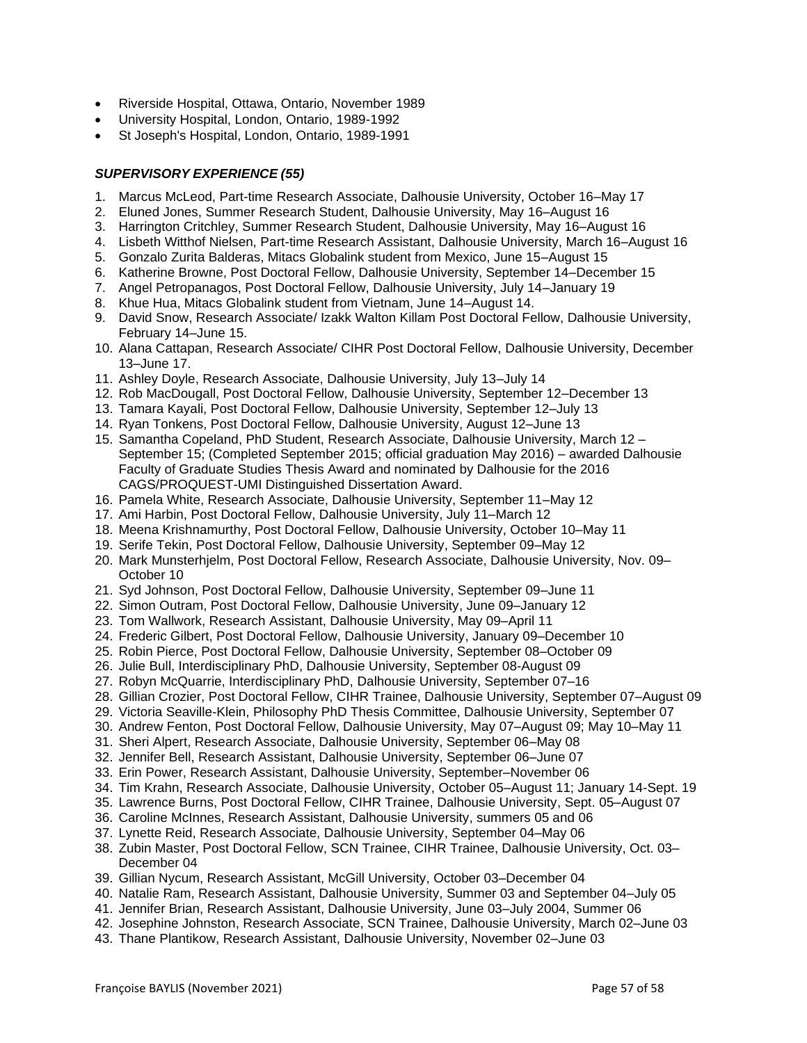- Riverside Hospital, Ottawa, Ontario, November 1989
- University Hospital, London, Ontario, 1989-1992
- St Joseph's Hospital, London, Ontario, 1989-1991

### *SUPERVISORY EXPERIENCE (55)*

1. Marcus McLeod, Part-time Research Associate, Dalhousie University, October 16–May 17
2. Eluned Jones, Summer Research Student, Dalhousie University, May 16–August 16
3. Harrington Critchley, Summer Research Student, Dalhousie University, May 16–August 16
4. Lisbeth Witthof Nielsen, Part-time Research Assistant, Dalhousie University, March 16–August 16
5. Gonzalo Zurita Balderas, Mitacs Globalink student from Mexico, June 15–August 15
6. Katherine Browne, Post Doctoral Fellow, Dalhousie University, September 14–December 15
7. Angel Petropanagos, Post Doctoral Fellow, Dalhousie University, July 14–January 19
8. Khue Hua, Mitacs Globalink student from Vietnam, June 14–August 14.
9. David Snow, Research Associate/ Izakk Walton Killam Post Doctoral Fellow, Dalhousie University, February 14–June 15.
10. Alana Cattapan, Research Associate/ CIHR Post Doctoral Fellow, Dalhousie University, December 13–June 17.
11. Ashley Doyle, Research Associate, Dalhousie University, July 13–July 14
12. Rob MacDougall, Post Doctoral Fellow, Dalhousie University, September 12–December 13
13. Tamara Kayali, Post Doctoral Fellow, Dalhousie University, September 12–July 13
14. Ryan Tonkens, Post Doctoral Fellow, Dalhousie University, August 12–June 13
15. Samantha Copeland, PhD Student, Research Associate, Dalhousie University, March 12 – September 15; (Completed September 2015; official graduation May 2016) – awarded Dalhousie Faculty of Graduate Studies Thesis Award and nominated by Dalhousie for the 2016 CAGS/PROQUEST-UMI Distinguished Dissertation Award.
16. Pamela White, Research Associate, Dalhousie University, September 11–May 12
17. Ami Harbin, Post Doctoral Fellow, Dalhousie University, July 11–March 12
18. Meena Krishnamurthy, Post Doctoral Fellow, Dalhousie University, October 10–May 11
19. Serife Tekin, Post Doctoral Fellow, Dalhousie University, September 09–May 12
20. Mark Munsterhjelm, Post Doctoral Fellow, Research Associate, Dalhousie University, Nov. 09–October 10
21. Syd Johnson, Post Doctoral Fellow, Dalhousie University, September 09–June 11
22. Simon Outram, Post Doctoral Fellow, Dalhousie University, June 09–January 12
23. Tom Wallwork, Research Assistant, Dalhousie University, May 09–April 11
24. Frederic Gilbert, Post Doctoral Fellow, Dalhousie University, January 09–December 10
25. Robin Pierce, Post Doctoral Fellow, Dalhousie University, September 08–October 09
26. Julie Bull, Interdisciplinary PhD, Dalhousie University, September 08-August 09
27. Robyn McQuarrie, Interdisciplinary PhD, Dalhousie University, September 07–16
28. Gillian Crozier, Post Doctoral Fellow, CIHR Trainee, Dalhousie University, September 07–August 09
29. Victoria Seaville-Klein, Philosophy PhD Thesis Committee, Dalhousie University, September 07
30. Andrew Fenton, Post Doctoral Fellow, Dalhousie University, May 07–August 09; May 10–May 11
31. Sheri Alpert, Research Associate, Dalhousie University, September 06–May 08
32. Jennifer Bell, Research Assistant, Dalhousie University, September 06–June 07
33. Erin Power, Research Assistant, Dalhousie University, September–November 06
34. Tim Krahn, Research Associate, Dalhousie University, October 05–August 11; January 14-Sept. 19
35. Lawrence Burns, Post Doctoral Fellow, CIHR Trainee, Dalhousie University, Sept. 05–August 07
36. Caroline McInnes, Research Assistant, Dalhousie University, summers 05 and 06
37. Lynette Reid, Research Associate, Dalhousie University, September 04–May 06
38. Zubin Master, Post Doctoral Fellow, SCN Trainee, CIHR Trainee, Dalhousie University, Oct. 03–December 04
39. Gillian Nycum, Research Assistant, McGill University, October 03–December 04
40. Natalie Ram, Research Assistant, Dalhousie University, Summer 03 and September 04–July 05
41. Jennifer Brian, Research Assistant, Dalhousie University, June 03–July 2004, Summer 06
42. Josephine Johnston, Research Associate, SCN Trainee, Dalhousie University, March 02–June 03
43. Thane Plantikow, Research Assistant, Dalhousie University, November 02–June 03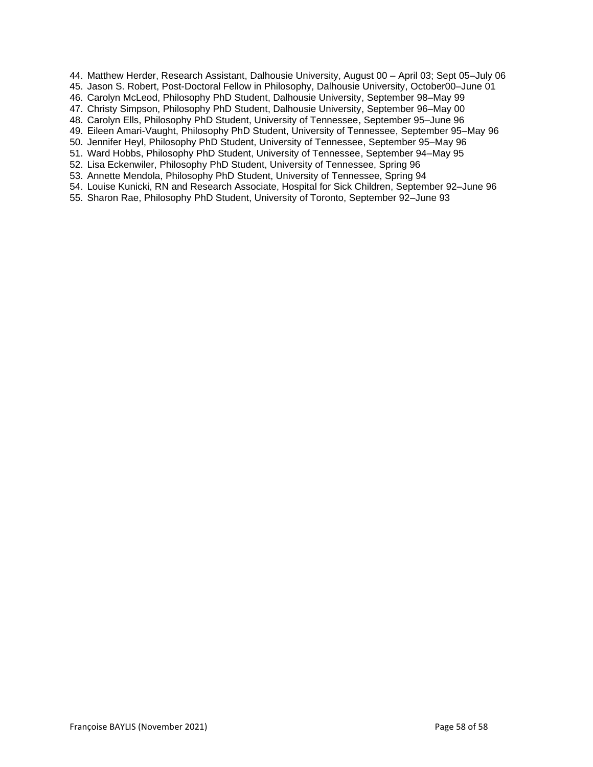44. Matthew Herder, Research Assistant, Dalhousie University, August 00 – April 03; Sept 05–July 06
45. Jason S. Robert, Post-Doctoral Fellow in Philosophy, Dalhousie University, October00–June 01
46. Carolyn McLeod, Philosophy PhD Student, Dalhousie University, September 98–May 99
47. Christy Simpson, Philosophy PhD Student, Dalhousie University, September 96–May 00
48. Carolyn Ells, Philosophy PhD Student, University of Tennessee, September 95–June 96
49. Eileen Amari-Vaught, Philosophy PhD Student, University of Tennessee, September 95–May 96
50. Jennifer Heyl, Philosophy PhD Student, University of Tennessee, September 95–May 96
51. Ward Hobbs, Philosophy PhD Student, University of Tennessee, September 94–May 95
52. Lisa Eckenwiler, Philosophy PhD Student, University of Tennessee, Spring 96
53. Annette Mendola, Philosophy PhD Student, University of Tennessee, Spring 94
54. Louise Kunicki, RN and Research Associate, Hospital for Sick Children, September 92–June 96
55. Sharon Rae, Philosophy PhD Student, University of Toronto, September 92–June 93